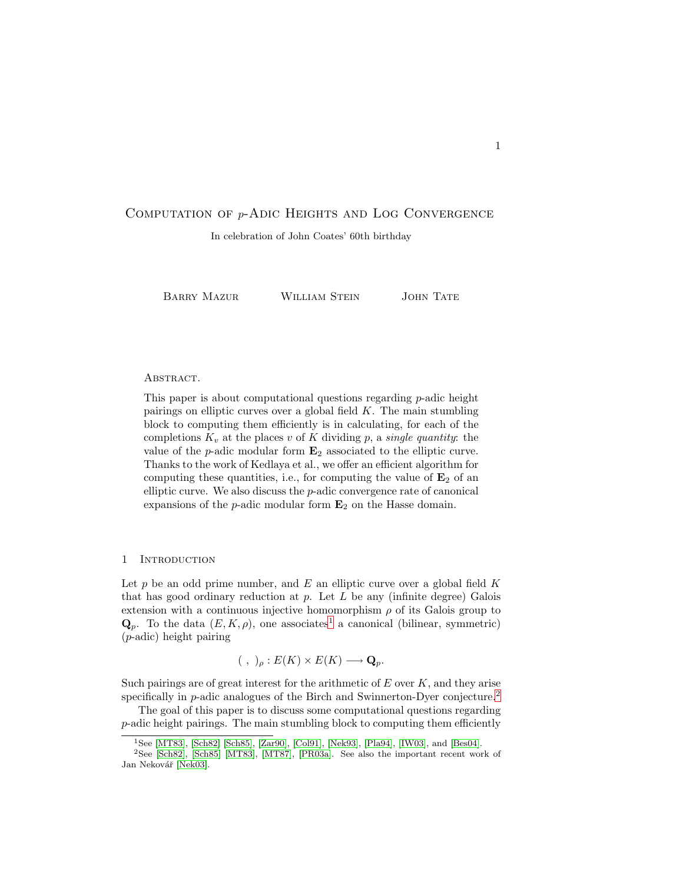# Computation of $p$-Adic Heights and Log Convergence

In celebration of John Coates' 60th birthday

Barry Mazur    William Stein    John Tate

Abstract.

This paper is about computational questions regarding $p$-adic height pairings on elliptic curves over a global field $K$. The main stumbling block to computing them efficiently is in calculating, for each of the completions $K_v$ at the places $v$ of $K$ dividing $p$, a *single quantity*: the value of the $p$-adic modular form $\mathbf{E}_2$ associated to the elliptic curve. Thanks to the work of Kedlaya et al., we offer an efficient algorithm for computing these quantities, i.e., for computing the value of $\mathbf{E}_2$ of an elliptic curve. We also discuss the $p$-adic convergence rate of canonical expansions of the $p$-adic modular form $\mathbf{E}_2$ on the Hasse domain.

## 1 Introduction

Let $p$ be an odd prime number, and $E$ an elliptic curve over a global field $K$ that has good ordinary reduction at $p$. Let $L$ be any (infinite degree) Galois extension with a continuous injective homomorphism $\rho$ of its Galois group to $\mathbf{Q}_p$. To the data $(E, K, \rho)$, one associates[1] a canonical (bilinear, symmetric) ($p$-adic) height pairing

$$( \ , \ )_\rho : E(K) \times E(K) \longrightarrow \mathbf{Q}_p.$$

Such pairings are of great interest for the arithmetic of $E$ over $K$, and they arise specifically in $p$-adic analogues of the Birch and Swinnerton-Dyer conjecture.[2]

The goal of this paper is to discuss some computational questions regarding $p$-adic height pairings. The main stumbling block to computing them efficiently

[1] See [MT83], [Sch82] [Sch85], [Zar90], [Col91], [Nek93], [Pla94], [IW03], and [Bes04].

[2] See [Sch82], [Sch85] [MT83], [MT87], [PR03a]. See also the important recent work of Jan Nekovář [Nek03].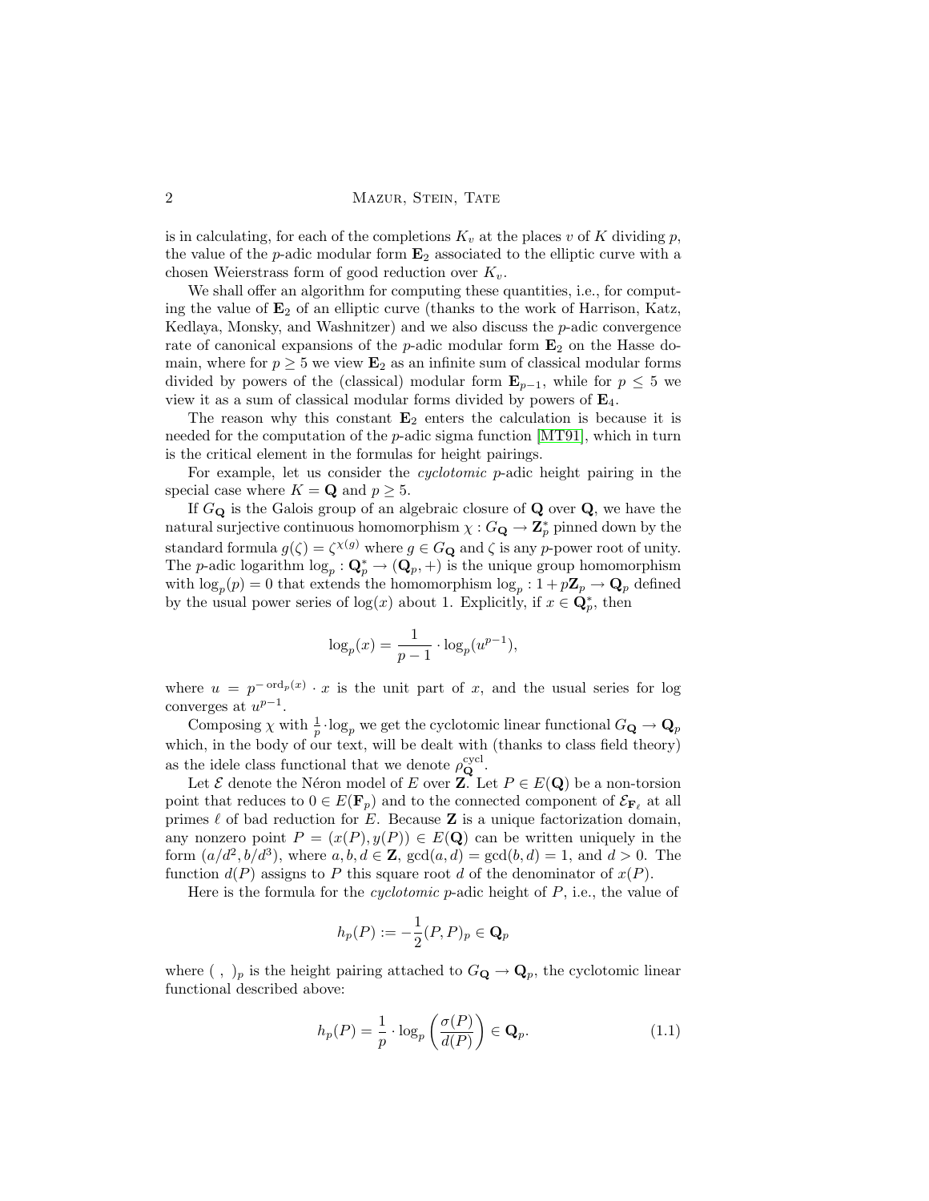is in calculating, for each of the completions $K_v$ at the places $v$ of $K$ dividing $p$, the value of the $p$-adic modular form $\mathbf{E}_2$ associated to the elliptic curve with a chosen Weierstrass form of good reduction over $K_v$.

We shall offer an algorithm for computing these quantities, i.e., for computing the value of $\mathbf{E}_2$ of an elliptic curve (thanks to the work of Harrison, Katz, Kedlaya, Monsky, and Washnitzer) and we also discuss the $p$-adic convergence rate of canonical expansions of the $p$-adic modular form $\mathbf{E}_2$ on the Hasse domain, where for $p \geq 5$ we view $\mathbf{E}_2$ as an infinite sum of classical modular forms divided by powers of the (classical) modular form $\mathbf{E}_{p-1}$, while for $p \leq 5$ we view it as a sum of classical modular forms divided by powers of $\mathbf{E}_4$.

The reason why this constant $\mathbf{E}_2$ enters the calculation is because it is needed for the computation of the $p$-adic sigma function [MT91], which in turn is the critical element in the formulas for height pairings.

For example, let us consider the *cyclotomic* $p$-adic height pairing in the special case where $K = \mathbf{Q}$ and $p \geq 5$.

If $G_{\mathbf{Q}}$ is the Galois group of an algebraic closure of $\mathbf{Q}$ over $\mathbf{Q}$, we have the natural surjective continuous homomorphism $\chi : G_{\mathbf{Q}} \to \mathbf{Z}_p^*$ pinned down by the standard formula $g(\zeta) = \zeta^{\chi(g)}$ where $g \in G_{\mathbf{Q}}$ and $\zeta$ is any $p$-power root of unity. The $p$-adic logarithm $\log_p : \mathbf{Q}_p^* \to (\mathbf{Q}_p, +)$ is the unique group homomorphism with $\log_p(p) = 0$ that extends the homomorphism $\log_p : 1 + p\mathbf{Z}_p \to \mathbf{Q}_p$ defined by the usual power series of $\log(x)$ about 1. Explicitly, if $x \in \mathbf{Q}_p^*$, then

$$\log_p(x) = \frac{1}{p-1} \cdot \log_p(u^{p-1}),$$

where $u = p^{-\operatorname{ord}_p(x)} \cdot x$ is the unit part of $x$, and the usual series for log converges at $u^{p-1}$.

Composing $\chi$ with $\frac{1}{p} \cdot \log_p$ we get the cyclotomic linear functional $G_{\mathbf{Q}} \to \mathbf{Q}_p$ which, in the body of our text, will be dealt with (thanks to class field theory) as the idele class functional that we denote $\rho_{\mathbf{Q}}^{\text{cycl}}$.

Let $\mathcal{E}$ denote the Néron model of $E$ over $\mathbf{Z}$. Let $P \in E(\mathbf{Q})$ be a non-torsion point that reduces to $0 \in E(\mathbf{F}_p)$ and to the connected component of $\mathcal{E}_{\mathbf{F}_\ell}$ at all primes $\ell$ of bad reduction for $E$. Because $\mathbf{Z}$ is a unique factorization domain, any nonzero point $P = (x(P), y(P)) \in E(\mathbf{Q})$ can be written uniquely in the form $(a/d^2, b/d^3)$, where $a, b, d \in \mathbf{Z}$, $\gcd(a, d) = \gcd(b, d) = 1$, and $d > 0$. The function $d(P)$ assigns to $P$ this square root $d$ of the denominator of $x(P)$.

Here is the formula for the *cyclotomic* $p$-adic height of $P$, i.e., the value of

$$h_p(P) := -\frac{1}{2}(P, P)_p \in \mathbf{Q}_p$$

where $( \ , \ )_p$ is the height pairing attached to $G_{\mathbf{Q}} \to \mathbf{Q}_p$, the cyclotomic linear functional described above:

$$h_p(P) = \frac{1}{p} \cdot \log_p\left(\frac{\sigma(P)}{d(P)}\right) \in \mathbf{Q}_p. \tag{1.1}$$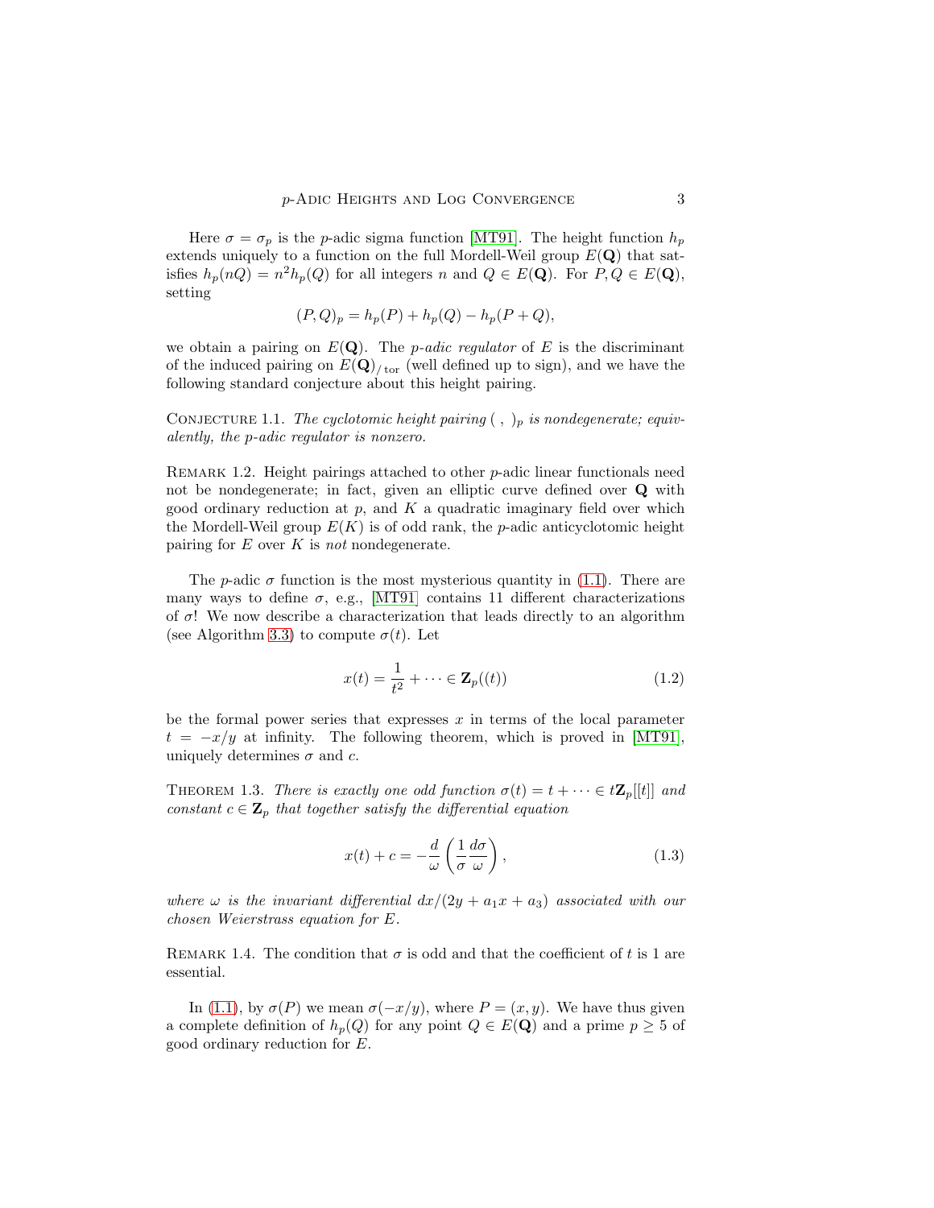Here $\sigma = \sigma_p$ is the $p$-adic sigma function [MT91]. The height function $h_p$ extends uniquely to a function on the full Mordell-Weil group $E(\mathbf{Q})$ that satisfies $h_p(nQ) = n^2 h_p(Q)$ for all integers $n$ and $Q \in E(\mathbf{Q})$. For $P, Q \in E(\mathbf{Q})$, setting

$$(P, Q)_p = h_p(P) + h_p(Q) - h_p(P + Q),$$

we obtain a pairing on $E(\mathbf{Q})$. The *$p$-adic regulator* of $E$ is the discriminant of the induced pairing on $E(\mathbf{Q})_{/\mathrm{tor}}$ (well defined up to sign), and we have the following standard conjecture about this height pairing.

Conjecture 1.1. *The cyclotomic height pairing $(\ ,\ )_p$ is nondegenerate; equivalently, the $p$-adic regulator is nonzero.*

Remark 1.2. Height pairings attached to other $p$-adic linear functionals need not be nondegenerate; in fact, given an elliptic curve defined over $\mathbf{Q}$ with good ordinary reduction at $p$, and $K$ a quadratic imaginary field over which the Mordell-Weil group $E(K)$ is of odd rank, the $p$-adic anticyclotomic height pairing for $E$ over $K$ is *not* nondegenerate.

The $p$-adic $\sigma$ function is the most mysterious quantity in (1.1). There are many ways to define $\sigma$, e.g., [MT91] contains 11 different characterizations of $\sigma$! We now describe a characterization that leads directly to an algorithm (see Algorithm 3.3) to compute $\sigma(t)$. Let

$$x(t) = \frac{1}{t^2} + \cdots \in \mathbf{Z}_p((t)) \tag{1.2}$$

be the formal power series that expresses $x$ in terms of the local parameter $t = -x/y$ at infinity. The following theorem, which is proved in [MT91], uniquely determines $\sigma$ and $c$.

Theorem 1.3. *There is exactly one odd function $\sigma(t) = t + \cdots \in t\mathbf{Z}_p[[t]]$ and constant $c \in \mathbf{Z}_p$ that together satisfy the differential equation*

$$x(t) + c = -\frac{d}{\omega}\left(\frac{1}{\sigma}\frac{d\sigma}{\omega}\right), \tag{1.3}$$

*where $\omega$ is the invariant differential $dx/(2y + a_1 x + a_3)$ associated with our chosen Weierstrass equation for $E$.*

Remark 1.4. The condition that $\sigma$ is odd and that the coefficient of $t$ is 1 are essential.

In (1.1), by $\sigma(P)$ we mean $\sigma(-x/y)$, where $P = (x, y)$. We have thus given a complete definition of $h_p(Q)$ for any point $Q \in E(\mathbf{Q})$ and a prime $p \geq 5$ of good ordinary reduction for $E$.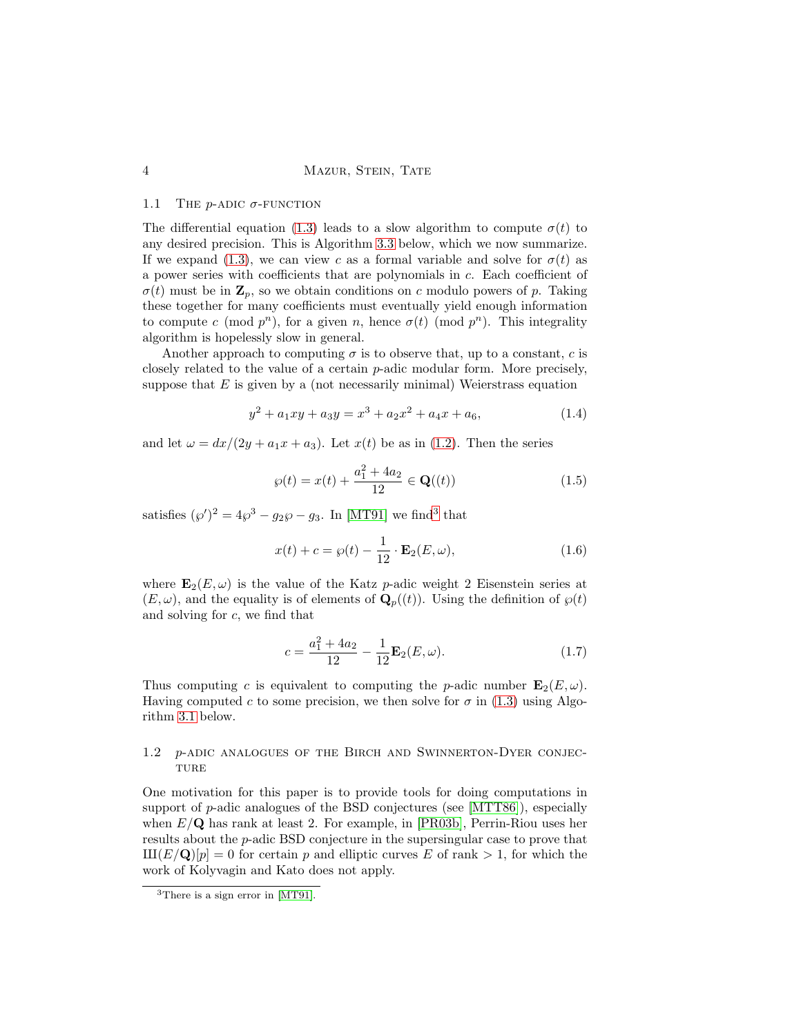### 1.1 The $p$-adic $\sigma$-function

The differential equation (1.3) leads to a slow algorithm to compute $\sigma(t)$ to any desired precision. This is Algorithm 3.3 below, which we now summarize. If we expand (1.3), we can view $c$ as a formal variable and solve for $\sigma(t)$ as a power series with coefficients that are polynomials in $c$. Each coefficient of $\sigma(t)$ must be in $\mathbf{Z}_p$, so we obtain conditions on $c$ modulo powers of $p$. Taking these together for many coefficients must eventually yield enough information to compute $c \pmod{p^n}$, for a given $n$, hence $\sigma(t) \pmod{p^n}$. This integrality algorithm is hopelessly slow in general.

Another approach to computing $\sigma$ is to observe that, up to a constant, $c$ is closely related to the value of a certain $p$-adic modular form. More precisely, suppose that $E$ is given by a (not necessarily minimal) Weierstrass equation

$$y^2 + a_1xy + a_3y = x^3 + a_2x^2 + a_4x + a_6, \tag{1.4}$$

and let $\omega = dx/(2y + a_1x + a_3)$. Let $x(t)$ be as in (1.2). Then the series

$$\wp(t) = x(t) + \frac{a_1^2 + 4a_2}{12} \in \mathbf{Q}((t)) \tag{1.5}$$

satisfies $(\wp')^2 = 4\wp^3 - g_2\wp - g_3$. In [MT91] we find[3] that

$$x(t) + c = \wp(t) - \frac{1}{12} \cdot \mathbf{E}_2(E, \omega), \tag{1.6}$$

where $\mathbf{E}_2(E, \omega)$ is the value of the Katz $p$-adic weight 2 Eisenstein series at $(E, \omega)$, and the equality is of elements of $\mathbf{Q}_p((t))$. Using the definition of $\wp(t)$ and solving for $c$, we find that

$$c = \frac{a_1^2 + 4a_2}{12} - \frac{1}{12}\mathbf{E}_2(E, \omega). \tag{1.7}$$

Thus computing $c$ is equivalent to computing the $p$-adic number $\mathbf{E}_2(E, \omega)$. Having computed $c$ to some precision, we then solve for $\sigma$ in (1.3) using Algorithm 3.1 below.

### 1.2 $p$-adic analogues of the Birch and Swinnerton-Dyer conjecture

One motivation for this paper is to provide tools for doing computations in support of $p$-adic analogues of the BSD conjectures (see [MTT86]), especially when $E/\mathbf{Q}$ has rank at least 2. For example, in [PR03b], Perrin-Riou uses her results about the $p$-adic BSD conjecture in the supersingular case to prove that $Ш(E/\mathbf{Q})[p] = 0$ for certain $p$ and elliptic curves $E$ of rank $> 1$, for which the work of Kolyvagin and Kato does not apply.

[3] There is a sign error in [MT91].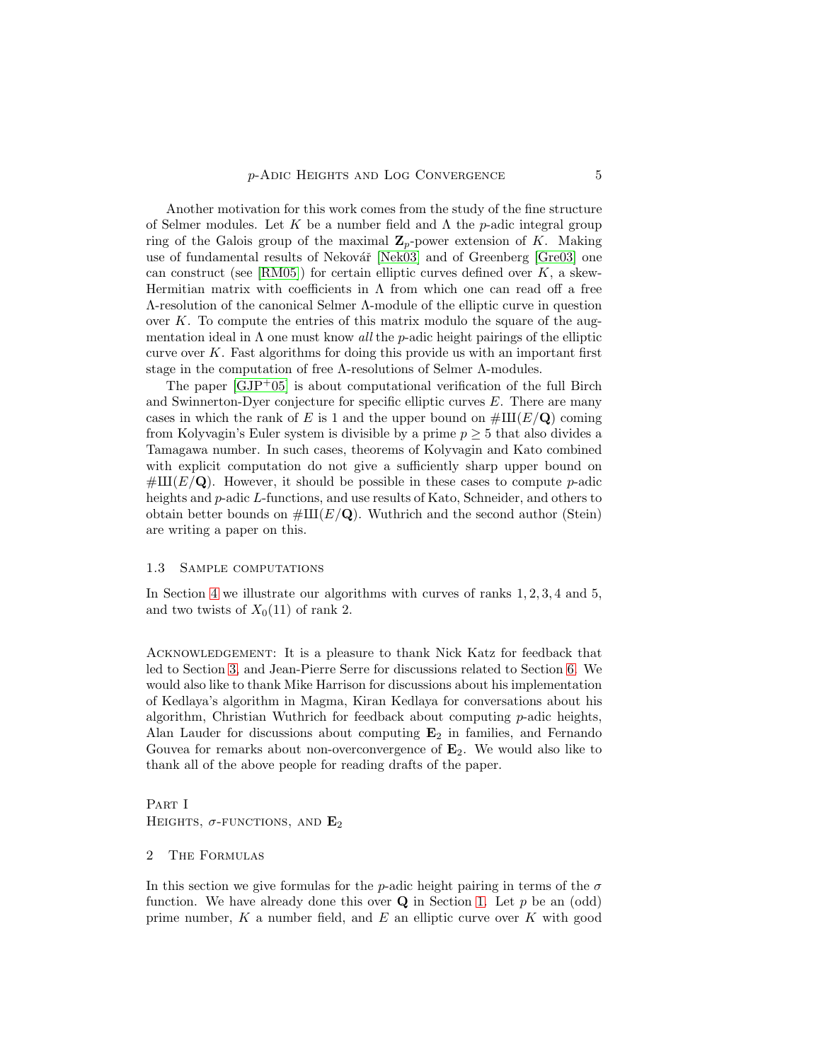Another motivation for this work comes from the study of the fine structure of Selmer modules. Let $K$ be a number field and $\Lambda$ the $p$-adic integral group ring of the Galois group of the maximal $\mathbf{Z}_p$-power extension of $K$. Making use of fundamental results of Nekovář [Nek03] and of Greenberg [Gre03] one can construct (see [RM05]) for certain elliptic curves defined over $K$, a skew-Hermitian matrix with coefficients in $\Lambda$ from which one can read off a free $\Lambda$-resolution of the canonical Selmer $\Lambda$-module of the elliptic curve in question over $K$. To compute the entries of this matrix modulo the square of the augmentation ideal in $\Lambda$ one must know *all* the $p$-adic height pairings of the elliptic curve over $K$. Fast algorithms for doing this provide us with an important first stage in the computation of free $\Lambda$-resolutions of Selmer $\Lambda$-modules.

The paper [GJP+05] is about computational verification of the full Birch and Swinnerton-Dyer conjecture for specific elliptic curves $E$. There are many cases in which the rank of $E$ is 1 and the upper bound on $\#\text{Ш}(E/\mathbf{Q})$ coming from Kolyvagin's Euler system is divisible by a prime $p \geq 5$ that also divides a Tamagawa number. In such cases, theorems of Kolyvagin and Kato combined with explicit computation do not give a sufficiently sharp upper bound on $\#\text{Ш}(E/\mathbf{Q})$. However, it should be possible in these cases to compute $p$-adic heights and $p$-adic $L$-functions, and use results of Kato, Schneider, and others to obtain better bounds on $\#\text{Ш}(E/\mathbf{Q})$. Wuthrich and the second author (Stein) are writing a paper on this.

### 1.3 Sample computations

In Section 4 we illustrate our algorithms with curves of ranks 1, 2, 3, 4 and 5, and two twists of $X_0(11)$ of rank 2.

Acknowledgement: It is a pleasure to thank Nick Katz for feedback that led to Section 3, and Jean-Pierre Serre for discussions related to Section 6. We would also like to thank Mike Harrison for discussions about his implementation of Kedlaya's algorithm in Magma, Kiran Kedlaya for conversations about his algorithm, Christian Wuthrich for feedback about computing $p$-adic heights, Alan Lauder for discussions about computing $\mathbf{E}_2$ in families, and Fernando Gouvea for remarks about non-overconvergence of $\mathbf{E}_2$. We would also like to thank all of the above people for reading drafts of the paper.

# Part I
# Heights, $\sigma$-functions, and $\mathbf{E}_2$

## 2 The Formulas

In this section we give formulas for the $p$-adic height pairing in terms of the $\sigma$ function. We have already done this over $\mathbf{Q}$ in Section 1. Let $p$ be an (odd) prime number, $K$ a number field, and $E$ an elliptic curve over $K$ with good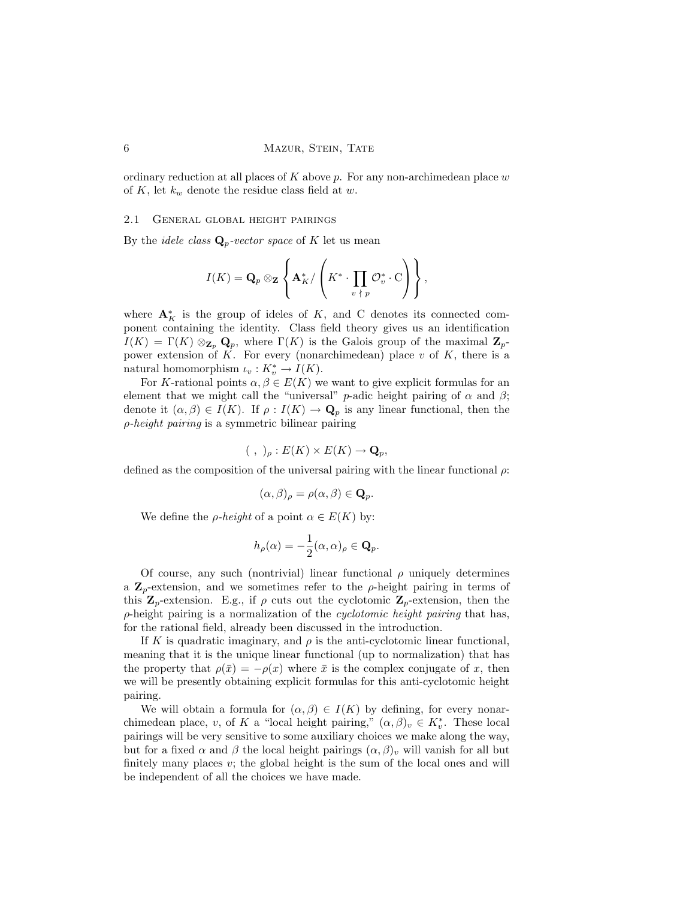ordinary reduction at all places of $K$ above $p$. For any non-archimedean place $w$ of $K$, let $k_w$ denote the residue class field at $w$.

## 2.1 General global height pairings

By the *idele class* $\mathbf{Q}_p$*-vector space* of $K$ let us mean

$$I(K) = \mathbf{Q}_p \otimes_{\mathbf{Z}} \left\{ \mathbf{A}_K^* / \left( K^* \cdot \prod_{v \nmid p} \mathcal{O}_v^* \cdot \mathrm{C} \right) \right\},$$

where $\mathbf{A}_K^*$ is the group of ideles of $K$, and C denotes its connected component containing the identity. Class field theory gives us an identification $I(K) = \Gamma(K) \otimes_{\mathbf{Z}_p} \mathbf{Q}_p$, where $\Gamma(K)$ is the Galois group of the maximal $\mathbf{Z}_p$-power extension of $K$. For every (nonarchimedean) place $v$ of $K$, there is a natural homomorphism $\iota_v : K_v^* \to I(K)$.

For $K$-rational points $\alpha, \beta \in E(K)$ we want to give explicit formulas for an element that we might call the "universal" $p$-adic height pairing of $\alpha$ and $\beta$; denote it $(\alpha, \beta) \in I(K)$. If $\rho : I(K) \to \mathbf{Q}_p$ is any linear functional, then the *$\rho$-height pairing* is a symmetric bilinear pairing

$$(\ ,\ )_\rho : E(K) \times E(K) \to \mathbf{Q}_p,$$

defined as the composition of the universal pairing with the linear functional $\rho$:

$$(\alpha, \beta)_\rho = \rho(\alpha, \beta) \in \mathbf{Q}_p.$$

We define the *$\rho$-height* of a point $\alpha \in E(K)$ by:

$$h_\rho(\alpha) = -\frac{1}{2}(\alpha, \alpha)_\rho \in \mathbf{Q}_p.$$

Of course, any such (nontrivial) linear functional $\rho$ uniquely determines a $\mathbf{Z}_p$-extension, and we sometimes refer to the $\rho$-height pairing in terms of this $\mathbf{Z}_p$-extension. E.g., if $\rho$ cuts out the cyclotomic $\mathbf{Z}_p$-extension, then the $\rho$-height pairing is a normalization of the *cyclotomic height pairing* that has, for the rational field, already been discussed in the introduction.

If $K$ is quadratic imaginary, and $\rho$ is the anti-cyclotomic linear functional, meaning that it is the unique linear functional (up to normalization) that has the property that $\rho(\bar{x}) = -\rho(x)$ where $\bar{x}$ is the complex conjugate of $x$, then we will be presently obtaining explicit formulas for this anti-cyclotomic height pairing.

We will obtain a formula for $(\alpha, \beta) \in I(K)$ by defining, for every nonarchimedean place, $v$, of $K$ a "local height pairing," $(\alpha, \beta)_v \in K_v^*$. These local pairings will be very sensitive to some auxiliary choices we make along the way, but for a fixed $\alpha$ and $\beta$ the local height pairings $(\alpha, \beta)_v$ will vanish for all but finitely many places $v$; the global height is the sum of the local ones and will be independent of all the choices we have made.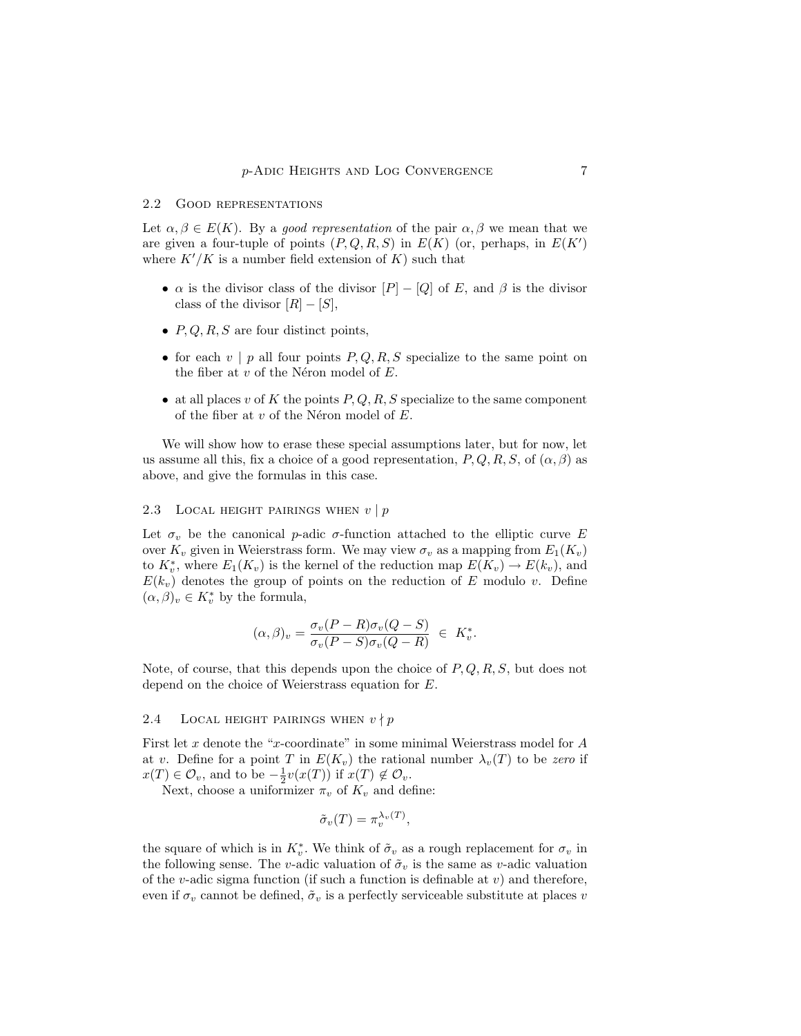### 2.2 Good representations

Let $\alpha, \beta \in E(K)$. By a *good representation* of the pair $\alpha, \beta$ we mean that we are given a four-tuple of points $(P, Q, R, S)$ in $E(K)$ (or, perhaps, in $E(K')$ where $K'/K$ is a number field extension of $K$) such that

- $\alpha$ is the divisor class of the divisor $[P] - [Q]$ of $E$, and $\beta$ is the divisor class of the divisor $[R] - [S]$,
- $P, Q, R, S$ are four distinct points,
- for each $v \mid p$ all four points $P, Q, R, S$ specialize to the same point on the fiber at $v$ of the Néron model of $E$.
- at all places $v$ of $K$ the points $P, Q, R, S$ specialize to the same component of the fiber at $v$ of the Néron model of $E$.

We will show how to erase these special assumptions later, but for now, let us assume all this, fix a choice of a good representation, $P, Q, R, S$, of $(\alpha, \beta)$ as above, and give the formulas in this case.

### 2.3 Local height pairings when $v \mid p$

Let $\sigma_v$ be the canonical $p$-adic $\sigma$-function attached to the elliptic curve $E$ over $K_v$ given in Weierstrass form. We may view $\sigma_v$ as a mapping from $E_1(K_v)$ to $K_v^*$, where $E_1(K_v)$ is the kernel of the reduction map $E(K_v) \to E(k_v)$, and $E(k_v)$ denotes the group of points on the reduction of $E$ modulo $v$. Define $(\alpha, \beta)_v \in K_v^*$ by the formula,

$$(\alpha, \beta)_v = \frac{\sigma_v(P - R)\sigma_v(Q - S)}{\sigma_v(P - S)\sigma_v(Q - R)} \in K_v^*.$$

Note, of course, that this depends upon the choice of $P, Q, R, S$, but does not depend on the choice of Weierstrass equation for $E$.

### 2.4 Local height pairings when $v \nmid p$

First let $x$ denote the "$x$-coordinate" in some minimal Weierstrass model for $A$ at $v$. Define for a point $T$ in $E(K_v)$ the rational number $\lambda_v(T)$ to be *zero* if $x(T) \in \mathcal{O}_v$, and to be $-\frac{1}{2}v(x(T))$ if $x(T) \notin \mathcal{O}_v$.

Next, choose a uniformizer $\pi_v$ of $K_v$ and define:

$$\tilde{\sigma}_v(T) = \pi_v^{\lambda_v(T)},$$

the square of which is in $K_v^*$. We think of $\tilde{\sigma}_v$ as a rough replacement for $\sigma_v$ in the following sense. The $v$-adic valuation of $\tilde{\sigma}_v$ is the same as $v$-adic valuation of the $v$-adic sigma function (if such a function is definable at $v$) and therefore, even if $\sigma_v$ cannot be defined, $\tilde{\sigma}_v$ is a perfectly serviceable substitute at places $v$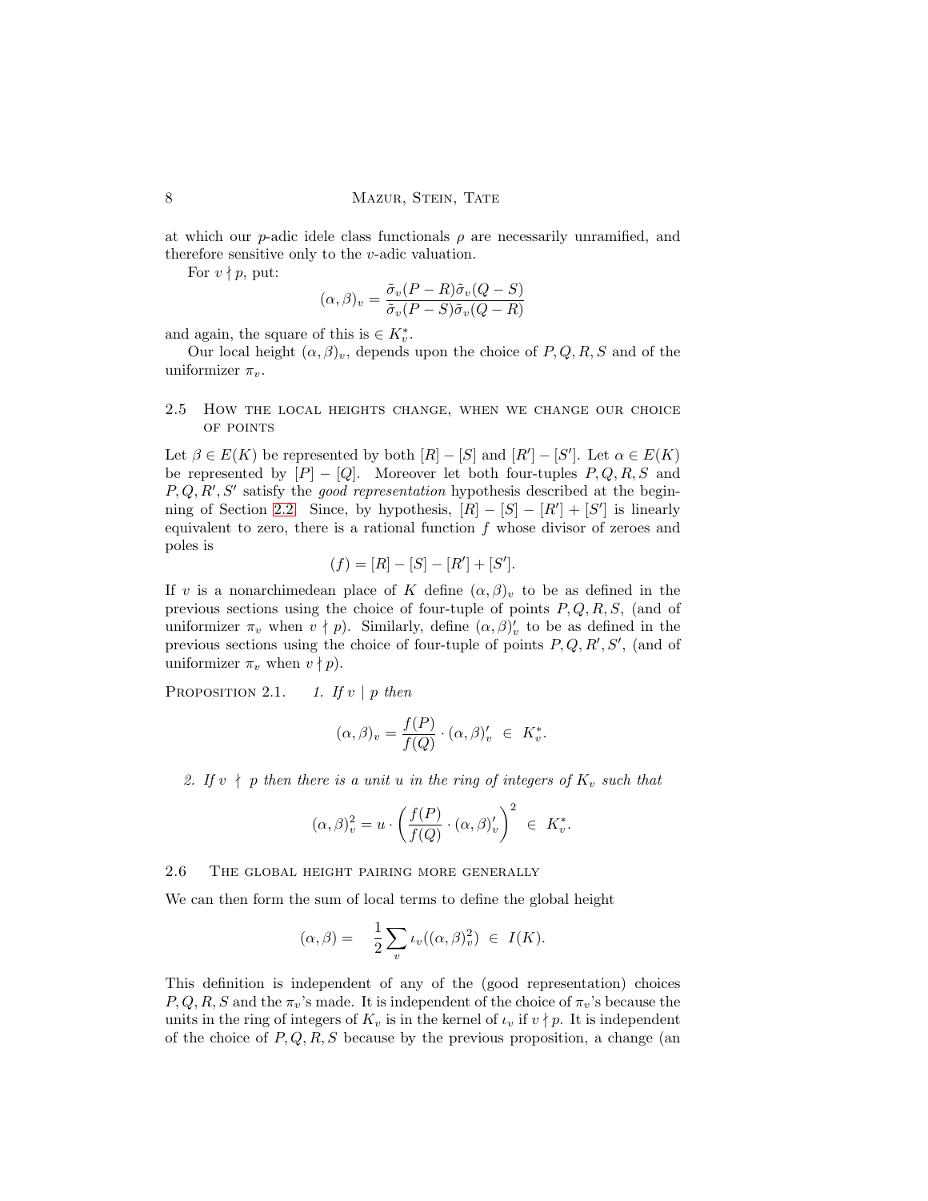at which our $p$-adic idele class functionals $\rho$ are necessarily unramified, and therefore sensitive only to the $v$-adic valuation.

For $v \nmid p$, put:

$$(\alpha,\beta)_v = \frac{\tilde{\sigma}_v(P-R)\tilde{\sigma}_v(Q-S)}{\tilde{\sigma}_v(P-S)\tilde{\sigma}_v(Q-R)}$$

and again, the square of this is $\in K_v^*$.

Our local height $(\alpha,\beta)_v$, depends upon the choice of $P,Q,R,S$ and of the uniformizer $\pi_v$.

### 2.5 How the local heights change, when we change our choice of points

Let $\beta \in E(K)$ be represented by both $[R]-[S]$ and $[R']-[S']$. Let $\alpha \in E(K)$ be represented by $[P]-[Q]$. Moreover let both four-tuples $P,Q,R,S$ and $P,Q,R',S'$ satisfy the *good representation* hypothesis described at the beginning of Section 2.2. Since, by hypothesis, $[R]-[S]-[R']+[S']$ is linearly equivalent to zero, there is a rational function $f$ whose divisor of zeroes and poles is

$$(f) = [R]-[S]-[R']+[S'].$$

If $v$ is a nonarchimedean place of $K$ define $(\alpha,\beta)_v$ to be as defined in the previous sections using the choice of four-tuple of points $P,Q,R,S$, (and of uniformizer $\pi_v$ when $v \nmid p$). Similarly, define $(\alpha,\beta)'_v$ to be as defined in the previous sections using the choice of four-tuple of points $P,Q,R',S'$, (and of uniformizer $\pi_v$ when $v \nmid p$).

Proposition 2.1. *1. If $v \mid p$ then*

$$(\alpha,\beta)_v = \frac{f(P)}{f(Q)} \cdot (\alpha,\beta)'_v \ \in \ K_v^*.$$

*2. If $v \nmid p$ then there is a unit $u$ in the ring of integers of $K_v$ such that*

$$(\alpha,\beta)_v^2 = u \cdot \left(\frac{f(P)}{f(Q)} \cdot (\alpha,\beta)'_v\right)^2 \ \in \ K_v^*.$$

### 2.6 The global height pairing more generally

We can then form the sum of local terms to define the global height

$$(\alpha,\beta) = \quad \frac{1}{2}\sum_v \iota_v((\alpha,\beta)_v^2) \ \in \ I(K).$$

This definition is independent of any of the (good representation) choices $P,Q,R,S$ and the $\pi_v$'s made. It is independent of the choice of $\pi_v$'s because the units in the ring of integers of $K_v$ is in the kernel of $\iota_v$ if $v \nmid p$. It is independent of the choice of $P,Q,R,S$ because by the previous proposition, a change (an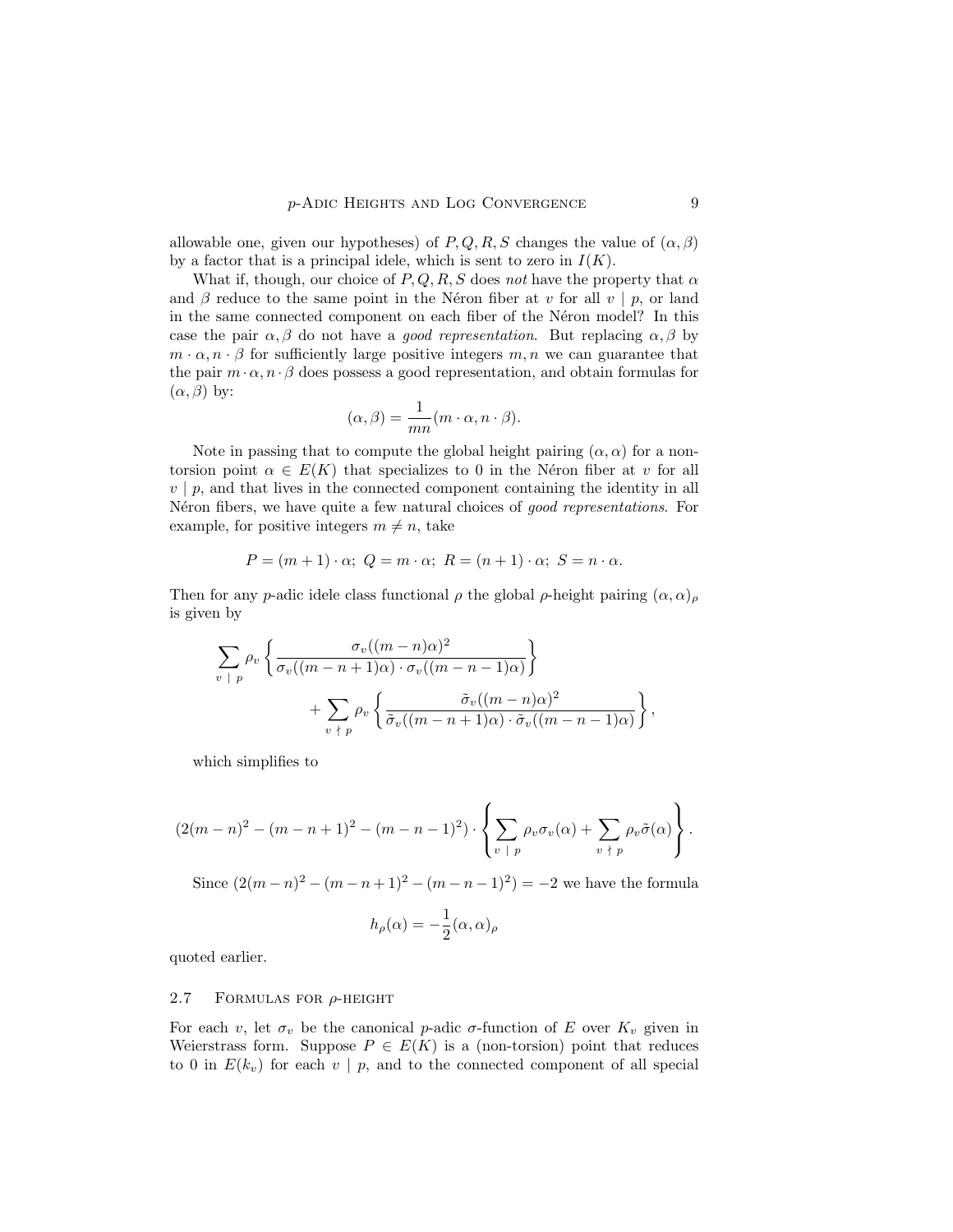allowable one, given our hypotheses) of $P, Q, R, S$ changes the value of $(\alpha, \beta)$ by a factor that is a principal idele, which is sent to zero in $I(K)$.

What if, though, our choice of $P, Q, R, S$ does *not* have the property that $\alpha$ and $\beta$ reduce to the same point in the Néron fiber at $v$ for all $v \mid p$, or land in the same connected component on each fiber of the Néron model? In this case the pair $\alpha, \beta$ do not have a *good representation*. But replacing $\alpha, \beta$ by $m \cdot \alpha, n \cdot \beta$ for sufficiently large positive integers $m, n$ we can guarantee that the pair $m \cdot \alpha, n \cdot \beta$ does possess a good representation, and obtain formulas for $(\alpha, \beta)$ by:

$$(\alpha, \beta) = \frac{1}{mn}(m \cdot \alpha, n \cdot \beta).$$

Note in passing that to compute the global height pairing $(\alpha, \alpha)$ for a non-torsion point $\alpha \in E(K)$ that specializes to 0 in the Néron fiber at $v$ for all $v \mid p$, and that lives in the connected component containing the identity in all Néron fibers, we have quite a few natural choices of *good representations*. For example, for positive integers $m \neq n$, take

$$P = (m+1) \cdot \alpha;\ Q = m \cdot \alpha;\ R = (n+1) \cdot \alpha;\ S = n \cdot \alpha.$$

Then for any $p$-adic idele class functional $\rho$ the global $\rho$-height pairing $(\alpha, \alpha)_\rho$ is given by

$$\sum_{v \mid p} \rho_v \left\{ \frac{\sigma_v((m-n)\alpha)^2}{\sigma_v((m-n+1)\alpha) \cdot \sigma_v((m-n-1)\alpha)} \right\} + \sum_{v \nmid p} \rho_v \left\{ \frac{\tilde{\sigma}_v((m-n)\alpha)^2}{\tilde{\sigma}_v((m-n+1)\alpha) \cdot \tilde{\sigma}_v((m-n-1)\alpha)} \right\},$$

which simplifies to

$$(2(m-n)^2 - (m-n+1)^2 - (m-n-1)^2) \cdot \left\{ \sum_{v \mid p} \rho_v \sigma_v(\alpha) + \sum_{v \nmid p} \rho_v \tilde{\sigma}(\alpha) \right\}.$$

Since $(2(m-n)^2 - (m-n+1)^2 - (m-n-1)^2) = -2$ we have the formula

$$h_\rho(\alpha) = -\frac{1}{2}(\alpha, \alpha)_\rho$$

quoted earlier.

### 2.7 Formulas for $\rho$-height

For each $v$, let $\sigma_v$ be the canonical $p$-adic $\sigma$-function of $E$ over $K_v$ given in Weierstrass form. Suppose $P \in E(K)$ is a (non-torsion) point that reduces to 0 in $E(k_v)$ for each $v \mid p$, and to the connected component of all special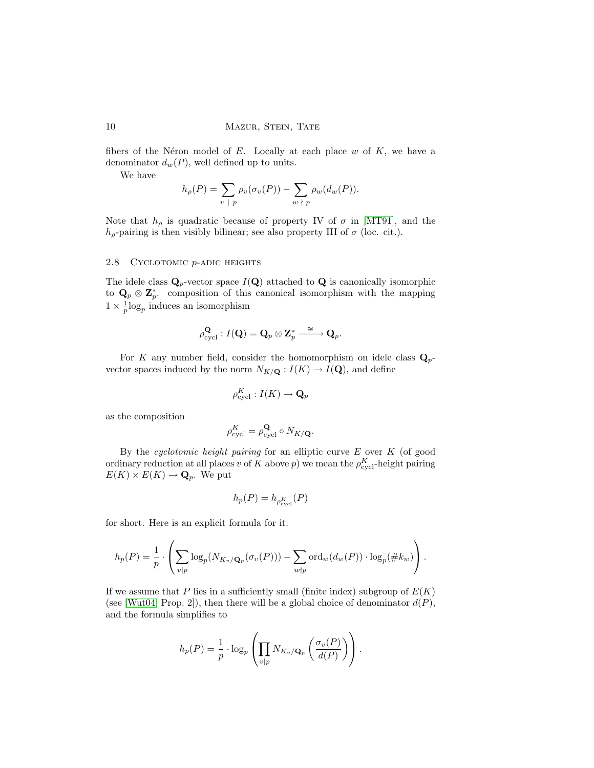fibers of the Néron model of $E$. Locally at each place $w$ of $K$, we have a denominator $d_w(P)$, well defined up to units.

We have

$$h_\rho(P) = \sum_{v\ |\ p} \rho_v(\sigma_v(P)) - \sum_{w\ \nmid\ p} \rho_w(d_w(P)).$$

Note that $h_\rho$ is quadratic because of property IV of $\sigma$ in [MT91], and the $h_\rho$-pairing is then visibly bilinear; see also property III of $\sigma$ (loc. cit.).

## 2.8 Cyclotomic $p$-adic heights

The idele class $\mathbf{Q}_p$-vector space $I(\mathbf{Q})$ attached to $\mathbf{Q}$ is canonically isomorphic to $\mathbf{Q}_p \otimes \mathbf{Z}_p^*$. composition of this canonical isomorphism with the mapping $1 \times \frac{1}{p}\log_p$ induces an isomorphism

$$\rho_{\mathrm{cycl}}^{\mathbf{Q}} : I(\mathbf{Q}) = \mathbf{Q}_p \otimes \mathbf{Z}_p^* \xrightarrow{\ \cong\ } \mathbf{Q}_p.$$

For $K$ any number field, consider the homomorphism on idele class $\mathbf{Q}_p$-vector spaces induced by the norm $N_{K/\mathbf{Q}} : I(K) \to I(\mathbf{Q})$, and define

$$\rho_{\mathrm{cycl}}^{K} : I(K) \to \mathbf{Q}_p$$

as the composition

$$\rho_{\mathrm{cycl}}^{K} = \rho_{\mathrm{cycl}}^{\mathbf{Q}} \circ N_{K/\mathbf{Q}}.$$

By the *cyclotomic height pairing* for an elliptic curve $E$ over $K$ (of good ordinary reduction at all places $v$ of $K$ above $p$) we mean the $\rho_{\mathrm{cycl}}^{K}$-height pairing $E(K) \times E(K) \to \mathbf{Q}_p$. We put

$$h_p(P) = h_{\rho_{\mathrm{cycl}}^{K}}(P)$$

for short. Here is an explicit formula for it.

$$h_p(P) = \frac{1}{p} \cdot \left( \sum_{v|p} \log_p(N_{K_v/\mathbf{Q}_p}(\sigma_v(P))) - \sum_{w\nmid p} \mathrm{ord}_w(d_w(P)) \cdot \log_p(\#k_w) \right).$$

If we assume that $P$ lies in a sufficiently small (finite index) subgroup of $E(K)$ (see [Wut04, Prop. 2]), then there will be a global choice of denominator $d(P)$, and the formula simplifies to

$$h_p(P) = \frac{1}{p} \cdot \log_p \left( \prod_{v|p} N_{K_v/\mathbf{Q}_p} \left( \frac{\sigma_v(P)}{d(P)} \right) \right).$$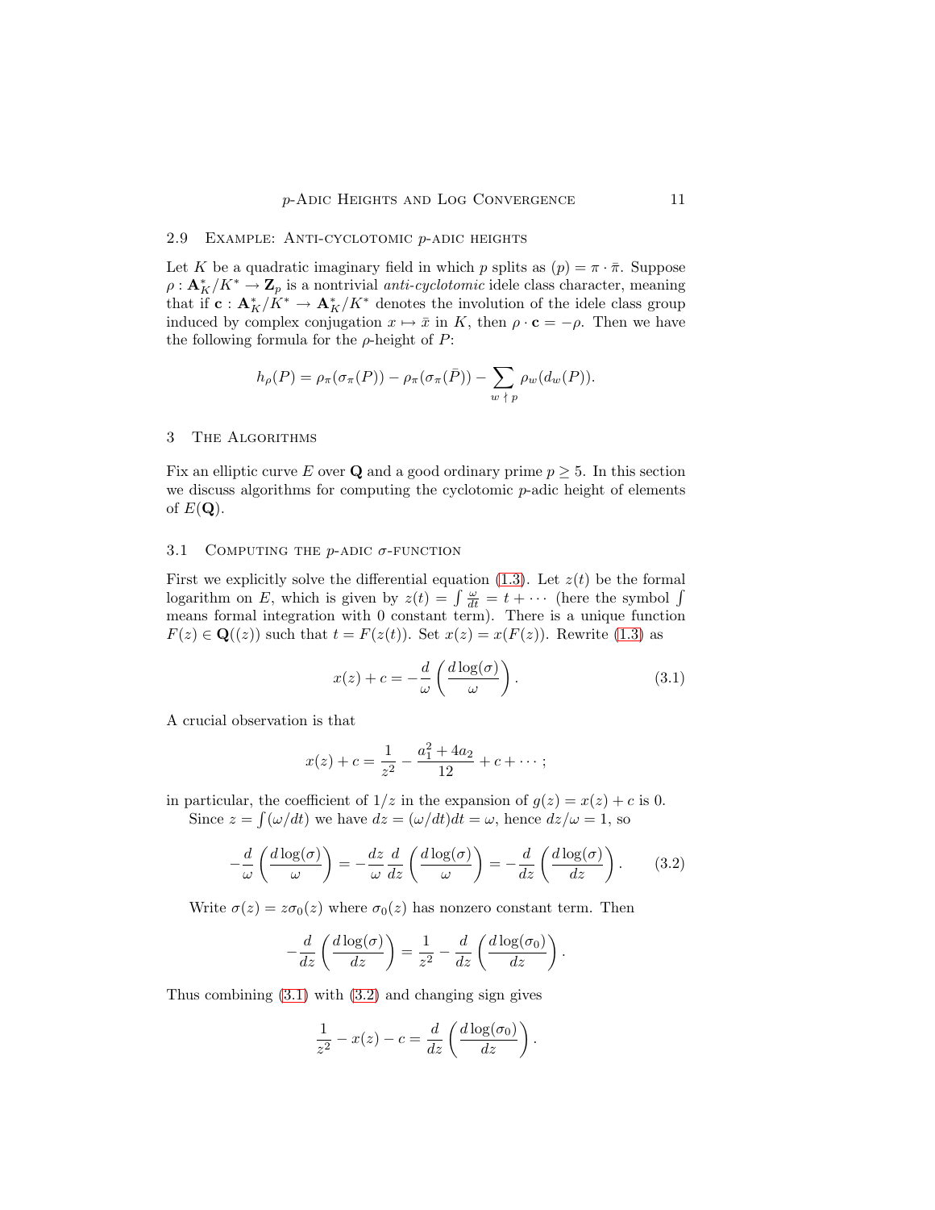### 2.9 Example: Anti-cyclotomic $p$-adic heights

Let $K$ be a quadratic imaginary field in which $p$ splits as $(p) = \pi \cdot \bar{\pi}$. Suppose $\rho : \mathbf{A}_K^*/K^* \to \mathbf{Z}_p$ is a nontrivial *anti-cyclotomic* idele class character, meaning that if $\mathbf{c} : \mathbf{A}_K^*/K^* \to \mathbf{A}_K^*/K^*$ denotes the involution of the idele class group induced by complex conjugation $x \mapsto \bar{x}$ in $K$, then $\rho \cdot \mathbf{c} = -\rho$. Then we have the following formula for the $\rho$-height of $P$:

$$h_\rho(P) = \rho_\pi(\sigma_\pi(P)) - \rho_\pi(\sigma_\pi(\bar{P})) - \sum_{w \nmid p} \rho_w(d_w(P)).$$

## 3 The Algorithms

Fix an elliptic curve $E$ over $\mathbf{Q}$ and a good ordinary prime $p \geq 5$. In this section we discuss algorithms for computing the cyclotomic $p$-adic height of elements of $E(\mathbf{Q})$.

### 3.1 Computing the $p$-adic $\sigma$-function

First we explicitly solve the differential equation (1.3). Let $z(t)$ be the formal logarithm on $E$, which is given by $z(t) = \int \frac{\omega}{dt} = t + \cdots$ (here the symbol $\int$ means formal integration with 0 constant term). There is a unique function $F(z) \in \mathbf{Q}((z))$ such that $t = F(z(t))$. Set $x(z) = x(F(z))$. Rewrite (1.3) as

$$x(z) + c = -\frac{d}{\omega}\left(\frac{d\log(\sigma)}{\omega}\right). \tag{3.1}$$

A crucial observation is that

$$x(z) + c = \frac{1}{z^2} - \frac{a_1^2 + 4a_2}{12} + c + \cdots;$$

in particular, the coefficient of $1/z$ in the expansion of $g(z) = x(z) + c$ is 0.

Since $z = \int(\omega/dt)$ we have $dz = (\omega/dt)dt = \omega$, hence $dz/\omega = 1$, so

$$-\frac{d}{\omega}\left(\frac{d\log(\sigma)}{\omega}\right) = -\frac{dz}{\omega}\frac{d}{dz}\left(\frac{d\log(\sigma)}{\omega}\right) = -\frac{d}{dz}\left(\frac{d\log(\sigma)}{dz}\right). \tag{3.2}$$

Write $\sigma(z) = z\sigma_0(z)$ where $\sigma_0(z)$ has nonzero constant term. Then

$$-\frac{d}{dz}\left(\frac{d\log(\sigma)}{dz}\right) = \frac{1}{z^2} - \frac{d}{dz}\left(\frac{d\log(\sigma_0)}{dz}\right).$$

Thus combining (3.1) with (3.2) and changing sign gives

$$\frac{1}{z^2} - x(z) - c = \frac{d}{dz}\left(\frac{d\log(\sigma_0)}{dz}\right).$$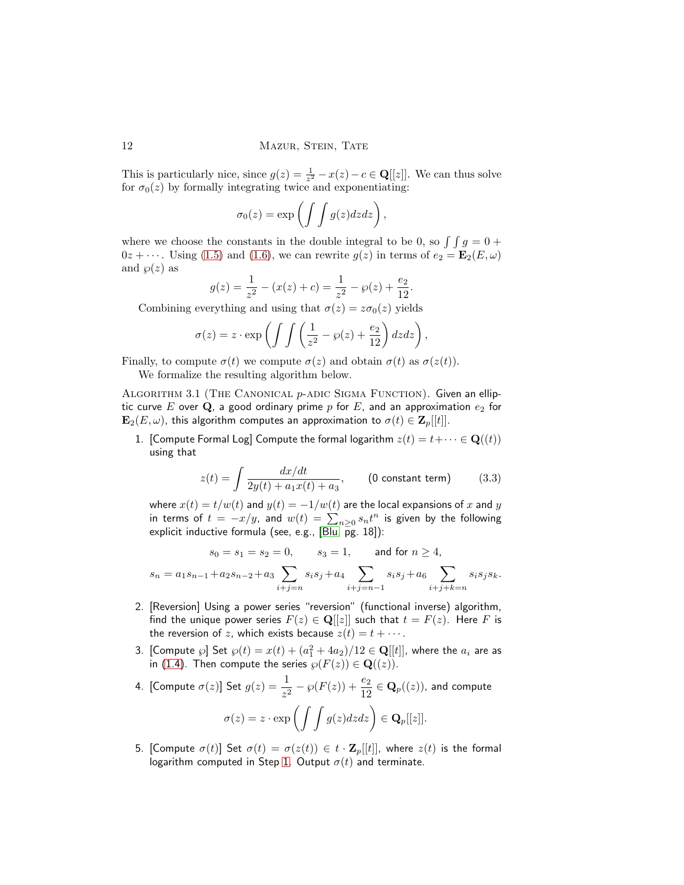This is particularly nice, since $g(z) = \frac{1}{z^2} - x(z) - c \in \mathbf{Q}[[z]]$. We can thus solve for $\sigma_0(z)$ by formally integrating twice and exponentiating:

$$\sigma_0(z) = \exp\left(\int\int g(z)dzdz\right),$$

where we choose the constants in the double integral to be 0, so $\int\int g = 0 + 0z + \cdots$. Using (1.5) and (1.6), we can rewrite $g(z)$ in terms of $e_2 = \mathbf{E}_2(E, \omega)$ and $\wp(z)$ as

$$g(z) = \frac{1}{z^2} - (x(z) + c) = \frac{1}{z^2} - \wp(z) + \frac{e_2}{12}.$$

Combining everything and using that $\sigma(z) = z\sigma_0(z)$ yields

$$\sigma(z) = z \cdot \exp\left(\int\int \left(\frac{1}{z^2} - \wp(z) + \frac{e_2}{12}\right) dzdz\right),$$

Finally, to compute $\sigma(t)$ we compute $\sigma(z)$ and obtain $\sigma(t)$ as $\sigma(z(t))$.

We formalize the resulting algorithm below.

Algorithm 3.1 (The Canonical $p$-adic Sigma Function). Given an elliptic curve $E$ over $\mathbf{Q}$, a good ordinary prime $p$ for $E$, and an approximation $e_2$ for $\mathbf{E}_2(E, \omega)$, this algorithm computes an approximation to $\sigma(t) \in \mathbf{Z}_p[[t]]$.

1. [Compute Formal Log] Compute the formal logarithm $z(t) = t + \cdots \in \mathbf{Q}((t))$ using that

$$z(t) = \int \frac{dx/dt}{2y(t) + a_1x(t) + a_3}, \qquad \text{(0 constant term)} \qquad (3.3)$$

   where $x(t) = t/w(t)$ and $y(t) = -1/w(t)$ are the local expansions of $x$ and $y$ in terms of $t = -x/y$, and $w(t) = \sum_{n\geq 0} s_n t^n$ is given by the following explicit inductive formula (see, e.g., [Blu, pg. 18]):

$$s_0 = s_1 = s_2 = 0, \qquad s_3 = 1, \qquad \text{and for } n \geq 4,$$

$$s_n = a_1 s_{n-1} + a_2 s_{n-2} + a_3 \sum_{i+j=n} s_i s_j + a_4 \sum_{i+j=n-1} s_i s_j + a_6 \sum_{i+j+k=n} s_i s_j s_k.$$

2. [Reversion] Using a power series "reversion" (functional inverse) algorithm, find the unique power series $F(z) \in \mathbf{Q}[[z]]$ such that $t = F(z)$. Here $F$ is the reversion of $z$, which exists because $z(t) = t + \cdots$.
3. [Compute $\wp$] Set $\wp(t) = x(t) + (a_1^2 + 4a_2)/12 \in \mathbf{Q}[[t]]$, where the $a_i$ are as in (1.4). Then compute the series $\wp(F(z)) \in \mathbf{Q}((z))$.
4. [Compute $\sigma(z)$] Set $g(z) = \frac{1}{z^2} - \wp(F(z)) + \frac{e_2}{12} \in \mathbf{Q}_p((z))$, and compute

$$\sigma(z) = z \cdot \exp\left(\int\int g(z)dzdz\right) \in \mathbf{Q}_p[[z]].$$

5. [Compute $\sigma(t)$] Set $\sigma(t) = \sigma(z(t)) \in t \cdot \mathbf{Z}_p[[t]]$, where $z(t)$ is the formal logarithm computed in Step 1. Output $\sigma(t)$ and terminate.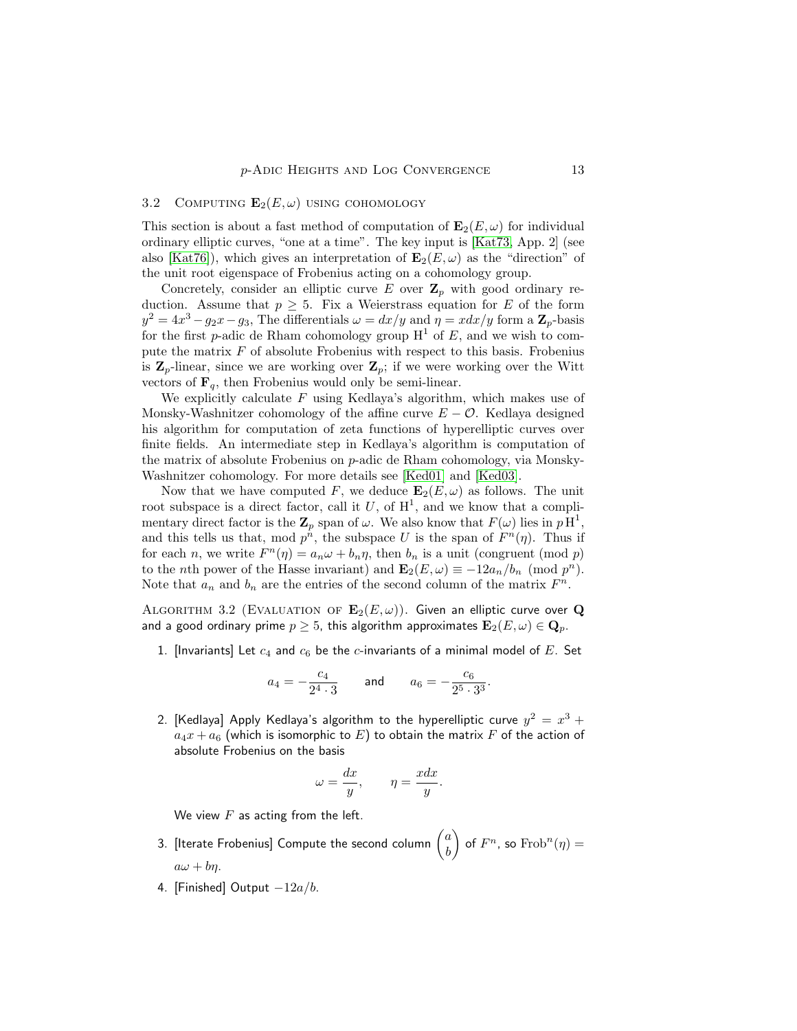### 3.2 Computing $\mathbf{E}_2(E,\omega)$ using cohomology

This section is about a fast method of computation of $\mathbf{E}_2(E,\omega)$ for individual ordinary elliptic curves, "one at a time". The key input is [Kat73, App. 2] (see also [Kat76]), which gives an interpretation of $\mathbf{E}_2(E,\omega)$ as the "direction" of the unit root eigenspace of Frobenius acting on a cohomology group.

Concretely, consider an elliptic curve $E$ over $\mathbf{Z}_p$ with good ordinary reduction. Assume that $p \geq 5$. Fix a Weierstrass equation for $E$ of the form $y^2 = 4x^3 - g_2 x - g_3$, The differentials $\omega = dx/y$ and $\eta = x dx/y$ form a $\mathbf{Z}_p$-basis for the first $p$-adic de Rham cohomology group $\mathrm{H}^1$ of $E$, and we wish to compute the matrix $F$ of absolute Frobenius with respect to this basis. Frobenius is $\mathbf{Z}_p$-linear, since we are working over $\mathbf{Z}_p$; if we were working over the Witt vectors of $\mathbf{F}_q$, then Frobenius would only be semi-linear.

We explicitly calculate $F$ using Kedlaya's algorithm, which makes use of Monsky-Washnitzer cohomology of the affine curve $E - \mathcal{O}$. Kedlaya designed his algorithm for computation of zeta functions of hyperelliptic curves over finite fields. An intermediate step in Kedlaya's algorithm is computation of the matrix of absolute Frobenius on $p$-adic de Rham cohomology, via Monsky-Washnitzer cohomology. For more details see [Ked01] and [Ked03].

Now that we have computed $F$, we deduce $\mathbf{E}_2(E,\omega)$ as follows. The unit root subspace is a direct factor, call it $U$, of $\mathrm{H}^1$, and we know that a complimentary direct factor is the $\mathbf{Z}_p$ span of $\omega$. We also know that $F(\omega)$ lies in $p\,\mathrm{H}^1$, and this tells us that, mod $p^n$, the subspace $U$ is the span of $F^n(\eta)$. Thus if for each $n$, we write $F^n(\eta) = a_n\omega + b_n\eta$, then $b_n$ is a unit (congruent (mod $p$) to the $n$th power of the Hasse invariant) and $\mathbf{E}_2(E,\omega) \equiv -12a_n/b_n \pmod{p^n}$. Note that $a_n$ and $b_n$ are the entries of the second column of the matrix $F^n$.

Algorithm 3.2 (Evaluation of $\mathbf{E}_2(E,\omega)$). Given an elliptic curve over $\mathbf{Q}$ and a good ordinary prime $p \geq 5$, this algorithm approximates $\mathbf{E}_2(E,\omega) \in \mathbf{Q}_p$.

1. [Invariants] Let $c_4$ and $c_6$ be the $c$-invariants of a minimal model of $E$. Set

$$a_4 = -\frac{c_4}{2^4 \cdot 3} \qquad \text{and} \qquad a_6 = -\frac{c_6}{2^5 \cdot 3^3}.$$

2. [Kedlaya] Apply Kedlaya's algorithm to the hyperelliptic curve $y^2 = x^3 + a_4 x + a_6$ (which is isomorphic to $E$) to obtain the matrix $F$ of the action of absolute Frobenius on the basis

$$\omega = \frac{dx}{y}, \qquad \eta = \frac{x dx}{y}.$$

   We view $F$ as acting from the left.

3. [Iterate Frobenius] Compute the second column $\begin{pmatrix} a \\ b \end{pmatrix}$ of $F^n$, so $\mathrm{Frob}^n(\eta) = a\omega + b\eta$.

4. [Finished] Output $-12a/b$.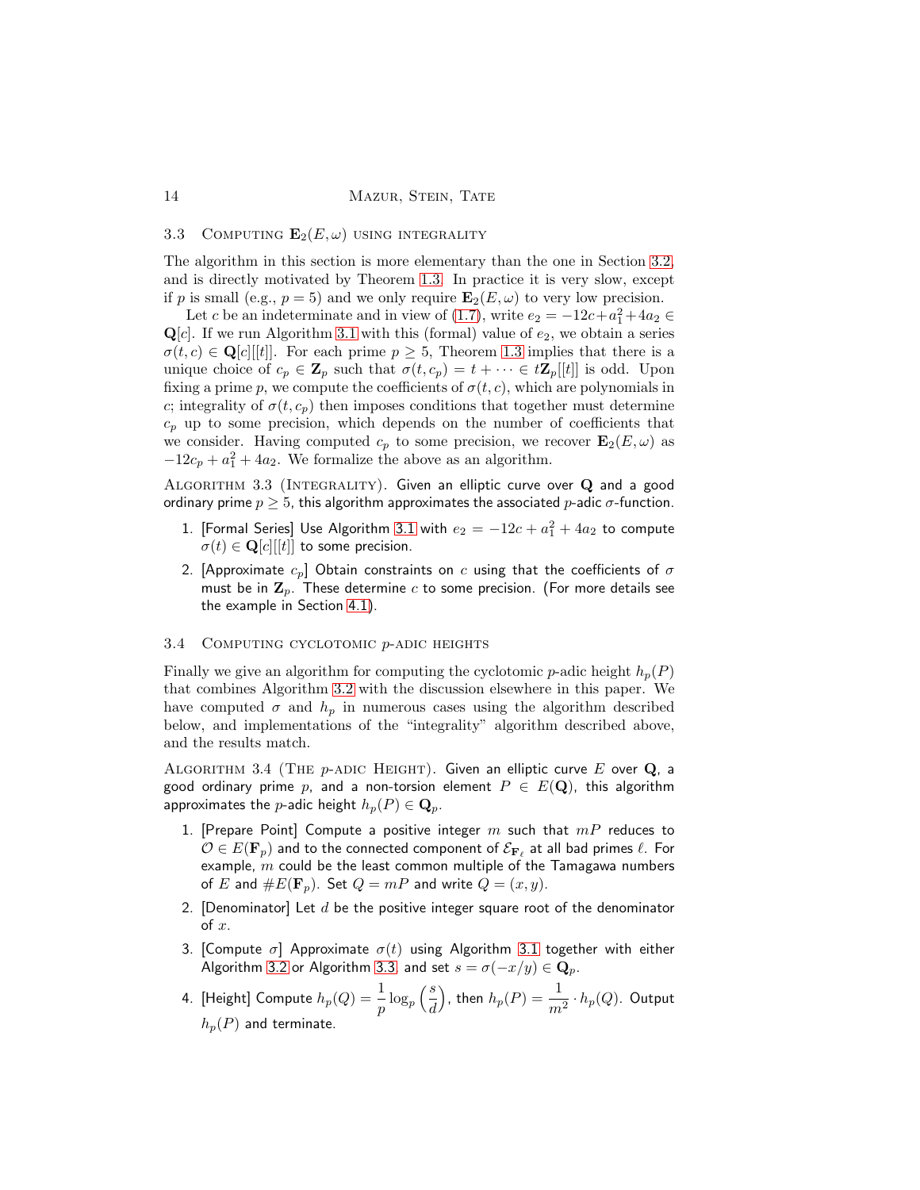### 3.3 Computing $\mathbf{E}_2(E, \omega)$ using integrality

The algorithm in this section is more elementary than the one in Section 3.2, and is directly motivated by Theorem 1.3. In practice it is very slow, except if $p$ is small (e.g., $p = 5$) and we only require $\mathbf{E}_2(E, \omega)$ to very low precision.

Let $c$ be an indeterminate and in view of (1.7), write $e_2 = -12c + a_1^2 + 4a_2 \in \mathbf{Q}[c]$. If we run Algorithm 3.1 with this (formal) value of $e_2$, we obtain a series $\sigma(t, c) \in \mathbf{Q}[c][[t]]$. For each prime $p \geq 5$, Theorem 1.3 implies that there is a unique choice of $c_p \in \mathbf{Z}_p$ such that $\sigma(t, c_p) = t + \cdots \in t\mathbf{Z}_p[[t]]$ is odd. Upon fixing a prime $p$, we compute the coefficients of $\sigma(t, c)$, which are polynomials in $c$; integrality of $\sigma(t, c_p)$ then imposes conditions that together must determine $c_p$ up to some precision, which depends on the number of coefficients that we consider. Having computed $c_p$ to some precision, we recover $\mathbf{E}_2(E, \omega)$ as $-12c_p + a_1^2 + 4a_2$. We formalize the above as an algorithm.

Algorithm 3.3 (Integrality). *Given an elliptic curve over $\mathbf{Q}$ and a good ordinary prime $p \geq 5$, this algorithm approximates the associated $p$-adic $\sigma$-function.*

1. [Formal Series] Use Algorithm 3.1 with $e_2 = -12c + a_1^2 + 4a_2$ to compute $\sigma(t) \in \mathbf{Q}[c][[t]]$ to some precision.
2. [Approximate $c_p$] Obtain constraints on $c$ using that the coefficients of $\sigma$ must be in $\mathbf{Z}_p$. These determine $c$ to some precision. (For more details see the example in Section 4.1).

### 3.4 Computing cyclotomic $p$-adic heights

Finally we give an algorithm for computing the cyclotomic $p$-adic height $h_p(P)$ that combines Algorithm 3.2 with the discussion elsewhere in this paper. We have computed $\sigma$ and $h_p$ in numerous cases using the algorithm described below, and implementations of the "integrality" algorithm described above, and the results match.

Algorithm 3.4 (The $p$-adic Height). *Given an elliptic curve $E$ over $\mathbf{Q}$, a good ordinary prime $p$, and a non-torsion element $P \in E(\mathbf{Q})$, this algorithm approximates the $p$-adic height $h_p(P) \in \mathbf{Q}_p$.*

1. [Prepare Point] Compute a positive integer $m$ such that $mP$ reduces to $\mathcal{O} \in E(\mathbf{F}_p)$ and to the connected component of $\mathcal{E}_{\mathbf{F}_\ell}$ at all bad primes $\ell$. For example, $m$ could be the least common multiple of the Tamagawa numbers of $E$ and $\#E(\mathbf{F}_p)$. Set $Q = mP$ and write $Q = (x, y)$.
2. [Denominator] Let $d$ be the positive integer square root of the denominator of $x$.
3. [Compute $\sigma$] Approximate $\sigma(t)$ using Algorithm 3.1 together with either Algorithm 3.2 or Algorithm 3.3, and set $s = \sigma(-x/y) \in \mathbf{Q}_p$.
4. [Height] Compute $h_p(Q) = \dfrac{1}{p}\log_p\left(\dfrac{s}{d}\right)$, then $h_p(P) = \dfrac{1}{m^2} \cdot h_p(Q)$. Output $h_p(P)$ and terminate.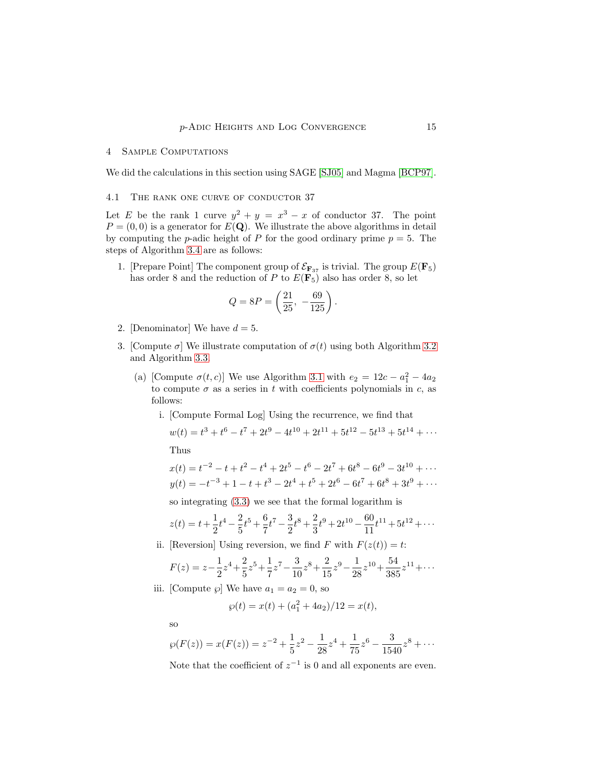## 4 Sample Computations

We did the calculations in this section using SAGE [SJ05] and Magma [BCP97].

### 4.1 The rank one curve of conductor 37

Let $E$ be the rank 1 curve $y^2 + y = x^3 - x$ of conductor 37. The point $P = (0, 0)$ is a generator for $E(\mathbf{Q})$. We illustrate the above algorithms in detail by computing the $p$-adic height of $P$ for the good ordinary prime $p = 5$. The steps of Algorithm 3.4 are as follows:

1. [Prepare Point] The component group of $\mathcal{E}_{\mathbf{F}_{37}}$ is trivial. The group $E(\mathbf{F}_5)$ has order 8 and the reduction of $P$ to $E(\mathbf{F}_5)$ also has order 8, so let

$$Q = 8P = \left(\frac{21}{25},\ -\frac{69}{125}\right).$$

2. [Denominator] We have $d = 5$.

3. [Compute $\sigma$] We illustrate computation of $\sigma(t)$ using both Algorithm 3.2 and Algorithm 3.3.

   (a) [Compute $\sigma(t, c)$] We use Algorithm 3.1 with $e_2 = 12c - a_1^2 - 4a_2$ to compute $\sigma$ as a series in $t$ with coefficients polynomials in $c$, as follows:

      i. [Compute Formal Log] Using the recurrence, we find that

$$w(t) = t^3 + t^6 - t^7 + 2t^9 - 4t^{10} + 2t^{11} + 5t^{12} - 5t^{13} + 5t^{14} + \cdots$$

      Thus

$$x(t) = t^{-2} - t + t^2 - t^4 + 2t^5 - t^6 - 2t^7 + 6t^8 - 6t^9 - 3t^{10} + \cdots$$

$$y(t) = -t^{-3} + 1 - t + t^3 - 2t^4 + t^5 + 2t^6 - 6t^7 + 6t^8 + 3t^9 + \cdots$$

      so integrating (3.3) we see that the formal logarithm is

$$z(t) = t + \frac{1}{2}t^4 - \frac{2}{5}t^5 + \frac{6}{7}t^7 - \frac{3}{2}t^8 + \frac{2}{3}t^9 + 2t^{10} - \frac{60}{11}t^{11} + 5t^{12} + \cdots$$

      ii. [Reversion] Using reversion, we find $F$ with $F(z(t)) = t$:

$$F(z) = z - \frac{1}{2}z^4 + \frac{2}{5}z^5 + \frac{1}{7}z^7 - \frac{3}{10}z^8 + \frac{2}{15}z^9 - \frac{1}{28}z^{10} + \frac{54}{385}z^{11} + \cdots$$

      iii. [Compute $\wp$] We have $a_1 = a_2 = 0$, so

$$\wp(t) = x(t) + (a_1^2 + 4a_2)/12 = x(t),$$

      so

$$\wp(F(z)) = x(F(z)) = z^{-2} + \frac{1}{5}z^2 - \frac{1}{28}z^4 + \frac{1}{75}z^6 - \frac{3}{1540}z^8 + \cdots$$

      Note that the coefficient of $z^{-1}$ is 0 and all exponents are even.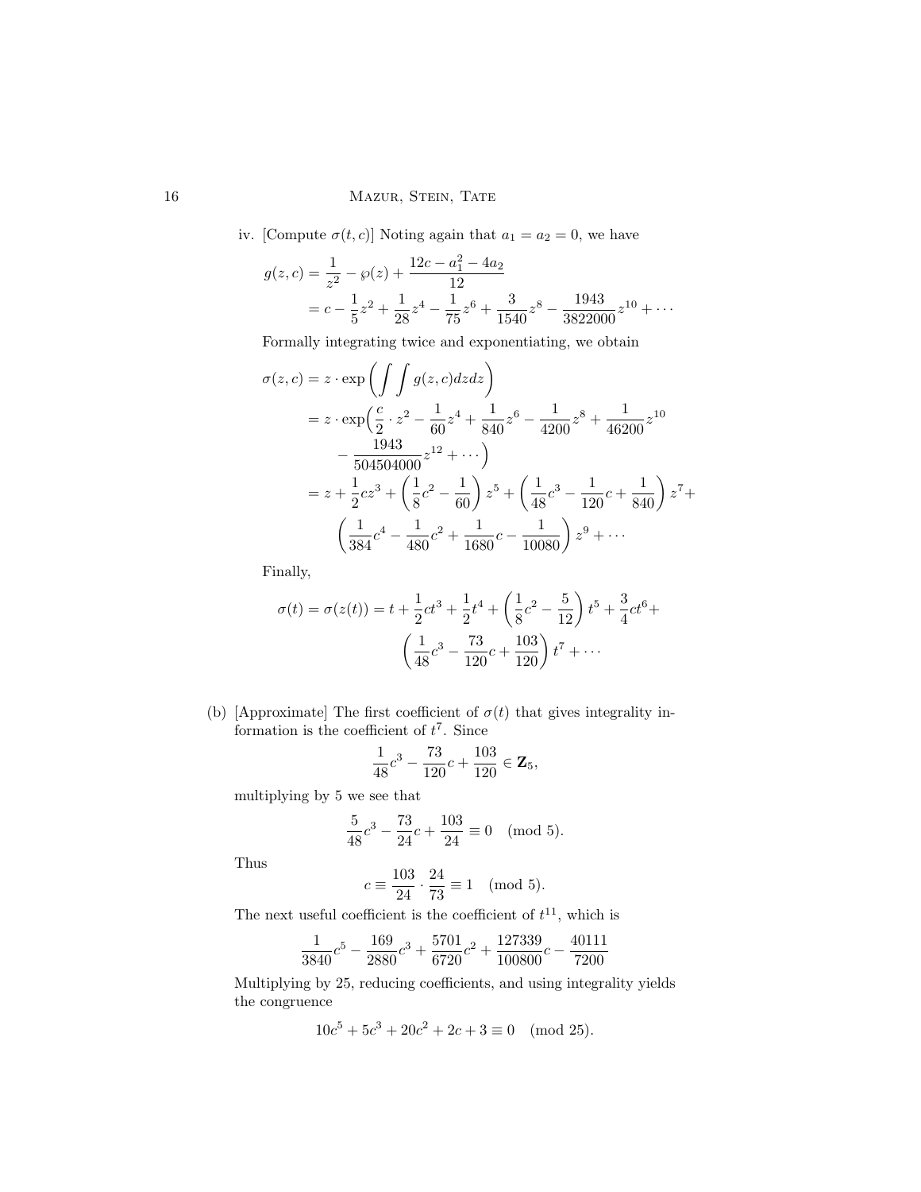iv. [Compute $\sigma(t,c)$] Noting again that $a_1 = a_2 = 0$, we have

$$
\begin{aligned}
g(z,c) &= \frac{1}{z^2} - \wp(z) + \frac{12c - a_1^2 - 4a_2}{12} \\
&= c - \frac{1}{5}z^2 + \frac{1}{28}z^4 - \frac{1}{75}z^6 + \frac{3}{1540}z^8 - \frac{1943}{3822000}z^{10} + \cdots
\end{aligned}
$$

Formally integrating twice and exponentiating, we obtain

$$
\begin{aligned}
\sigma(z,c) &= z \cdot \exp\left(\int\int g(z,c)dzdz\right) \\
&= z \cdot \exp\Big(\frac{c}{2}\cdot z^2 - \frac{1}{60}z^4 + \frac{1}{840}z^6 - \frac{1}{4200}z^8 + \frac{1}{46200}z^{10} \\
&\qquad - \frac{1943}{504504000}z^{12} + \cdots\Big) \\
&= z + \frac{1}{2}cz^3 + \left(\frac{1}{8}c^2 - \frac{1}{60}\right)z^5 + \left(\frac{1}{48}c^3 - \frac{1}{120}c + \frac{1}{840}\right)z^7 + \\
&\qquad \left(\frac{1}{384}c^4 - \frac{1}{480}c^2 + \frac{1}{1680}c - \frac{1}{10080}\right)z^9 + \cdots
\end{aligned}
$$

Finally,

$$
\begin{aligned}
\sigma(t) = \sigma(z(t)) = t + \frac{1}{2}ct^3 + \frac{1}{2}t^4 + \left(\frac{1}{8}c^2 - \frac{5}{12}\right)t^5 + \frac{3}{4}ct^6 + \\
\left(\frac{1}{48}c^3 - \frac{73}{120}c + \frac{103}{120}\right)t^7 + \cdots
\end{aligned}
$$

(b) [Approximate] The first coefficient of $\sigma(t)$ that gives integrality information is the coefficient of $t^7$. Since

$$\frac{1}{48}c^3 - \frac{73}{120}c + \frac{103}{120} \in \mathbf{Z}_5,$$

multiplying by 5 we see that

$$\frac{5}{48}c^3 - \frac{73}{24}c + \frac{103}{24} \equiv 0 \pmod 5.$$

Thus

$$c \equiv \frac{103}{24}\cdot\frac{24}{73} \equiv 1 \pmod 5.$$

The next useful coefficient is the coefficient of $t^{11}$, which is

$$\frac{1}{3840}c^5 - \frac{169}{2880}c^3 + \frac{5701}{6720}c^2 + \frac{127339}{100800}c - \frac{40111}{7200}$$

Multiplying by 25, reducing coefficients, and using integrality yields the congruence

$$10c^5 + 5c^3 + 20c^2 + 2c + 3 \equiv 0 \pmod{25}.$$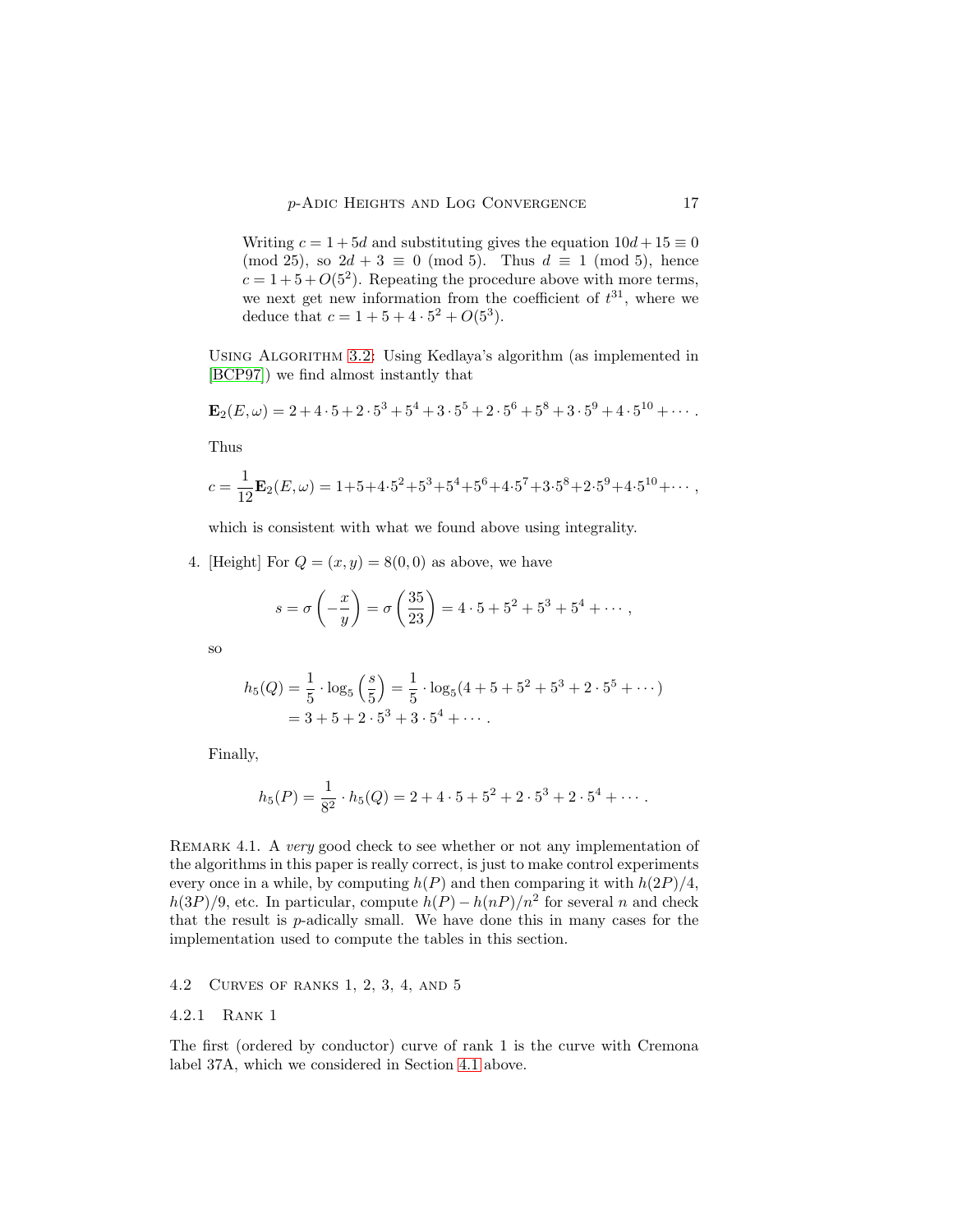Writing $c = 1 + 5d$ and substituting gives the equation $10d + 15 \equiv 0 \pmod{25}$, so $2d + 3 \equiv 0 \pmod{5}$. Thus $d \equiv 1 \pmod{5}$, hence $c = 1 + 5 + O(5^2)$. Repeating the procedure above with more terms, we next get new information from the coefficient of $t^{31}$, where we deduce that $c = 1 + 5 + 4 \cdot 5^2 + O(5^3)$.

Using Algorithm 3.2: Using Kedlaya's algorithm (as implemented in [BCP97]) we find almost instantly that

$$\mathbf{E}_2(E, \omega) = 2 + 4 \cdot 5 + 2 \cdot 5^3 + 5^4 + 3 \cdot 5^5 + 2 \cdot 5^6 + 5^8 + 3 \cdot 5^9 + 4 \cdot 5^{10} + \cdots .$$

Thus

$$c = \frac{1}{12}\mathbf{E}_2(E, \omega) = 1+5+4\cdot5^2+5^3+5^4+5^6+4\cdot5^7+3\cdot5^8+2\cdot5^9+4\cdot5^{10}+\cdots ,$$

which is consistent with what we found above using integrality.

4. [Height] For $Q = (x, y) = 8(0, 0)$ as above, we have

$$s = \sigma\left(-\frac{x}{y}\right) = \sigma\left(\frac{35}{23}\right) = 4 \cdot 5 + 5^2 + 5^3 + 5^4 + \cdots ,$$

so

$$\begin{aligned} h_5(Q) &= \frac{1}{5} \cdot \log_5\left(\frac{s}{5}\right) = \frac{1}{5} \cdot \log_5(4 + 5 + 5^2 + 5^3 + 2 \cdot 5^5 + \cdots) \\ &= 3 + 5 + 2 \cdot 5^3 + 3 \cdot 5^4 + \cdots . \end{aligned}$$

Finally,

$$h_5(P) = \frac{1}{8^2} \cdot h_5(Q) = 2 + 4 \cdot 5 + 5^2 + 2 \cdot 5^3 + 2 \cdot 5^4 + \cdots .$$

Remark 4.1. A *very* good check to see whether or not any implementation of the algorithms in this paper is really correct, is just to make control experiments every once in a while, by computing $h(P)$ and then comparing it with $h(2P)/4$, $h(3P)/9$, etc. In particular, compute $h(P) - h(nP)/n^2$ for several $n$ and check that the result is $p$-adically small. We have done this in many cases for the implementation used to compute the tables in this section.

## 4.2 Curves of ranks 1, 2, 3, 4, and 5

### 4.2.1 Rank 1

The first (ordered by conductor) curve of rank 1 is the curve with Cremona label 37A, which we considered in Section 4.1 above.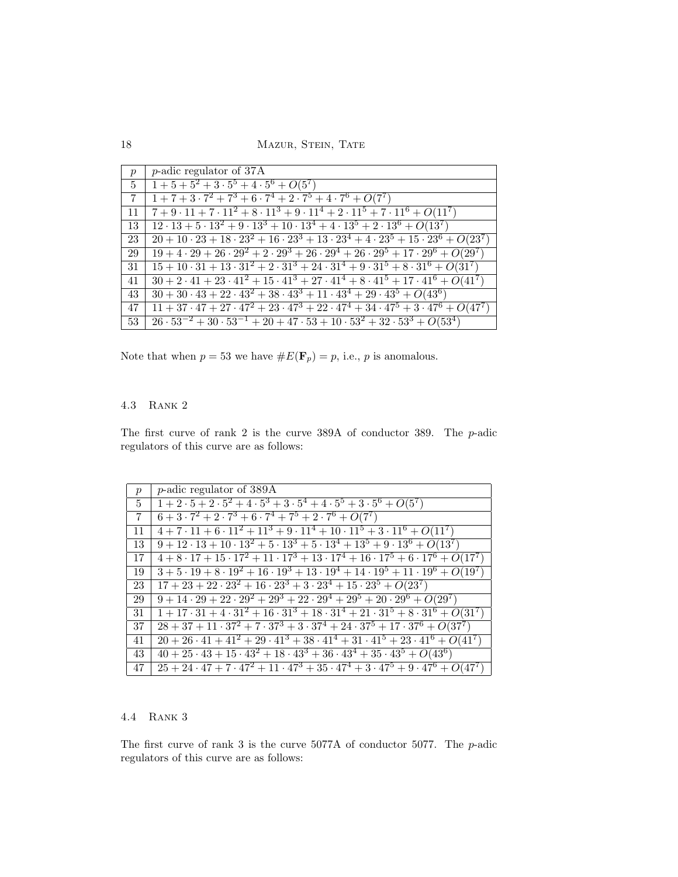| $p$ | $p$-adic regulator of 37A |
|---|---|
| 5 | $1 + 5 + 5^2 + 3 \cdot 5^5 + 4 \cdot 5^6 + O(5^7)$ |
| 7 | $1 + 7 + 3 \cdot 7^2 + 7^3 + 6 \cdot 7^4 + 2 \cdot 7^5 + 4 \cdot 7^6 + O(7^7)$ |
| 11 | $7 + 9 \cdot 11 + 7 \cdot 11^2 + 8 \cdot 11^3 + 9 \cdot 11^4 + 2 \cdot 11^5 + 7 \cdot 11^6 + O(11^7)$ |
| 13 | $12 \cdot 13 + 5 \cdot 13^2 + 9 \cdot 13^3 + 10 \cdot 13^4 + 4 \cdot 13^5 + 2 \cdot 13^6 + O(13^7)$ |
| 23 | $20 + 10 \cdot 23 + 18 \cdot 23^2 + 16 \cdot 23^3 + 13 \cdot 23^4 + 4 \cdot 23^5 + 15 \cdot 23^6 + O(23^7)$ |
| 29 | $19 + 4 \cdot 29 + 26 \cdot 29^2 + 2 \cdot 29^3 + 26 \cdot 29^4 + 26 \cdot 29^5 + 17 \cdot 29^6 + O(29^7)$ |
| 31 | $15 + 10 \cdot 31 + 13 \cdot 31^2 + 2 \cdot 31^3 + 24 \cdot 31^4 + 9 \cdot 31^5 + 8 \cdot 31^6 + O(31^7)$ |
| 41 | $30 + 2 \cdot 41 + 23 \cdot 41^2 + 15 \cdot 41^3 + 27 \cdot 41^4 + 8 \cdot 41^5 + 17 \cdot 41^6 + O(41^7)$ |
| 43 | $30 + 30 \cdot 43 + 22 \cdot 43^2 + 38 \cdot 43^3 + 11 \cdot 43^4 + 29 \cdot 43^5 + O(43^6)$ |
| 47 | $11 + 37 \cdot 47 + 27 \cdot 47^2 + 23 \cdot 47^3 + 22 \cdot 47^4 + 34 \cdot 47^5 + 3 \cdot 47^6 + O(47^7)$ |
| 53 | $26 \cdot 53^{-2} + 30 \cdot 53^{-1} + 20 + 47 \cdot 53 + 10 \cdot 53^2 + 32 \cdot 53^3 + O(53^4)$ |

Note that when $p = 53$ we have $\#E(\mathbf{F}_p) = p$, i.e., $p$ is anomalous.

### 4.3 Rank 2

The first curve of rank 2 is the curve 389A of conductor 389. The $p$-adic regulators of this curve are as follows:

| $p$ | $p$-adic regulator of 389A |
|---|---|
| 5 | $1 + 2 \cdot 5 + 2 \cdot 5^2 + 4 \cdot 5^3 + 3 \cdot 5^4 + 4 \cdot 5^5 + 3 \cdot 5^6 + O(5^7)$ |
| 7 | $6 + 3 \cdot 7^2 + 2 \cdot 7^3 + 6 \cdot 7^4 + 7^5 + 2 \cdot 7^6 + O(7^7)$ |
| 11 | $4 + 7 \cdot 11 + 6 \cdot 11^2 + 11^3 + 9 \cdot 11^4 + 10 \cdot 11^5 + 3 \cdot 11^6 + O(11^7)$ |
| 13 | $9 + 12 \cdot 13 + 10 \cdot 13^2 + 5 \cdot 13^3 + 5 \cdot 13^4 + 13^5 + 9 \cdot 13^6 + O(13^7)$ |
| 17 | $4 + 8 \cdot 17 + 15 \cdot 17^2 + 11 \cdot 17^3 + 13 \cdot 17^4 + 16 \cdot 17^5 + 6 \cdot 17^6 + O(17^7)$ |
| 19 | $3 + 5 \cdot 19 + 8 \cdot 19^2 + 16 \cdot 19^3 + 13 \cdot 19^4 + 14 \cdot 19^5 + 11 \cdot 19^6 + O(19^7)$ |
| 23 | $17 + 23 + 22 \cdot 23^2 + 16 \cdot 23^3 + 3 \cdot 23^4 + 15 \cdot 23^5 + O(23^7)$ |
| 29 | $9 + 14 \cdot 29 + 22 \cdot 29^2 + 29^3 + 22 \cdot 29^4 + 29^5 + 20 \cdot 29^6 + O(29^7)$ |
| 31 | $1 + 17 \cdot 31 + 4 \cdot 31^2 + 16 \cdot 31^3 + 18 \cdot 31^4 + 21 \cdot 31^5 + 8 \cdot 31^6 + O(31^7)$ |
| 37 | $28 + 37 + 11 \cdot 37^2 + 7 \cdot 37^3 + 3 \cdot 37^4 + 24 \cdot 37^5 + 17 \cdot 37^6 + O(37^7)$ |
| 41 | $20 + 26 \cdot 41 + 41^2 + 29 \cdot 41^3 + 38 \cdot 41^4 + 31 \cdot 41^5 + 23 \cdot 41^6 + O(41^7)$ |
| 43 | $40 + 25 \cdot 43 + 15 \cdot 43^2 + 18 \cdot 43^3 + 36 \cdot 43^4 + 35 \cdot 43^5 + O(43^6)$ |
| 47 | $25 + 24 \cdot 47 + 7 \cdot 47^2 + 11 \cdot 47^3 + 35 \cdot 47^4 + 3 \cdot 47^5 + 9 \cdot 47^6 + O(47^7)$ |

### 4.4 Rank 3

The first curve of rank 3 is the curve 5077A of conductor 5077. The $p$-adic regulators of this curve are as follows: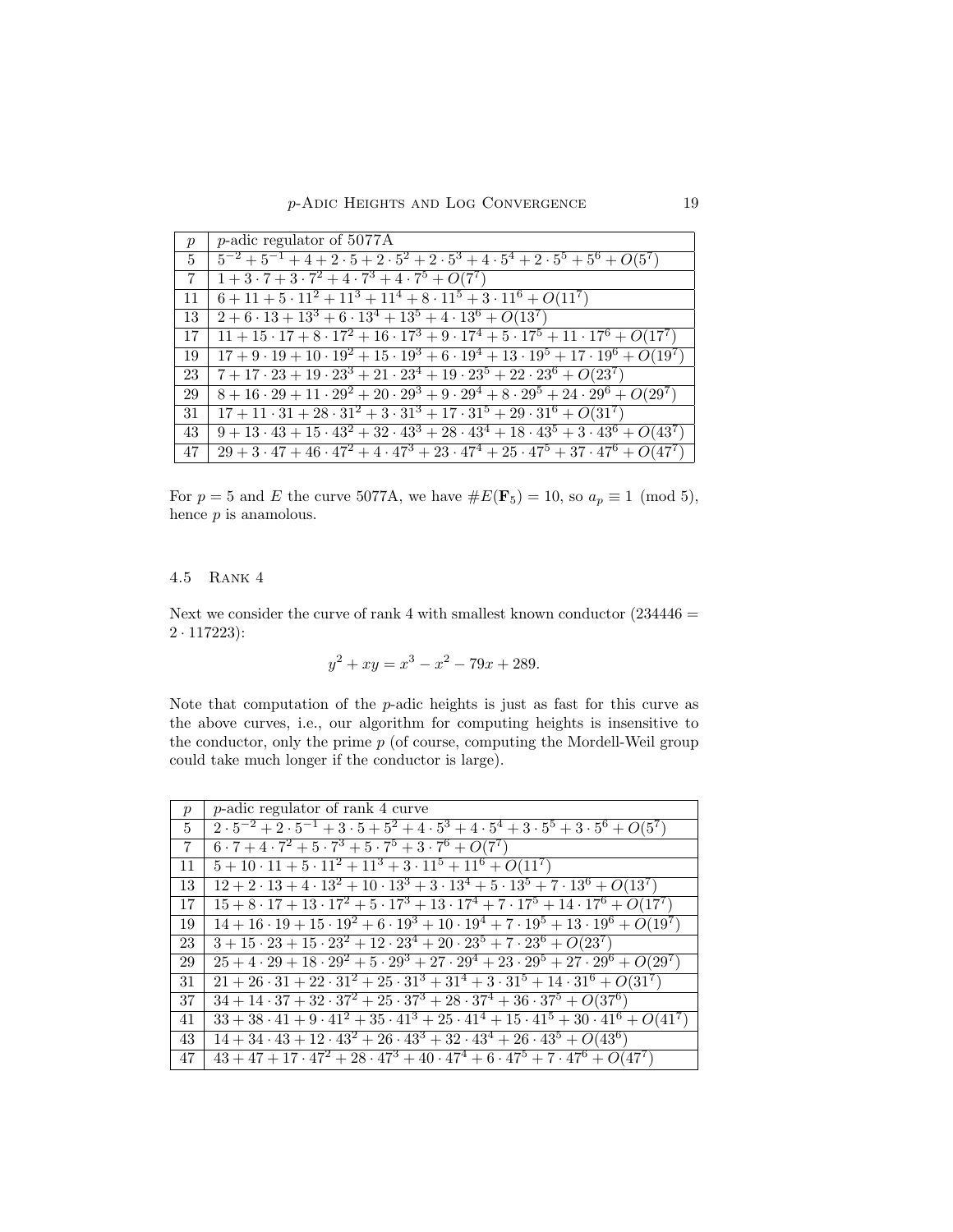| $p$ | $p$-adic regulator of 5077A |
|---|---|
| 5 | $5^{-2} + 5^{-1} + 4 + 2 \cdot 5 + 2 \cdot 5^2 + 2 \cdot 5^3 + 4 \cdot 5^4 + 2 \cdot 5^5 + 5^6 + O(5^7)$ |
| 7 | $1 + 3 \cdot 7 + 3 \cdot 7^2 + 4 \cdot 7^3 + 4 \cdot 7^5 + O(7^7)$ |
| 11 | $6 + 11 + 5 \cdot 11^2 + 11^3 + 11^4 + 8 \cdot 11^5 + 3 \cdot 11^6 + O(11^7)$ |
| 13 | $2 + 6 \cdot 13 + 13^3 + 6 \cdot 13^4 + 13^5 + 4 \cdot 13^6 + O(13^7)$ |
| 17 | $11 + 15 \cdot 17 + 8 \cdot 17^2 + 16 \cdot 17^3 + 9 \cdot 17^4 + 5 \cdot 17^5 + 11 \cdot 17^6 + O(17^7)$ |
| 19 | $17 + 9 \cdot 19 + 10 \cdot 19^2 + 15 \cdot 19^3 + 6 \cdot 19^4 + 13 \cdot 19^5 + 17 \cdot 19^6 + O(19^7)$ |
| 23 | $7 + 17 \cdot 23 + 19 \cdot 23^3 + 21 \cdot 23^4 + 19 \cdot 23^5 + 22 \cdot 23^6 + O(23^7)$ |
| 29 | $8 + 16 \cdot 29 + 11 \cdot 29^2 + 20 \cdot 29^3 + 9 \cdot 29^4 + 8 \cdot 29^5 + 24 \cdot 29^6 + O(29^7)$ |
| 31 | $17 + 11 \cdot 31 + 28 \cdot 31^2 + 3 \cdot 31^3 + 17 \cdot 31^5 + 29 \cdot 31^6 + O(31^7)$ |
| 43 | $9 + 13 \cdot 43 + 15 \cdot 43^2 + 32 \cdot 43^3 + 28 \cdot 43^4 + 18 \cdot 43^5 + 3 \cdot 43^6 + O(43^7)$ |
| 47 | $29 + 3 \cdot 47 + 46 \cdot 47^2 + 4 \cdot 47^3 + 23 \cdot 47^4 + 25 \cdot 47^5 + 37 \cdot 47^6 + O(47^7)$ |

For $p = 5$ and $E$ the curve 5077A, we have $\#E(\mathbf{F}_5) = 10$, so $a_p \equiv 1 \pmod 5$, hence $p$ is anamolous.

## 4.5 Rank 4

Next we consider the curve of rank 4 with smallest known conductor ($234446 = 2 \cdot 117223$):

$$y^2 + xy = x^3 - x^2 - 79x + 289.$$

Note that computation of the $p$-adic heights is just as fast for this curve as the above curves, i.e., our algorithm for computing heights is insensitive to the conductor, only the prime $p$ (of course, computing the Mordell-Weil group could take much longer if the conductor is large).

| $p$ | $p$-adic regulator of rank 4 curve |
|---|---|
| 5 | $2 \cdot 5^{-2} + 2 \cdot 5^{-1} + 3 \cdot 5 + 5^2 + 4 \cdot 5^3 + 4 \cdot 5^4 + 3 \cdot 5^5 + 3 \cdot 5^6 + O(5^7)$ |
| 7 | $6 \cdot 7 + 4 \cdot 7^2 + 5 \cdot 7^3 + 5 \cdot 7^5 + 3 \cdot 7^6 + O(7^7)$ |
| 11 | $5 + 10 \cdot 11 + 5 \cdot 11^2 + 11^3 + 3 \cdot 11^5 + 11^6 + O(11^7)$ |
| 13 | $12 + 2 \cdot 13 + 4 \cdot 13^2 + 10 \cdot 13^3 + 3 \cdot 13^4 + 5 \cdot 13^5 + 7 \cdot 13^6 + O(13^7)$ |
| 17 | $15 + 8 \cdot 17 + 13 \cdot 17^2 + 5 \cdot 17^3 + 13 \cdot 17^4 + 7 \cdot 17^5 + 14 \cdot 17^6 + O(17^7)$ |
| 19 | $14 + 16 \cdot 19 + 15 \cdot 19^2 + 6 \cdot 19^3 + 10 \cdot 19^4 + 7 \cdot 19^5 + 13 \cdot 19^6 + O(19^7)$ |
| 23 | $3 + 15 \cdot 23 + 15 \cdot 23^2 + 12 \cdot 23^4 + 20 \cdot 23^5 + 7 \cdot 23^6 + O(23^7)$ |
| 29 | $25 + 4 \cdot 29 + 18 \cdot 29^2 + 5 \cdot 29^3 + 27 \cdot 29^4 + 23 \cdot 29^5 + 27 \cdot 29^6 + O(29^7)$ |
| 31 | $21 + 26 \cdot 31 + 22 \cdot 31^2 + 25 \cdot 31^3 + 31^4 + 3 \cdot 31^5 + 14 \cdot 31^6 + O(31^7)$ |
| 37 | $34 + 14 \cdot 37 + 32 \cdot 37^2 + 25 \cdot 37^3 + 28 \cdot 37^4 + 36 \cdot 37^5 + O(37^6)$ |
| 41 | $33 + 38 \cdot 41 + 9 \cdot 41^2 + 35 \cdot 41^3 + 25 \cdot 41^4 + 15 \cdot 41^5 + 30 \cdot 41^6 + O(41^7)$ |
| 43 | $14 + 34 \cdot 43 + 12 \cdot 43^2 + 26 \cdot 43^3 + 32 \cdot 43^4 + 26 \cdot 43^5 + O(43^6)$ |
| 47 | $43 + 47 + 17 \cdot 47^2 + 28 \cdot 47^3 + 40 \cdot 47^4 + 6 \cdot 47^5 + 7 \cdot 47^6 + O(47^7)$ |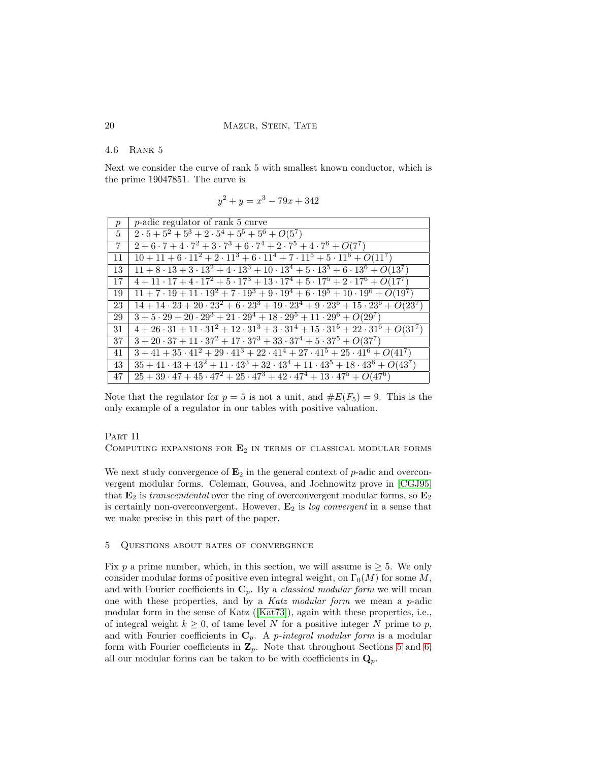### 4.6 Rank 5

Next we consider the curve of rank 5 with smallest known conductor, which is the prime 19047851. The curve is

$$y^2 + y = x^3 - 79x + 342$$

| $p$ | $p$-adic regulator of rank 5 curve |
|---|---|
| 5 | $2 \cdot 5 + 5^2 + 5^3 + 2 \cdot 5^4 + 5^5 + 5^6 + O(5^7)$ |
| 7 | $2 + 6 \cdot 7 + 4 \cdot 7^2 + 3 \cdot 7^3 + 6 \cdot 7^4 + 2 \cdot 7^5 + 4 \cdot 7^6 + O(7^7)$ |
| 11 | $10 + 11 + 6 \cdot 11^2 + 2 \cdot 11^3 + 6 \cdot 11^4 + 7 \cdot 11^5 + 5 \cdot 11^6 + O(11^7)$ |
| 13 | $11 + 8 \cdot 13 + 3 \cdot 13^2 + 4 \cdot 13^3 + 10 \cdot 13^4 + 5 \cdot 13^5 + 6 \cdot 13^6 + O(13^7)$ |
| 17 | $4 + 11 \cdot 17 + 4 \cdot 17^2 + 5 \cdot 17^3 + 13 \cdot 17^4 + 5 \cdot 17^5 + 2 \cdot 17^6 + O(17^7)$ |
| 19 | $11 + 7 \cdot 19 + 11 \cdot 19^2 + 7 \cdot 19^3 + 9 \cdot 19^4 + 6 \cdot 19^5 + 10 \cdot 19^6 + O(19^7)$ |
| 23 | $14 + 14 \cdot 23 + 20 \cdot 23^2 + 6 \cdot 23^3 + 19 \cdot 23^4 + 9 \cdot 23^5 + 15 \cdot 23^6 + O(23^7)$ |
| 29 | $3 + 5 \cdot 29 + 20 \cdot 29^3 + 21 \cdot 29^4 + 18 \cdot 29^5 + 11 \cdot 29^6 + O(29^7)$ |
| 31 | $4 + 26 \cdot 31 + 11 \cdot 31^2 + 12 \cdot 31^3 + 3 \cdot 31^4 + 15 \cdot 31^5 + 22 \cdot 31^6 + O(31^7)$ |
| 37 | $3 + 20 \cdot 37 + 11 \cdot 37^2 + 17 \cdot 37^3 + 33 \cdot 37^4 + 5 \cdot 37^5 + O(37^7)$ |
| 41 | $3 + 41 + 35 \cdot 41^2 + 29 \cdot 41^3 + 22 \cdot 41^4 + 27 \cdot 41^5 + 25 \cdot 41^6 + O(41^7)$ |
| 43 | $35 + 41 \cdot 43 + 43^2 + 11 \cdot 43^3 + 32 \cdot 43^4 + 11 \cdot 43^5 + 18 \cdot 43^6 + O(43^7)$ |
| 47 | $25 + 39 \cdot 47 + 45 \cdot 47^2 + 25 \cdot 47^3 + 42 \cdot 47^4 + 13 \cdot 47^5 + O(47^6)$ |

Note that the regulator for $p = 5$ is not a unit, and $\#E(F_5) = 9$. This is the only example of a regulator in our tables with positive valuation.

# Part II
## Computing expansions for $\mathbf{E}_2$ in terms of classical modular forms

We next study convergence of $\mathbf{E}_2$ in the general context of $p$-adic and overconvergent modular forms. Coleman, Gouvea, and Jochnowitz prove in [CGJ95] that $\mathbf{E}_2$ is *transcendental* over the ring of overconvergent modular forms, so $\mathbf{E}_2$ is certainly non-overconvergent. However, $\mathbf{E}_2$ is *log convergent* in a sense that we make precise in this part of the paper.

## 5 Questions about rates of convergence

Fix $p$ a prime number, which, in this section, we will assume is $\geq 5$. We only consider modular forms of positive even integral weight, on $\Gamma_0(M)$ for some $M$, and with Fourier coefficients in $\mathbf{C}_p$. By a *classical modular form* we will mean one with these properties, and by a *Katz modular form* we mean a $p$-adic modular form in the sense of Katz ([Kat73]), again with these properties, i.e., of integral weight $k \geq 0$, of tame level $N$ for a positive integer $N$ prime to $p$, and with Fourier coefficients in $\mathbf{C}_p$. A *p-integral modular form* is a modular form with Fourier coefficients in $\mathbf{Z}_p$. Note that throughout Sections 5 and 6, all our modular forms can be taken to be with coefficients in $\mathbf{Q}_p$.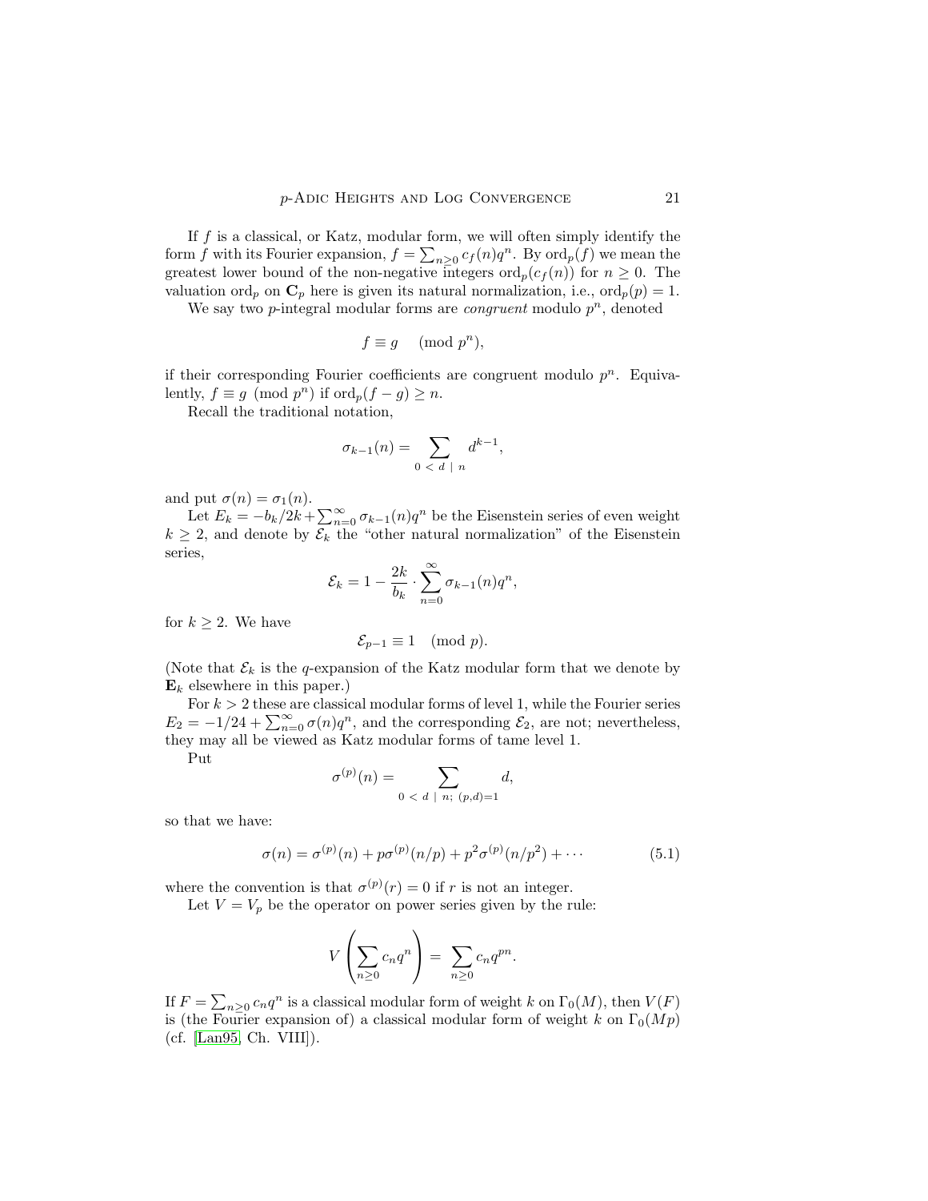If $f$ is a classical, or Katz, modular form, we will often simply identify the form $f$ with its Fourier expansion, $f = \sum_{n\geq 0} c_f(n)q^n$. By $\mathrm{ord}_p(f)$ we mean the greatest lower bound of the non-negative integers $\mathrm{ord}_p(c_f(n))$ for $n \geq 0$. The valuation $\mathrm{ord}_p$ on $\mathbf{C}_p$ here is given its natural normalization, i.e., $\mathrm{ord}_p(p) = 1$.

We say two $p$-integral modular forms are *congruent* modulo $p^n$, denoted

$$f \equiv g \pmod{p^n},$$

if their corresponding Fourier coefficients are congruent modulo $p^n$. Equivalently, $f \equiv g \pmod{p^n}$ if $\mathrm{ord}_p(f - g) \geq n$.

Recall the traditional notation,

$$\sigma_{k-1}(n) = \sum_{0\ <\ d\ |\ n} d^{k-1},$$

and put $\sigma(n) = \sigma_1(n)$.

Let $E_k = -b_k/2k + \sum_{n=0}^{\infty} \sigma_{k-1}(n)q^n$ be the Eisenstein series of even weight $k \geq 2$, and denote by $\mathcal{E}_k$ the "other natural normalization" of the Eisenstein series,

$$\mathcal{E}_k = 1 - \frac{2k}{b_k} \cdot \sum_{n=0}^{\infty} \sigma_{k-1}(n)q^n,$$

for $k \geq 2$. We have

$$\mathcal{E}_{p-1} \equiv 1 \pmod{p}.$$

(Note that $\mathcal{E}_k$ is the $q$-expansion of the Katz modular form that we denote by $\mathbf{E}_k$ elsewhere in this paper.)

For $k > 2$ these are classical modular forms of level 1, while the Fourier series $E_2 = -1/24 + \sum_{n=0}^{\infty} \sigma(n)q^n$, and the corresponding $\mathcal{E}_2$, are not; nevertheless, they may all be viewed as Katz modular forms of tame level 1.

Put

$$\sigma^{(p)}(n) = \sum_{0\ <\ d\ |\ n;\ (p,d)=1} d,$$

so that we have:

$$\sigma(n) = \sigma^{(p)}(n) + p\sigma^{(p)}(n/p) + p^2\sigma^{(p)}(n/p^2) + \cdots \tag{5.1}$$

where the convention is that $\sigma^{(p)}(r) = 0$ if $r$ is not an integer.

Let $V = V_p$ be the operator on power series given by the rule:

$$V\left(\sum_{n\geq 0} c_n q^n\right) = \sum_{n\geq 0} c_n q^{pn}.$$

If $F = \sum_{n\geq 0} c_n q^n$ is a classical modular form of weight $k$ on $\Gamma_0(M)$, then $V(F)$ is (the Fourier expansion of) a classical modular form of weight $k$ on $\Gamma_0(Mp)$ (cf. [Lan95, Ch. VIII]).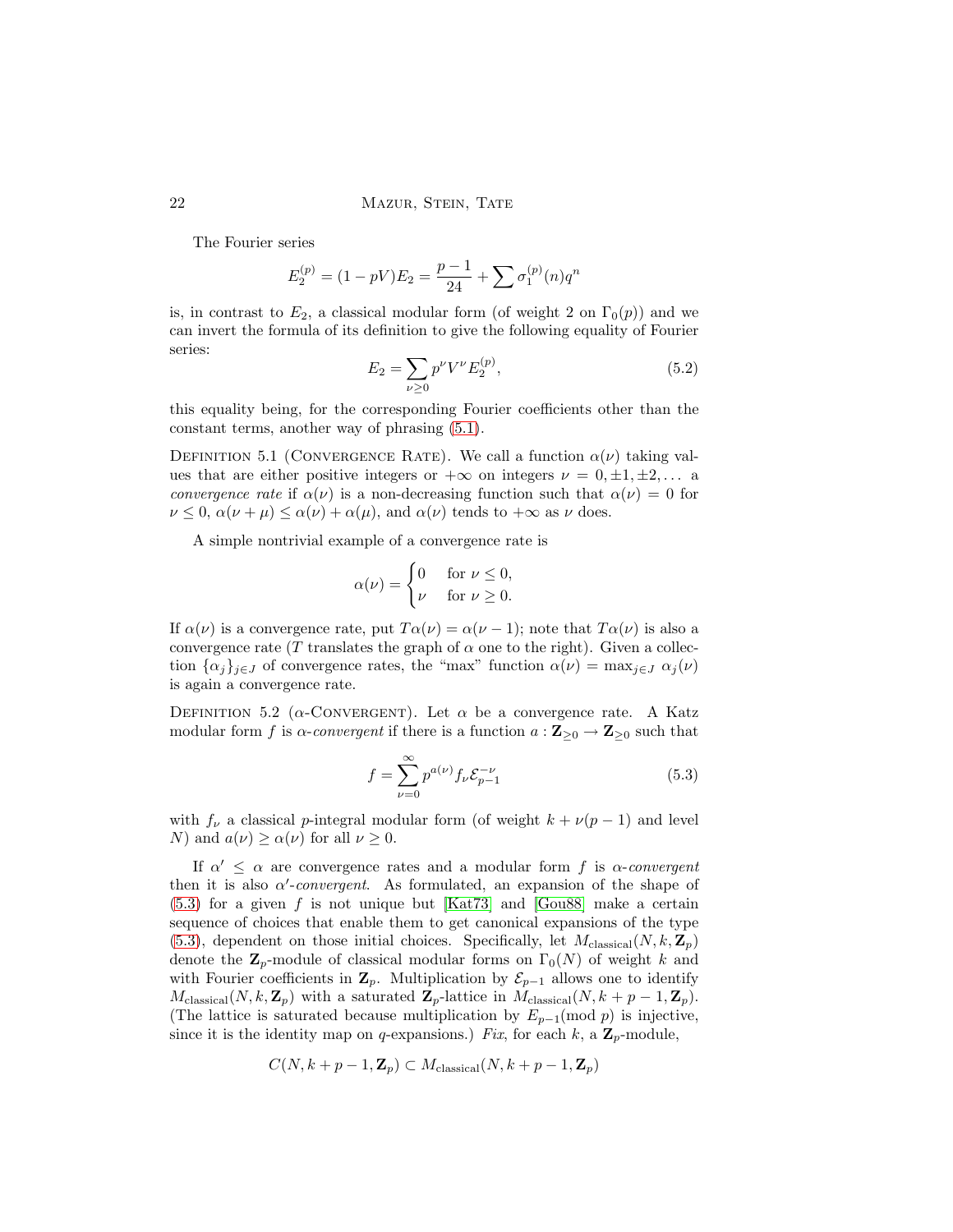The Fourier series

$$E_2^{(p)} = (1 - pV)E_2 = \frac{p-1}{24} + \sum \sigma_1^{(p)}(n)q^n$$

is, in contrast to $E_2$, a classical modular form (of weight 2 on $\Gamma_0(p)$) and we can invert the formula of its definition to give the following equality of Fourier series:

$$E_2 = \sum_{\nu \geq 0} p^\nu V^\nu E_2^{(p)}, \tag{5.2}$$

this equality being, for the corresponding Fourier coefficients other than the constant terms, another way of phrasing (5.1).

Definition 5.1 (Convergence Rate). We call a function $\alpha(\nu)$ taking values that are either positive integers or $+\infty$ on integers $\nu = 0, \pm 1, \pm 2, \ldots$ a *convergence rate* if $\alpha(\nu)$ is a non-decreasing function such that $\alpha(\nu) = 0$ for $\nu \leq 0$, $\alpha(\nu + \mu) \leq \alpha(\nu) + \alpha(\mu)$, and $\alpha(\nu)$ tends to $+\infty$ as $\nu$ does.

A simple nontrivial example of a convergence rate is

$$\alpha(\nu) = \begin{cases} 0 & \text{for } \nu \leq 0, \\ \nu & \text{for } \nu \geq 0. \end{cases}$$

If $\alpha(\nu)$ is a convergence rate, put $T\alpha(\nu) = \alpha(\nu - 1)$; note that $T\alpha(\nu)$ is also a convergence rate ($T$ translates the graph of $\alpha$ one to the right). Given a collection $\{\alpha_j\}_{j \in J}$ of convergence rates, the "max" function $\alpha(\nu) = \max_{j \in J} \alpha_j(\nu)$ is again a convergence rate.

Definition 5.2 ($\alpha$-Convergent). Let $\alpha$ be a convergence rate. A Katz modular form $f$ is *$\alpha$-convergent* if there is a function $a : \mathbf{Z}_{\geq 0} \to \mathbf{Z}_{\geq 0}$ such that

$$f = \sum_{\nu=0}^{\infty} p^{a(\nu)} f_\nu \mathcal{E}_{p-1}^{-\nu} \tag{5.3}$$

with $f_\nu$ a classical $p$-integral modular form (of weight $k + \nu(p-1)$ and level $N$) and $a(\nu) \geq \alpha(\nu)$ for all $\nu \geq 0$.

If $\alpha' \leq \alpha$ are convergence rates and a modular form $f$ is *$\alpha$-convergent* then it is also *$\alpha'$-convergent*. As formulated, an expansion of the shape of (5.3) for a given $f$ is not unique but [Kat73] and [Gou88] make a certain sequence of choices that enable them to get canonical expansions of the type (5.3), dependent on those initial choices. Specifically, let $M_{\text{classical}}(N, k, \mathbf{Z}_p)$ denote the $\mathbf{Z}_p$-module of classical modular forms on $\Gamma_0(N)$ of weight $k$ and with Fourier coefficients in $\mathbf{Z}_p$. Multiplication by $\mathcal{E}_{p-1}$ allows one to identify $M_{\text{classical}}(N, k, \mathbf{Z}_p)$ with a saturated $\mathbf{Z}_p$-lattice in $M_{\text{classical}}(N, k+p-1, \mathbf{Z}_p)$. (The lattice is saturated because multiplication by $E_{p-1}(\text{mod } p)$ is injective, since it is the identity map on $q$-expansions.) *Fix*, for each $k$, a $\mathbf{Z}_p$-module,

$$C(N, k+p-1, \mathbf{Z}_p) \subset M_{\text{classical}}(N, k+p-1, \mathbf{Z}_p)$$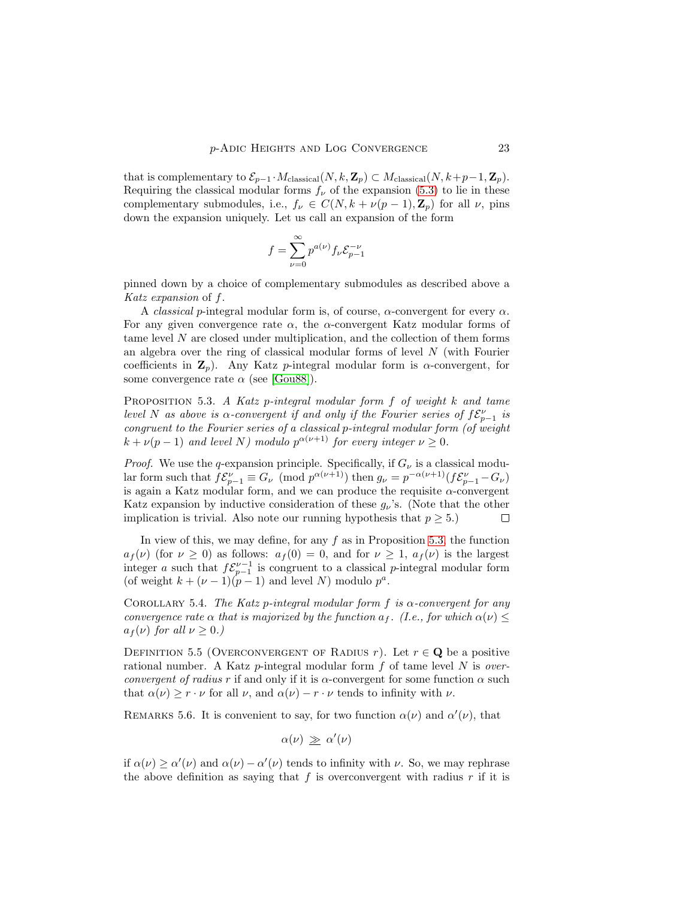that is complementary to $\mathcal{E}_{p-1} \cdot M_{\text{classical}}(N, k, \mathbf{Z}_p) \subset M_{\text{classical}}(N, k+p-1, \mathbf{Z}_p)$. Requiring the classical modular forms $f_\nu$ of the expansion (5.3) to lie in these complementary submodules, i.e., $f_\nu \in C(N, k + \nu(p-1), \mathbf{Z}_p)$ for all $\nu$, pins down the expansion uniquely. Let us call an expansion of the form

$$f = \sum_{\nu=0}^{\infty} p^{\alpha(\nu)} f_\nu \mathcal{E}_{p-1}^{-\nu}$$

pinned down by a choice of complementary submodules as described above a *Katz expansion* of $f$.

A *classical* $p$-integral modular form is, of course, $\alpha$-convergent for every $\alpha$. For any given convergence rate $\alpha$, the $\alpha$-convergent Katz modular forms of tame level $N$ are closed under multiplication, and the collection of them forms an algebra over the ring of classical modular forms of level $N$ (with Fourier coefficients in $\mathbf{Z}_p$). Any Katz $p$-integral modular form is $\alpha$-convergent, for some convergence rate $\alpha$ (see [Gou88]).

PROPOSITION 5.3. *A Katz $p$-integral modular form $f$ of weight $k$ and tame level $N$ as above is $\alpha$-convergent if and only if the Fourier series of $f\mathcal{E}_{p-1}^{\nu}$ is congruent to the Fourier series of a classical $p$-integral modular form (of weight $k + \nu(p-1)$ and level $N$) modulo $p^{\alpha(\nu+1)}$ for every integer $\nu \geq 0$.*

*Proof.* We use the $q$-expansion principle. Specifically, if $G_\nu$ is a classical modular form such that $f\mathcal{E}_{p-1}^{\nu} \equiv G_\nu \pmod{p^{\alpha(\nu+1)}}$ then $g_\nu = p^{-\alpha(\nu+1)}(f\mathcal{E}_{p-1}^{\nu} - G_\nu)$ is again a Katz modular form, and we can produce the requisite $\alpha$-convergent Katz expansion by inductive consideration of these $g_\nu$'s. (Note that the other implication is trivial. Also note our running hypothesis that $p \geq 5$.) $\square$

In view of this, we may define, for any $f$ as in Proposition 5.3, the function $a_f(\nu)$ (for $\nu \geq 0$) as follows: $a_f(0) = 0$, and for $\nu \geq 1$, $a_f(\nu)$ is the largest integer $a$ such that $f\mathcal{E}_{p-1}^{\nu-1}$ is congruent to a classical $p$-integral modular form (of weight $k + (\nu-1)(p-1)$ and level $N$) modulo $p^a$.

COROLLARY 5.4. *The Katz $p$-integral modular form $f$ is $\alpha$-convergent for any convergence rate $\alpha$ that is majorized by the function $a_f$. (I.e., for which $\alpha(\nu) \leq a_f(\nu)$ for all $\nu \geq 0$.)*

DEFINITION 5.5 (OVERCONVERGENT OF RADIUS $r$). Let $r \in \mathbf{Q}$ be a positive rational number. A Katz $p$-integral modular form $f$ of tame level $N$ is *overconvergent of radius* $r$ if and only if it is $\alpha$-convergent for some function $\alpha$ such that $\alpha(\nu) \geq r \cdot \nu$ for all $\nu$, and $\alpha(\nu) - r \cdot \nu$ tends to infinity with $\nu$.

REMARKS 5.6. It is convenient to say, for two function $\alpha(\nu)$ and $\alpha'(\nu)$, that

$$\alpha(\nu) \ \underset{=}{\gg} \ \alpha'(\nu)$$

if $\alpha(\nu) \geq \alpha'(\nu)$ and $\alpha(\nu) - \alpha'(\nu)$ tends to infinity with $\nu$. So, we may rephrase the above definition as saying that $f$ is overconvergent with radius $r$ if it is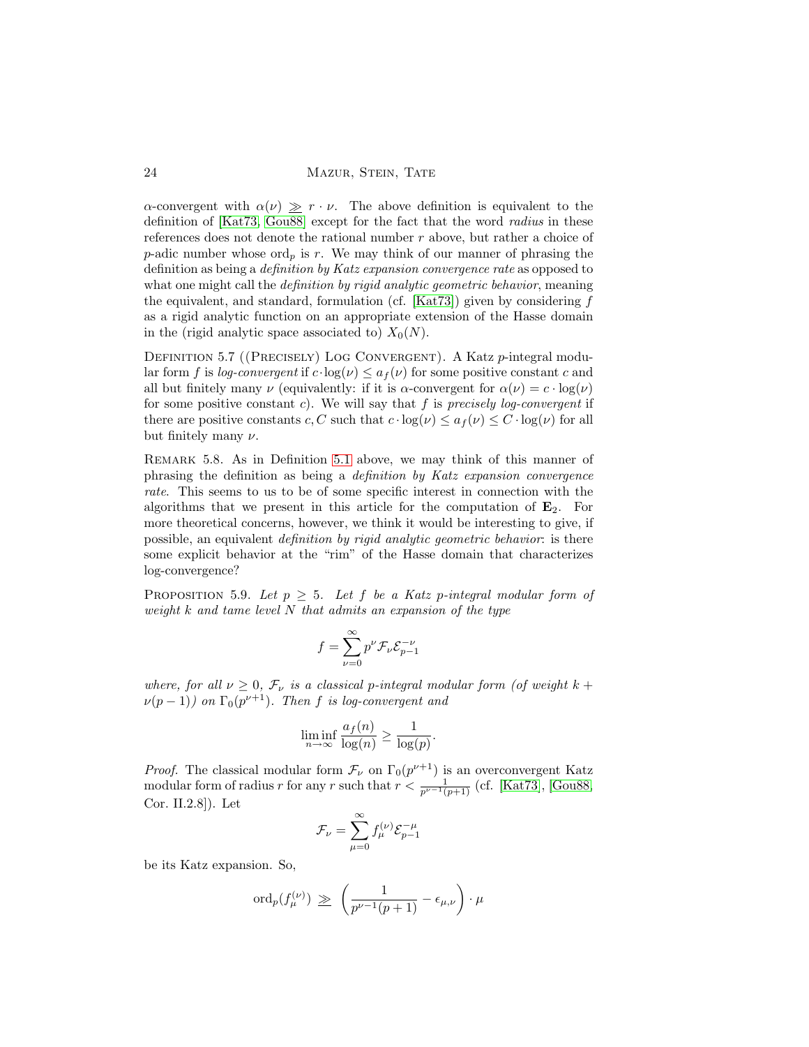$\alpha$-convergent with $\alpha(\nu) \ggg r \cdot \nu$. The above definition is equivalent to the definition of [Kat73, Gou88] except for the fact that the word *radius* in these references does not denote the rational number $r$ above, but rather a choice of $p$-adic number whose $\mathrm{ord}_p$ is $r$. We may think of our manner of phrasing the definition as being a *definition by Katz expansion convergence rate* as opposed to what one might call the *definition by rigid analytic geometric behavior*, meaning the equivalent, and standard, formulation (cf. [Kat73]) given by considering $f$ as a rigid analytic function on an appropriate extension of the Hasse domain in the (rigid analytic space associated to) $X_0(N)$.

Definition 5.7 ((Precisely) Log Convergent). A Katz $p$-integral modular form $f$ is *log-convergent* if $c \cdot \log(\nu) \leq a_f(\nu)$ for some positive constant $c$ and all but finitely many $\nu$ (equivalently: if it is $\alpha$-convergent for $\alpha(\nu) = c \cdot \log(\nu)$ for some positive constant $c$). We will say that $f$ is *precisely log-convergent* if there are positive constants $c, C$ such that $c \cdot \log(\nu) \leq a_f(\nu) \leq C \cdot \log(\nu)$ for all but finitely many $\nu$.

Remark 5.8. As in Definition 5.1 above, we may think of this manner of phrasing the definition as being a *definition by Katz expansion convergence rate*. This seems to us to be of some specific interest in connection with the algorithms that we present in this article for the computation of $\mathbf{E}_2$. For more theoretical concerns, however, we think it would be interesting to give, if possible, an equivalent *definition by rigid analytic geometric behavior*: is there some explicit behavior at the "rim" of the Hasse domain that characterizes log-convergence?

Proposition 5.9. *Let $p \geq 5$. Let $f$ be a Katz $p$-integral modular form of weight $k$ and tame level $N$ that admits an expansion of the type*

$$f = \sum_{\nu=0}^{\infty} p^{\nu} \mathcal{F}_{\nu} \mathcal{E}_{p-1}^{-\nu}$$

*where, for all $\nu \geq 0$, $\mathcal{F}_{\nu}$ is a classical $p$-integral modular form (of weight $k + \nu(p-1)$) on $\Gamma_0(p^{\nu+1})$. Then $f$ is log-convergent and*

$$\liminf_{n \to \infty} \frac{a_f(n)}{\log(n)} \geq \frac{1}{\log(p)}.$$

*Proof.* The classical modular form $\mathcal{F}_{\nu}$ on $\Gamma_0(p^{\nu+1})$ is an overconvergent Katz modular form of radius $r$ for any $r$ such that $r < \frac{1}{p^{\nu-1}(p+1)}$ (cf. [Kat73], [Gou88, Cor. II.2.8]). Let

$$\mathcal{F}_{\nu} = \sum_{\mu=0}^{\infty} f_{\mu}^{(\nu)} \mathcal{E}_{p-1}^{-\mu}$$

be its Katz expansion. So,

$$\mathrm{ord}_p(f_{\mu}^{(\nu)}) \ \ggg\ \left( \frac{1}{p^{\nu-1}(p+1)} - \epsilon_{\mu,\nu} \right) \cdot \mu$$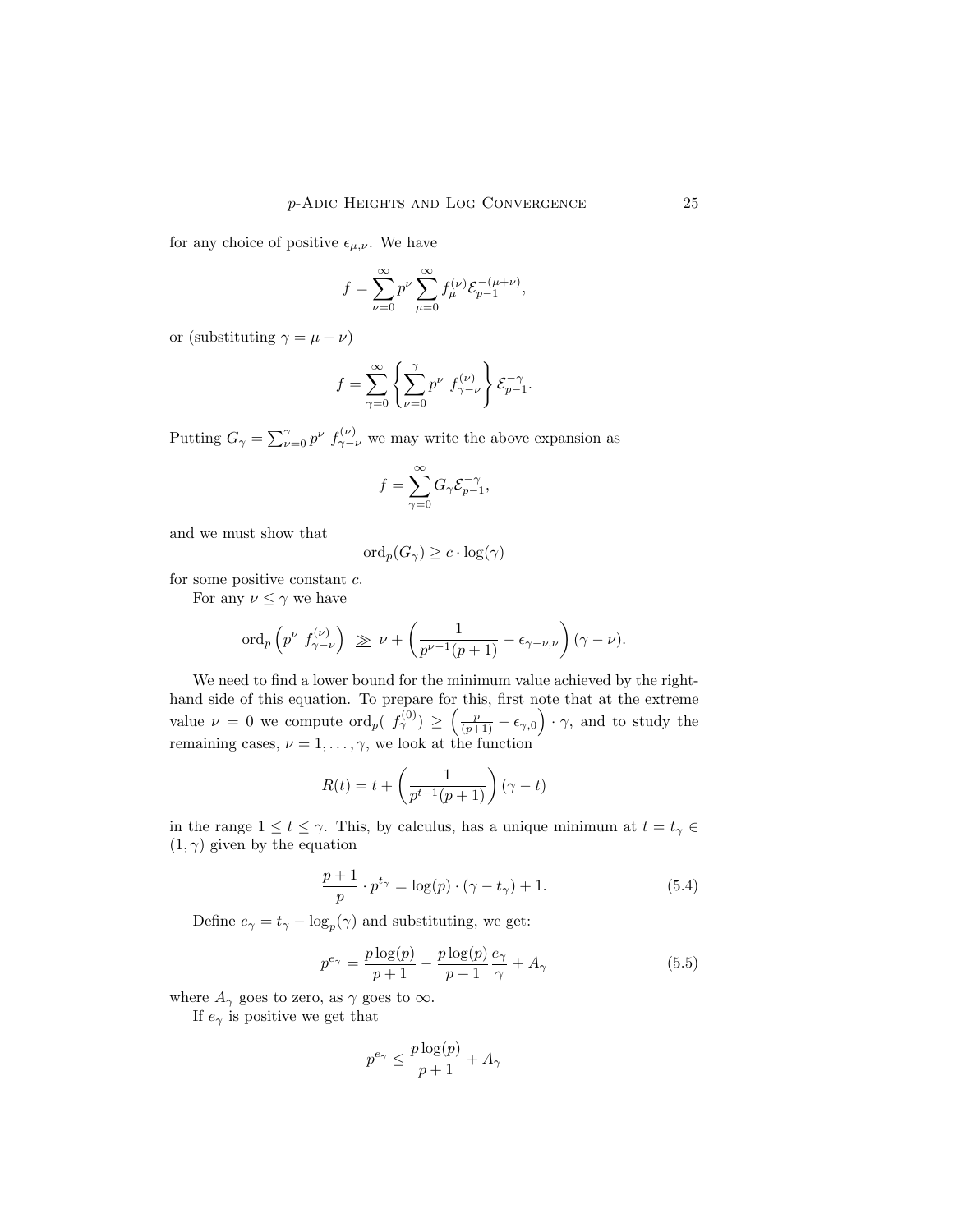for any choice of positive $\epsilon_{\mu,\nu}$. We have

$$f = \sum_{\nu=0}^{\infty} p^{\nu} \sum_{\mu=0}^{\infty} f_{\mu}^{(\nu)} \mathcal{E}_{p-1}^{-(\mu+\nu)},$$

or (substituting $\gamma = \mu + \nu$)

$$f = \sum_{\gamma=0}^{\infty} \left\{ \sum_{\nu=0}^{\gamma} p^{\nu} \ f_{\gamma-\nu}^{(\nu)} \right\} \mathcal{E}_{p-1}^{-\gamma}.$$

Putting $G_{\gamma} = \sum_{\nu=0}^{\gamma} p^{\nu} \ f_{\gamma-\nu}^{(\nu)}$ we may write the above expansion as

$$f = \sum_{\gamma=0}^{\infty} G_{\gamma} \mathcal{E}_{p-1}^{-\gamma},$$

and we must show that

$$\mathrm{ord}_p(G_{\gamma}) \geq c \cdot \log(\gamma)$$

for some positive constant $c$.

For any $\nu \leq \gamma$ we have

$$\mathrm{ord}_p\left(p^{\nu} \ f_{\gamma-\nu}^{(\nu)}\right) \ \geqq \ \nu + \left(\frac{1}{p^{\nu-1}(p+1)} - \epsilon_{\gamma-\nu,\nu}\right)(\gamma - \nu).$$

We need to find a lower bound for the minimum value achieved by the right-hand side of this equation. To prepare for this, first note that at the extreme value $\nu = 0$ we compute $\mathrm{ord}_p( \ f_{\gamma}^{(0)}) \geq \left(\frac{p}{(p+1)} - \epsilon_{\gamma,0}\right) \cdot \gamma$, and to study the remaining cases, $\nu = 1, \ldots, \gamma$, we look at the function

$$R(t) = t + \left(\frac{1}{p^{t-1}(p+1)}\right)(\gamma - t)$$

in the range $1 \leq t \leq \gamma$. This, by calculus, has a unique minimum at $t = t_{\gamma} \in (1, \gamma)$ given by the equation

$$\frac{p+1}{p} \cdot p^{t_{\gamma}} = \log(p) \cdot (\gamma - t_{\gamma}) + 1. \tag{5.4}$$

Define $e_{\gamma} = t_{\gamma} - \log_p(\gamma)$ and substituting, we get:

$$p^{e_{\gamma}} = \frac{p\log(p)}{p+1} - \frac{p\log(p)}{p+1}\frac{e_{\gamma}}{\gamma} + A_{\gamma} \tag{5.5}$$

where $A_{\gamma}$ goes to zero, as $\gamma$ goes to $\infty$.

If $e_{\gamma}$ is positive we get that

$$p^{e_{\gamma}} \leq \frac{p\log(p)}{p+1} + A_{\gamma}$$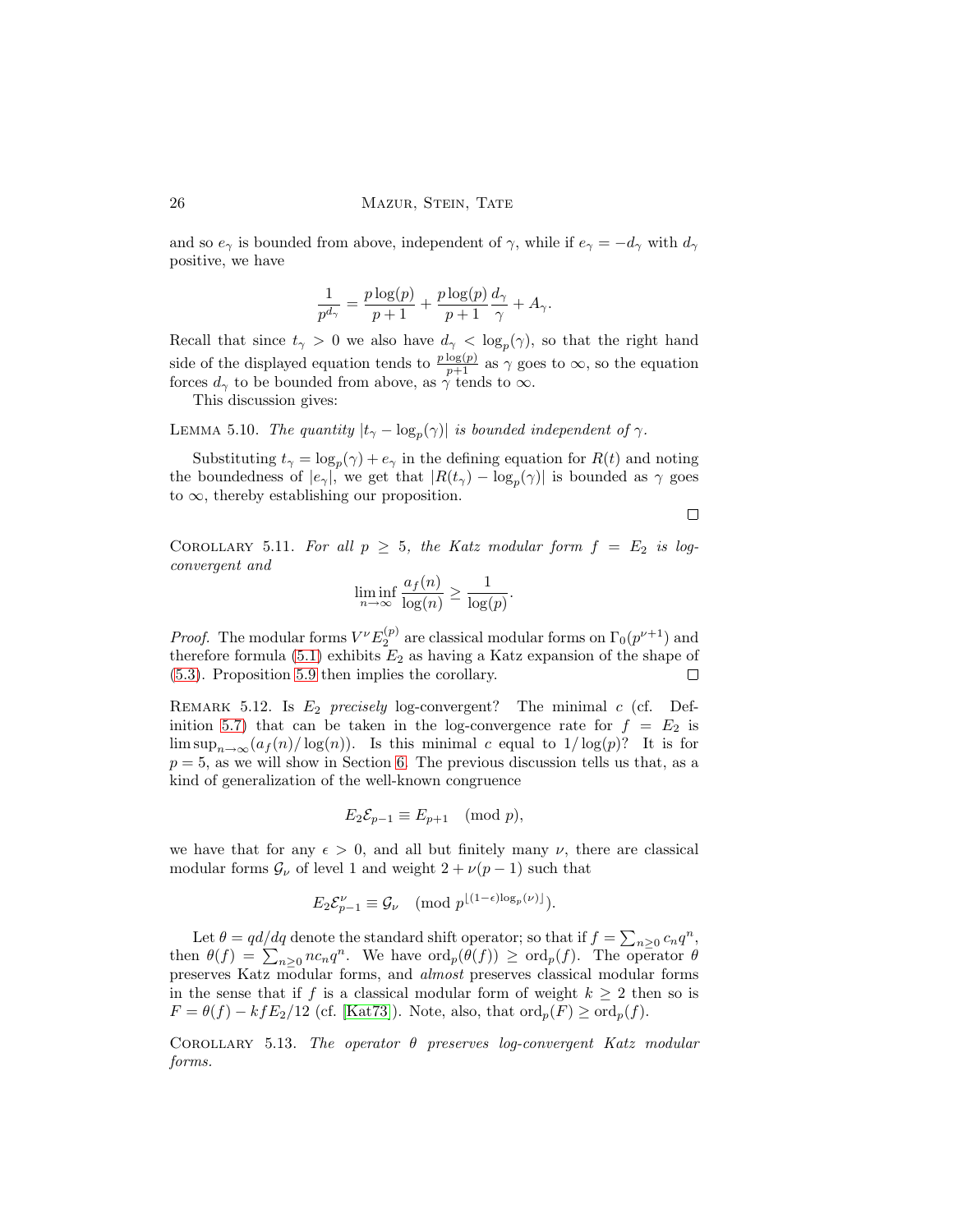and so $e_\gamma$ is bounded from above, independent of $\gamma$, while if $e_\gamma = -d_\gamma$ with $d_\gamma$ positive, we have

$$\frac{1}{p^{d_\gamma}} = \frac{p\log(p)}{p+1} + \frac{p\log(p)}{p+1}\frac{d_\gamma}{\gamma} + A_\gamma.$$

Recall that since $t_\gamma > 0$ we also have $d_\gamma < \log_p(\gamma)$, so that the right hand side of the displayed equation tends to $\frac{p\log(p)}{p+1}$ as $\gamma$ goes to $\infty$, so the equation forces $d_\gamma$ to be bounded from above, as $\gamma$ tends to $\infty$.

This discussion gives:

LEMMA 5.10. *The quantity $|t_\gamma - \log_p(\gamma)|$ is bounded independent of $\gamma$.*

Substituting $t_\gamma = \log_p(\gamma) + e_\gamma$ in the defining equation for $R(t)$ and noting the boundedness of $|e_\gamma|$, we get that $|R(t_\gamma) - \log_p(\gamma)|$ is bounded as $\gamma$ goes to $\infty$, thereby establishing our proposition.

□

COROLLARY 5.11. *For all $p \geq 5$, the Katz modular form $f = E_2$ is log-convergent and*

$$\liminf_{n\to\infty} \frac{a_f(n)}{\log(n)} \geq \frac{1}{\log(p)}.$$

*Proof.* The modular forms $V^\nu E_2^{(p)}$ are classical modular forms on $\Gamma_0(p^{\nu+1})$ and therefore formula (5.1) exhibits $E_2$ as having a Katz expansion of the shape of (5.3). Proposition 5.9 then implies the corollary. □

REMARK 5.12. Is $E_2$ *precisely* log-convergent? The minimal $c$ (cf. Definition 5.7) that can be taken in the log-convergence rate for $f = E_2$ is $\limsup_{n\to\infty}(a_f(n)/\log(n))$. Is this minimal $c$ equal to $1/\log(p)$? It is for $p = 5$, as we will show in Section 6. The previous discussion tells us that, as a kind of generalization of the well-known congruence

$$E_2\mathcal{E}_{p-1} \equiv E_{p+1} \pmod{p},$$

we have that for any $\epsilon > 0$, and all but finitely many $\nu$, there are classical modular forms $\mathcal{G}_\nu$ of level 1 and weight $2 + \nu(p-1)$ such that

$$E_2\mathcal{E}_{p-1}^\nu \equiv \mathcal{G}_\nu \pmod{p^{\lfloor(1-\epsilon)\log_p(\nu)\rfloor}}.$$

Let $\theta = qd/dq$ denote the standard shift operator; so that if $f = \sum_{n\geq 0} c_n q^n$, then $\theta(f) = \sum_{n\geq 0} nc_n q^n$. We have $\mathrm{ord}_p(\theta(f)) \geq \mathrm{ord}_p(f)$. The operator $\theta$ preserves Katz modular forms, and *almost* preserves classical modular forms in the sense that if $f$ is a classical modular form of weight $k \geq 2$ then so is $F = \theta(f) - kfE_2/12$ (cf. [Kat73]). Note, also, that $\mathrm{ord}_p(F) \geq \mathrm{ord}_p(f)$.

COROLLARY 5.13. *The operator $\theta$ preserves log-convergent Katz modular forms.*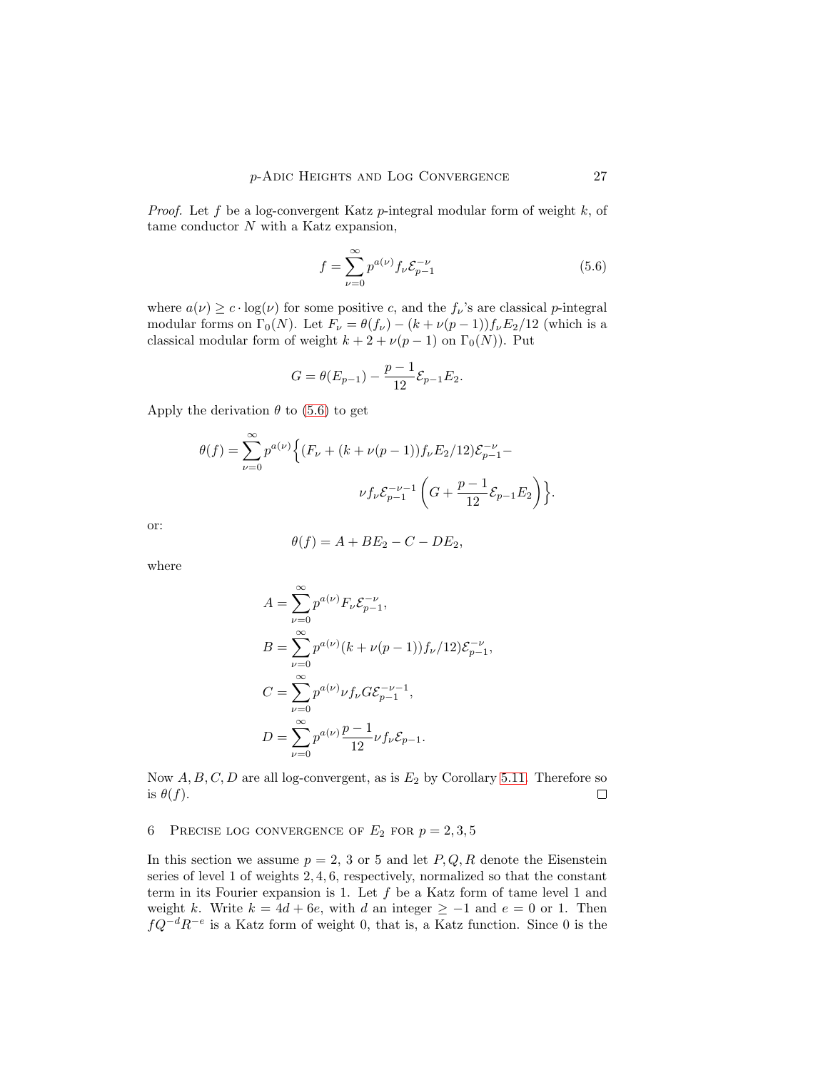*Proof.* Let $f$ be a log-convergent Katz $p$-integral modular form of weight $k$, of tame conductor $N$ with a Katz expansion,

$$f = \sum_{\nu=0}^{\infty} p^{a(\nu)} f_\nu \mathcal{E}_{p-1}^{-\nu} \tag{5.6}$$

where $a(\nu) \geq c \cdot \log(\nu)$ for some positive $c$, and the $f_\nu$'s are classical $p$-integral modular forms on $\Gamma_0(N)$. Let $F_\nu = \theta(f_\nu) - (k + \nu(p-1)) f_\nu E_2/12$ (which is a classical modular form of weight $k + 2 + \nu(p-1)$ on $\Gamma_0(N)$). Put

$$G = \theta(E_{p-1}) - \frac{p-1}{12}\mathcal{E}_{p-1}E_2.$$

Apply the derivation $\theta$ to (5.6) to get

$$\theta(f) = \sum_{\nu=0}^{\infty} p^{a(\nu)} \Big\{ (F_\nu + (k + \nu(p-1)) f_\nu E_2/12)\mathcal{E}_{p-1}^{-\nu} - \nu f_\nu \mathcal{E}_{p-1}^{-\nu-1} \left( G + \frac{p-1}{12}\mathcal{E}_{p-1}E_2 \right) \Big\}.$$

or:

$$\theta(f) = A + BE_2 - C - DE_2,$$

where

$$\begin{aligned}
A &= \sum_{\nu=0}^{\infty} p^{a(\nu)} F_\nu \mathcal{E}_{p-1}^{-\nu}, \\
B &= \sum_{\nu=0}^{\infty} p^{a(\nu)} (k + \nu(p-1)) f_\nu/12) \mathcal{E}_{p-1}^{-\nu}, \\
C &= \sum_{\nu=0}^{\infty} p^{a(\nu)} \nu f_\nu G \mathcal{E}_{p-1}^{-\nu-1}, \\
D &= \sum_{\nu=0}^{\infty} p^{a(\nu)} \frac{p-1}{12} \nu f_\nu \mathcal{E}_{p-1}.
\end{aligned}$$

Now $A, B, C, D$ are all log-convergent, as is $E_2$ by Corollary 5.11. Therefore so is $\theta(f)$. ∎

## 6 Precise log convergence of $E_2$ for $p = 2, 3, 5$

In this section we assume $p = 2$, 3 or 5 and let $P, Q, R$ denote the Eisenstein series of level 1 of weights $2, 4, 6$, respectively, normalized so that the constant term in its Fourier expansion is 1. Let $f$ be a Katz form of tame level 1 and weight $k$. Write $k = 4d + 6e$, with $d$ an integer $\geq -1$ and $e = 0$ or 1. Then $fQ^{-d}R^{-e}$ is a Katz form of weight 0, that is, a Katz function. Since 0 is the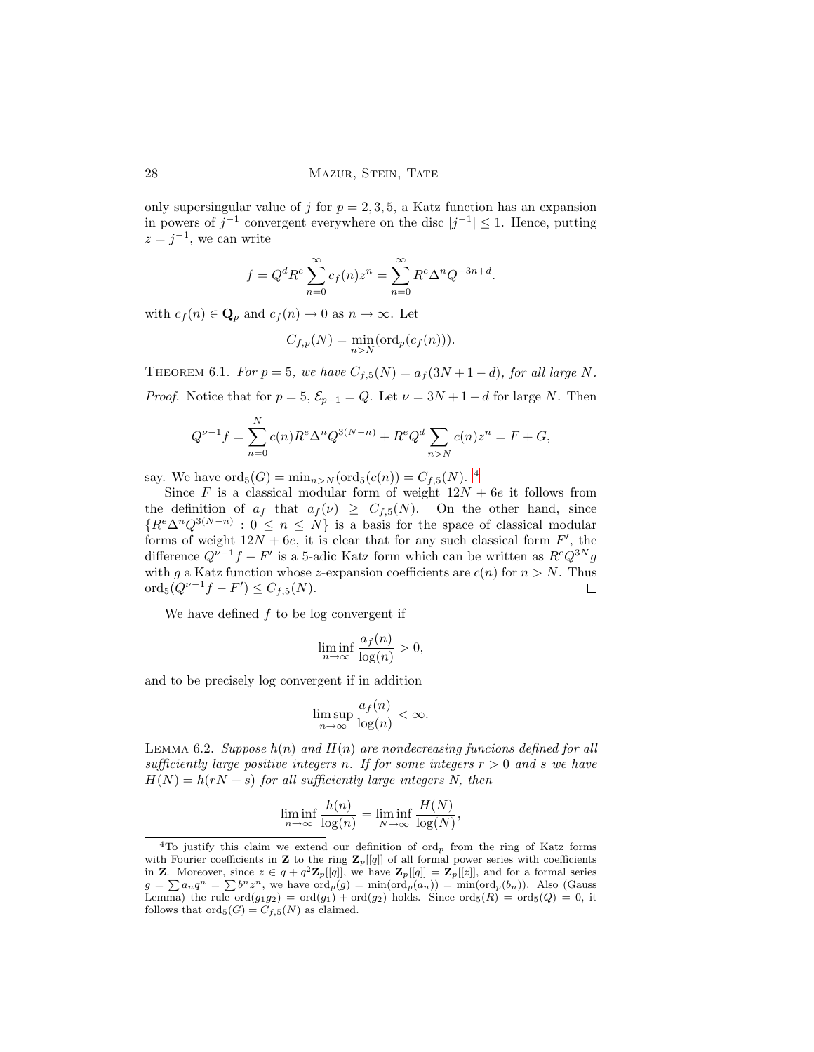only supersingular value of $j$ for $p = 2, 3, 5$, a Katz function has an expansion in powers of $j^{-1}$ convergent everywhere on the disc $|j^{-1}| \le 1$. Hence, putting $z = j^{-1}$, we can write

$$f = Q^d R^e \sum_{n=0}^{\infty} c_f(n) z^n = \sum_{n=0}^{\infty} R^e \Delta^n Q^{-3n+d}.$$

with $c_f(n) \in \mathbf{Q}_p$ and $c_f(n) \to 0$ as $n \to \infty$. Let

$$C_{f,p}(N) = \min_{n>N}(\mathrm{ord}_p(c_f(n))).$$

Theorem 6.1. *For $p = 5$, we have $C_{f,5}(N) = a_f(3N + 1 - d)$, for all large $N$.*

*Proof.* Notice that for $p = 5$, $\mathcal{E}_{p-1} = Q$. Let $\nu = 3N + 1 - d$ for large $N$. Then

$$Q^{\nu-1} f = \sum_{n=0}^{N} c(n) R^e \Delta^n Q^{3(N-n)} + R^e Q^d \sum_{n>N} c(n) z^n = F + G,$$

say. We have $\mathrm{ord}_5(G) = \min_{n>N}(\mathrm{ord}_5(c(n)) = C_{f,5}(N)$. [4]

Since $F$ is a classical modular form of weight $12N + 6e$ it follows from the definition of $a_f$ that $a_f(\nu) \ge C_{f,5}(N)$. On the other hand, since $\{R^e \Delta^n Q^{3(N-n)} : 0 \le n \le N\}$ is a basis for the space of classical modular forms of weight $12N + 6e$, it is clear that for any such classical form $F'$, the difference $Q^{\nu-1} f - F'$ is a 5-adic Katz form which can be written as $R^e Q^{3N} g$ with $g$ a Katz function whose $z$-expansion coefficients are $c(n)$ for $n > N$. Thus $\mathrm{ord}_5(Q^{\nu-1} f - F') \le C_{f,5}(N)$. $\square$

We have defined $f$ to be log convergent if

$$\liminf_{n\to\infty} \frac{a_f(n)}{\log(n)} > 0,$$

and to be precisely log convergent if in addition

$$\limsup_{n\to\infty} \frac{a_f(n)}{\log(n)} < \infty.$$

Lemma 6.2. *Suppose $h(n)$ and $H(n)$ are nondecreasing funcions defined for all sufficiently large positive integers $n$. If for some integers $r > 0$ and $s$ we have $H(N) = h(rN + s)$ for all sufficiently large integers $N$, then*

$$\liminf_{n\to\infty} \frac{h(n)}{\log(n)} = \liminf_{N\to\infty} \frac{H(N)}{\log(N)},$$

[4] To justify this claim we extend our definition of $\mathrm{ord}_p$ from the ring of Katz forms with Fourier coefficients in $\mathbf{Z}$ to the ring $\mathbf{Z}_p[[q]]$ of all formal power series with coefficients in $\mathbf{Z}$. Moreover, since $z \in q + q^2\mathbf{Z}_p[[q]]$, we have $\mathbf{Z}_p[[q]] = \mathbf{Z}_p[[z]]$, and for a formal series $g = \sum a_n q^n = \sum b^n z^n$, we have $\mathrm{ord}_p(g) = \min(\mathrm{ord}_p(a_n)) = \min(\mathrm{ord}_p(b_n))$. Also (Gauss Lemma) the rule $\mathrm{ord}(g_1 g_2) = \mathrm{ord}(g_1) + \mathrm{ord}(g_2)$ holds. Since $\mathrm{ord}_5(R) = \mathrm{ord}_5(Q) = 0$, it follows that $\mathrm{ord}_5(G) = C_{f,5}(N)$ as claimed.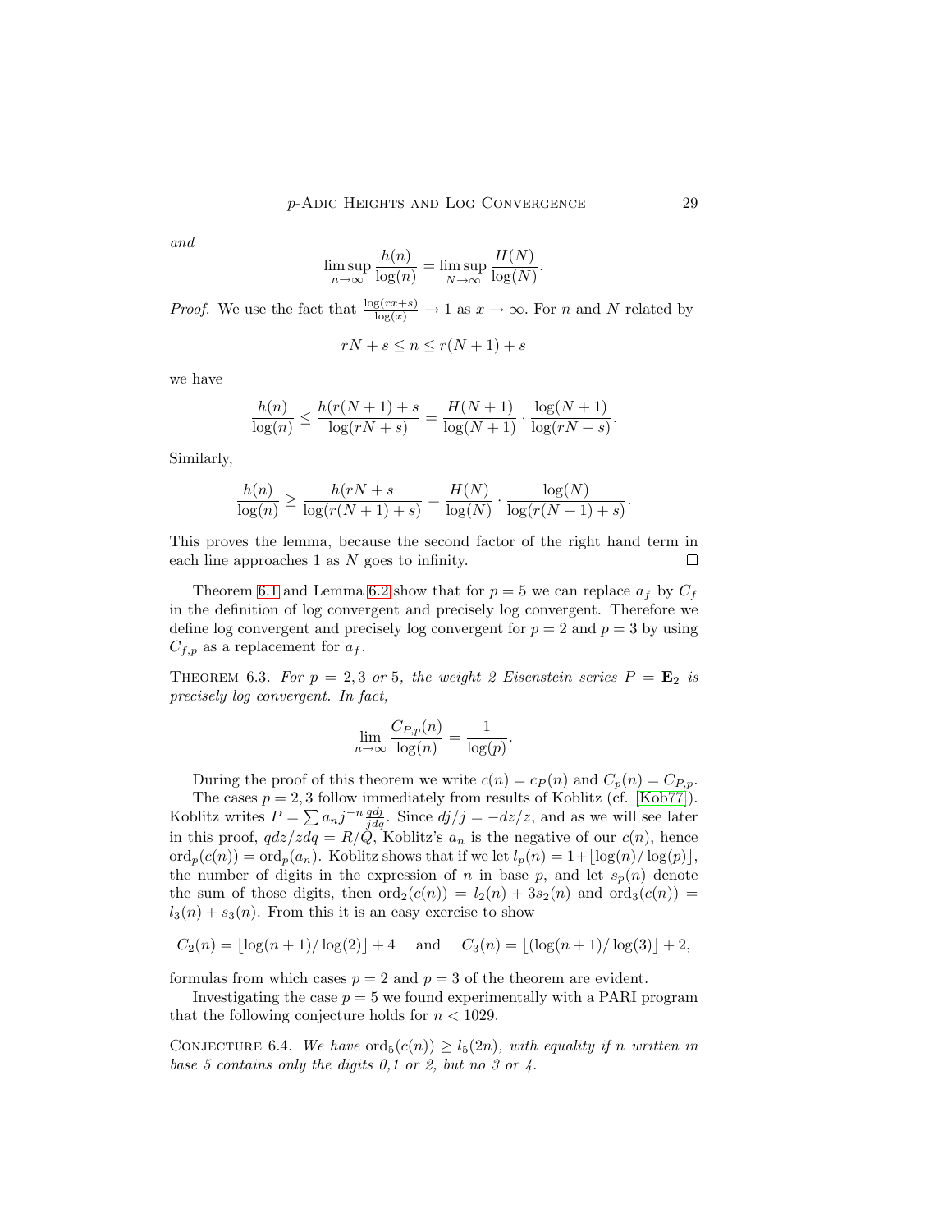*and*

$$\limsup_{n\to\infty} \frac{h(n)}{\log(n)} = \limsup_{N\to\infty} \frac{H(N)}{\log(N)}.$$

*Proof.* We use the fact that $\frac{\log(rx+s)}{\log(x)} \to 1$ as $x \to \infty$. For $n$ and $N$ related by

$$rN + s \le n \le r(N+1) + s$$

we have

$$\frac{h(n)}{\log(n)} \le \frac{h(r(N+1)+s}{\log(rN+s)} = \frac{H(N+1)}{\log(N+1)} \cdot \frac{\log(N+1)}{\log(rN+s)}.$$

Similarly,

$$\frac{h(n)}{\log(n)} \ge \frac{h(rN+s}{\log(r(N+1)+s)} = \frac{H(N)}{\log(N)} \cdot \frac{\log(N)}{\log(r(N+1)+s)}.$$

This proves the lemma, because the second factor of the right hand term in each line approaches 1 as $N$ goes to infinity. □

Theorem 6.1 and Lemma 6.2 show that for $p = 5$ we can replace $a_f$ by $C_f$ in the definition of log convergent and precisely log convergent. Therefore we define log convergent and precisely log convergent for $p = 2$ and $p = 3$ by using $C_{f,p}$ as a replacement for $a_f$.

Theorem 6.3. *For $p = 2, 3$ or $5$, the weight 2 Eisenstein series $P = \mathbf{E}_2$ is precisely log convergent. In fact,*

$$\lim_{n\to\infty} \frac{C_{P,p}(n)}{\log(n)} = \frac{1}{\log(p)}.$$

During the proof of this theorem we write $c(n) = c_P(n)$ and $C_p(n) = C_{P,p}$.

The cases $p = 2, 3$ follow immediately from results of Koblitz (cf. [Kob77]). Koblitz writes $P = \sum a_n j^{-n} \frac{qdj}{jdq}$. Since $dj/j = -dz/z$, and as we will see later in this proof, $qdz/zdq = R/Q$, Koblitz's $a_n$ is the negative of our $c(n)$, hence $\mathrm{ord}_p(c(n)) = \mathrm{ord}_p(a_n)$. Koblitz shows that if we let $l_p(n) = 1 + \lfloor \log(n)/\log(p) \rfloor$, the number of digits in the expression of $n$ in base $p$, and let $s_p(n)$ denote the sum of those digits, then $\mathrm{ord}_2(c(n)) = l_2(n) + 3s_2(n)$ and $\mathrm{ord}_3(c(n)) = l_3(n) + s_3(n)$. From this it is an easy exercise to show

$$C_2(n) = \lfloor \log(n+1)/\log(2) \rfloor + 4 \quad \text{and} \quad C_3(n) = \lfloor (\log(n+1)/\log(3) \rfloor + 2,$$

formulas from which cases $p = 2$ and $p = 3$ of the theorem are evident.

Investigating the case $p = 5$ we found experimentally with a PARI program that the following conjecture holds for $n < 1029$.

Conjecture 6.4. *We have $\mathrm{ord}_5(c(n)) \ge l_5(2n)$, with equality if $n$ written in base 5 contains only the digits 0,1 or 2, but no 3 or 4.*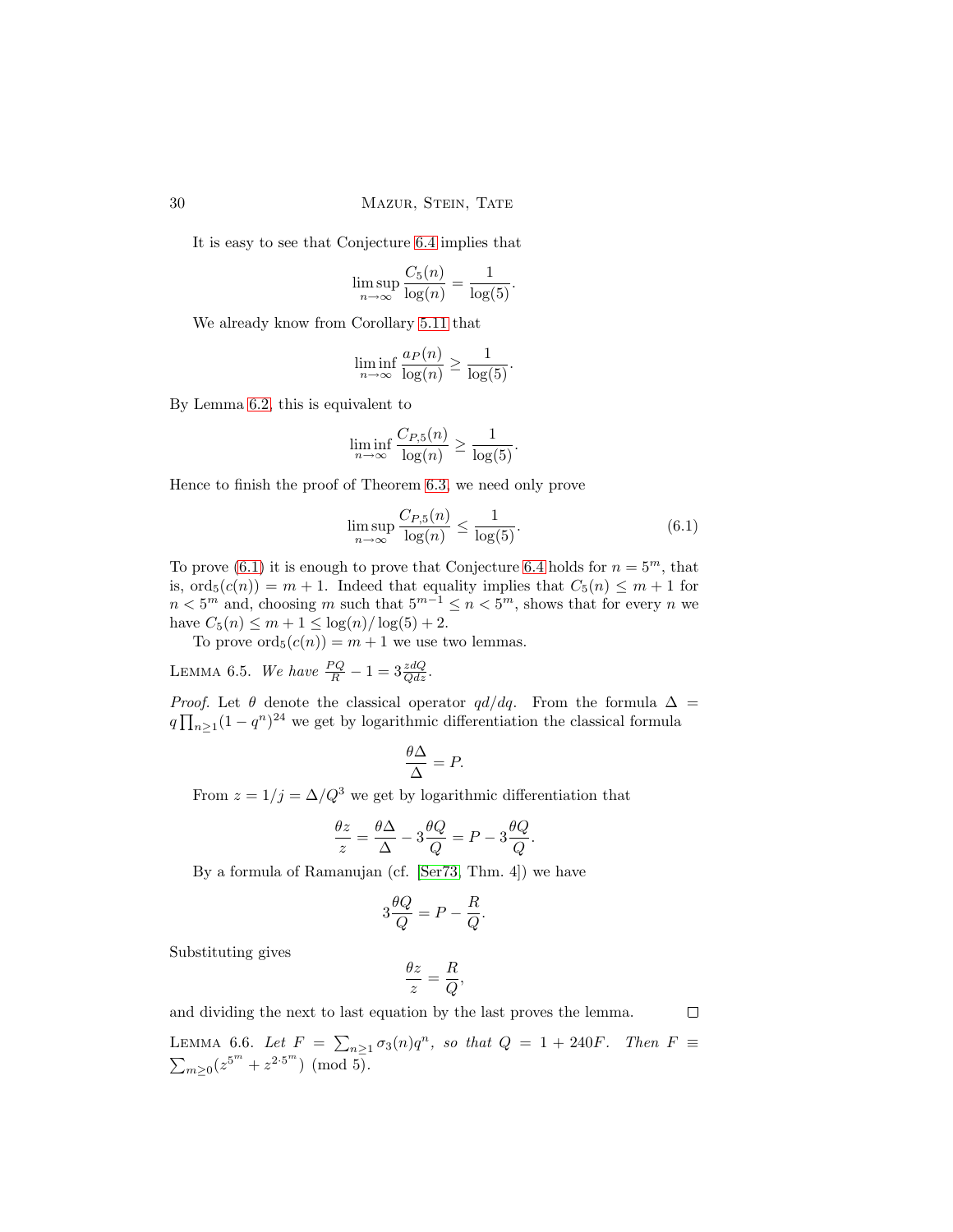It is easy to see that Conjecture 6.4 implies that

$$\limsup_{n\to\infty} \frac{C_5(n)}{\log(n)} = \frac{1}{\log(5)}.$$

We already know from Corollary 5.11 that

$$\liminf_{n\to\infty} \frac{a_P(n)}{\log(n)} \geq \frac{1}{\log(5)}.$$

By Lemma 6.2, this is equivalent to

$$\liminf_{n\to\infty} \frac{C_{P,5}(n)}{\log(n)} \geq \frac{1}{\log(5)}.$$

Hence to finish the proof of Theorem 6.3, we need only prove

$$\limsup_{n\to\infty} \frac{C_{P,5}(n)}{\log(n)} \leq \frac{1}{\log(5)}. \tag{6.1}$$

To prove (6.1) it is enough to prove that Conjecture 6.4 holds for $n = 5^m$, that is, $\mathrm{ord}_5(c(n)) = m+1$. Indeed that equality implies that $C_5(n) \leq m+1$ for $n < 5^m$ and, choosing $m$ such that $5^{m-1} \leq n < 5^m$, shows that for every $n$ we have $C_5(n) \leq m+1 \leq \log(n)/\log(5) + 2$.

To prove $\mathrm{ord}_5(c(n)) = m+1$ we use two lemmas.

LEMMA 6.5. *We have* $\frac{PQ}{R} - 1 = 3\frac{zdQ}{Qdz}$.

*Proof.* Let $\theta$ denote the classical operator $qd/dq$. From the formula $\Delta = q\prod_{n\geq 1}(1-q^n)^{24}$ we get by logarithmic differentiation the classical formula

$$\frac{\theta\Delta}{\Delta} = P.$$

From $z = 1/j = \Delta/Q^3$ we get by logarithmic differentiation that

$$\frac{\theta z}{z} = \frac{\theta\Delta}{\Delta} - 3\frac{\theta Q}{Q} = P - 3\frac{\theta Q}{Q}.$$

By a formula of Ramanujan (cf. [Ser73, Thm. 4]) we have

$$3\frac{\theta Q}{Q} = P - \frac{R}{Q}.$$

Substituting gives

$$\frac{\theta z}{z} = \frac{R}{Q},$$

and dividing the next to last equation by the last proves the lemma. $\square$

LEMMA 6.6. *Let* $F = \sum_{n\geq 1}\sigma_3(n)q^n$, *so that* $Q = 1 + 240F$. *Then* $F \equiv \sum_{m\geq 0}(z^{5^m} + z^{2\cdot 5^m}) \pmod 5$.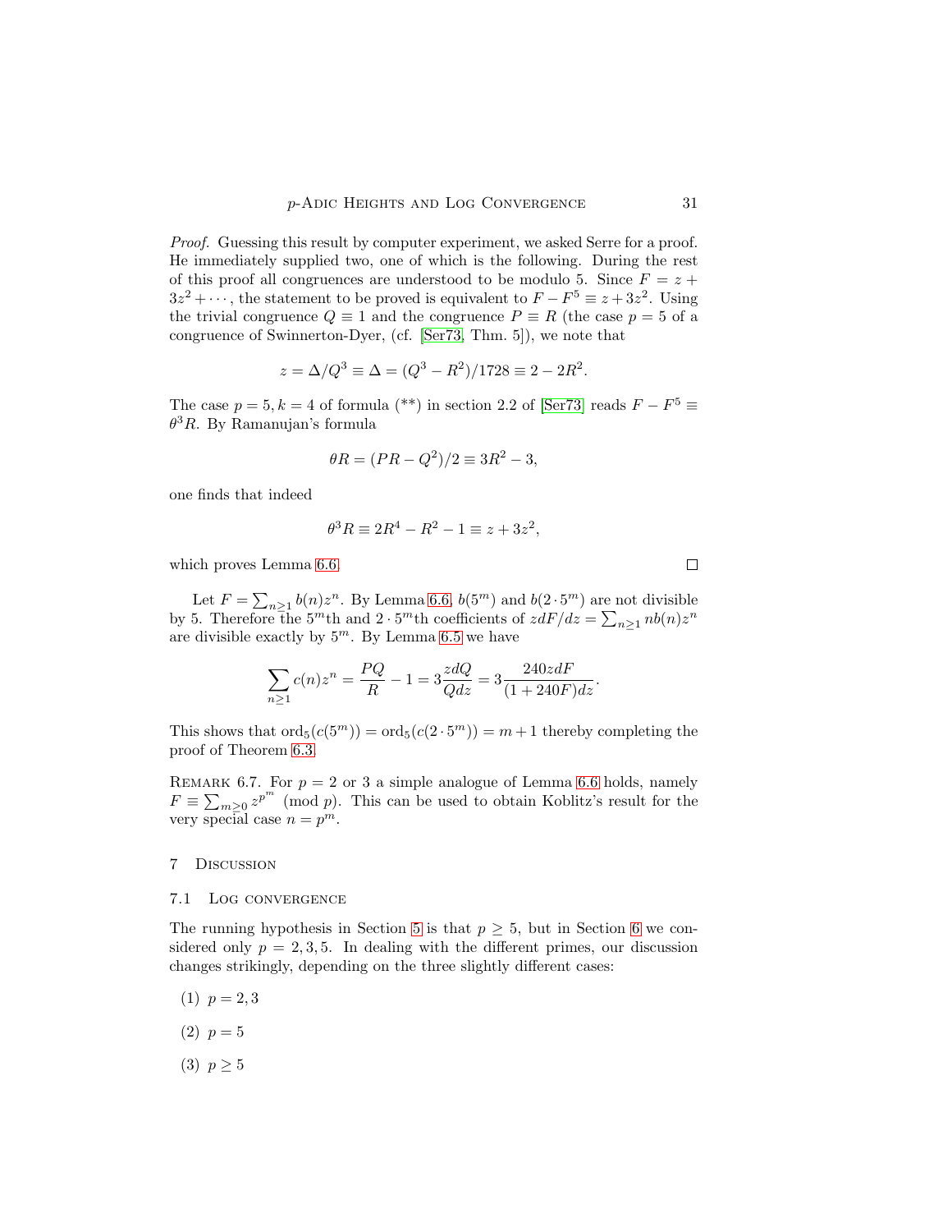*Proof.* Guessing this result by computer experiment, we asked Serre for a proof. He immediately supplied two, one of which is the following. During the rest of this proof all congruences are understood to be modulo 5. Since $F = z + 3z^2 + \cdots$, the statement to be proved is equivalent to $F - F^5 \equiv z + 3z^2$. Using the trivial congruence $Q \equiv 1$ and the congruence $P \equiv R$ (the case $p = 5$ of a congruence of Swinnerton-Dyer, (cf. [Ser73, Thm. 5]), we note that

$$z = \Delta/Q^3 \equiv \Delta = (Q^3 - R^2)/1728 \equiv 2 - 2R^2.$$

The case $p = 5, k = 4$ of formula (**) in section 2.2 of [Ser73] reads $F - F^5 \equiv \theta^3 R$. By Ramanujan's formula

$$\theta R = (PR - Q^2)/2 \equiv 3R^2 - 3,$$

one finds that indeed

$$\theta^3 R \equiv 2R^4 - R^2 - 1 \equiv z + 3z^2,$$

which proves Lemma 6.6. □

Let $F = \sum_{n\geq 1} b(n)z^n$. By Lemma 6.6, $b(5^m)$ and $b(2\cdot 5^m)$ are not divisible by 5. Therefore the $5^m$th and $2\cdot 5^m$th coefficients of $zdF/dz = \sum_{n\geq 1} nb(n)z^n$ are divisible exactly by $5^m$. By Lemma 6.5 we have

$$\sum_{n\geq 1} c(n)z^n = \frac{PQ}{R} - 1 = 3\frac{zdQ}{Qdz} = 3\frac{240zdF}{(1+240F)dz}.$$

This shows that $\mathrm{ord}_5(c(5^m)) = \mathrm{ord}_5(c(2\cdot 5^m)) = m + 1$ thereby completing the proof of Theorem 6.3.

Remark 6.7. For $p = 2$ or 3 a simple analogue of Lemma 6.6 holds, namely $F \equiv \sum_{m\geq 0} z^{p^m} \pmod p$. This can be used to obtain Koblitz's result for the very special case $n = p^m$.

## 7 Discussion

### 7.1 Log convergence

The running hypothesis in Section 5 is that $p \geq 5$, but in Section 6 we considered only $p = 2, 3, 5$. In dealing with the different primes, our discussion changes strikingly, depending on the three slightly different cases:

(1) $p = 2, 3$

(2) $p = 5$

(3) $p \geq 5$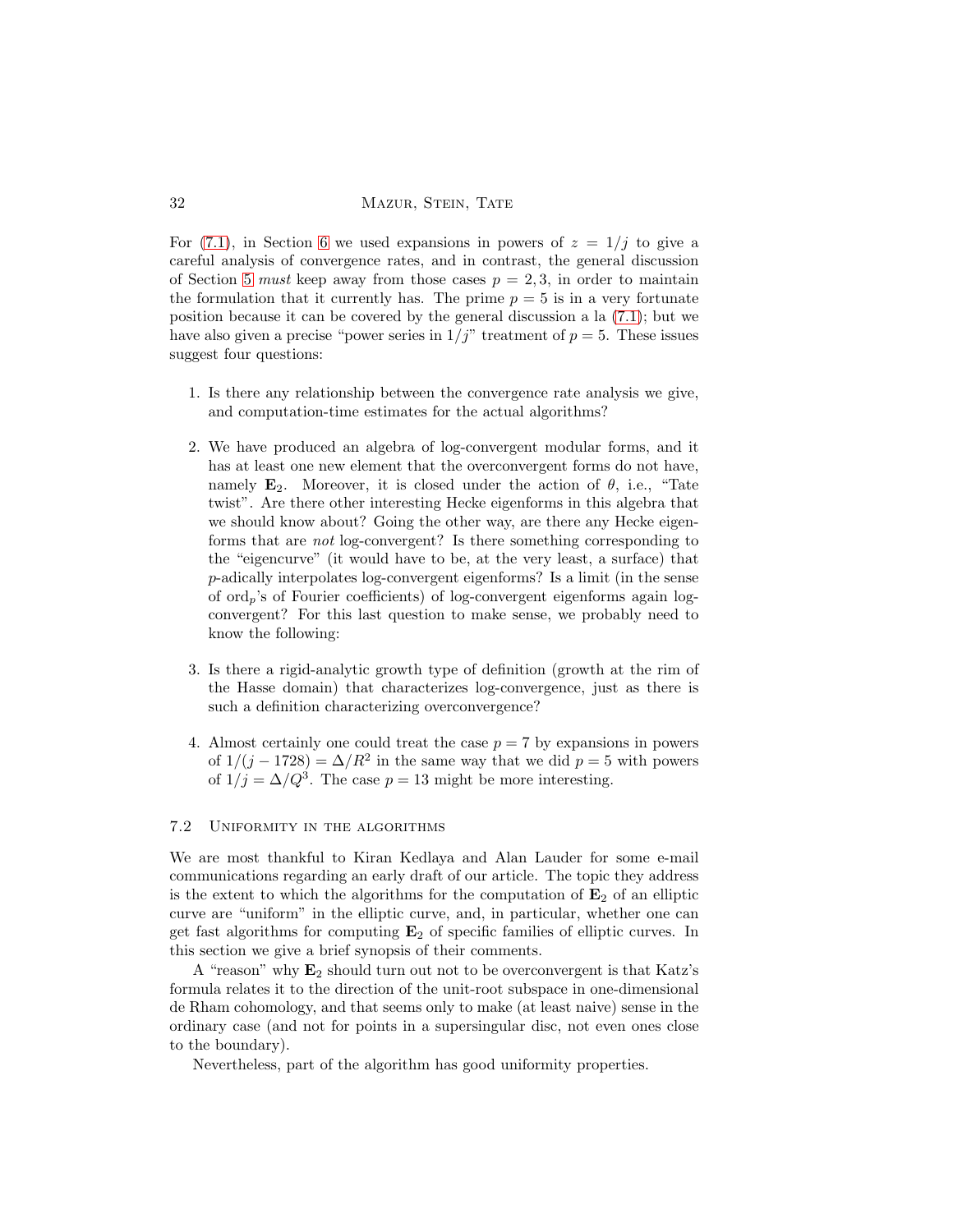For (7.1), in Section 6 we used expansions in powers of $z = 1/j$ to give a careful analysis of convergence rates, and in contrast, the general discussion of Section 5 *must* keep away from those cases $p = 2, 3$, in order to maintain the formulation that it currently has. The prime $p = 5$ is in a very fortunate position because it can be covered by the general discussion a la (7.1); but we have also given a precise "power series in $1/j$" treatment of $p = 5$. These issues suggest four questions:

1. Is there any relationship between the convergence rate analysis we give, and computation-time estimates for the actual algorithms?

2. We have produced an algebra of log-convergent modular forms, and it has at least one new element that the overconvergent forms do not have, namely $\mathbf{E}_2$. Moreover, it is closed under the action of $\theta$, i.e., "Tate twist". Are there other interesting Hecke eigenforms in this algebra that we should know about? Going the other way, are there any Hecke eigenforms that are *not* log-convergent? Is there something corresponding to the "eigencurve" (it would have to be, at the very least, a surface) that $p$-adically interpolates log-convergent eigenforms? Is a limit (in the sense of $\mathrm{ord}_p$'s of Fourier coefficients) of log-convergent eigenforms again log-convergent? For this last question to make sense, we probably need to know the following:

3. Is there a rigid-analytic growth type of definition (growth at the rim of the Hasse domain) that characterizes log-convergence, just as there is such a definition characterizing overconvergence?

4. Almost certainly one could treat the case $p = 7$ by expansions in powers of $1/(j - 1728) = \Delta/R^2$ in the same way that we did $p = 5$ with powers of $1/j = \Delta/Q^3$. The case $p = 13$ might be more interesting.

### 7.2 Uniformity in the algorithms

We are most thankful to Kiran Kedlaya and Alan Lauder for some e-mail communications regarding an early draft of our article. The topic they address is the extent to which the algorithms for the computation of $\mathbf{E}_2$ of an elliptic curve are "uniform" in the elliptic curve, and, in particular, whether one can get fast algorithms for computing $\mathbf{E}_2$ of specific families of elliptic curves. In this section we give a brief synopsis of their comments.

A "reason" why $\mathbf{E}_2$ should turn out not to be overconvergent is that Katz's formula relates it to the direction of the unit-root subspace in one-dimensional de Rham cohomology, and that seems only to make (at least naive) sense in the ordinary case (and not for points in a supersingular disc, not even ones close to the boundary).

Nevertheless, part of the algorithm has good uniformity properties.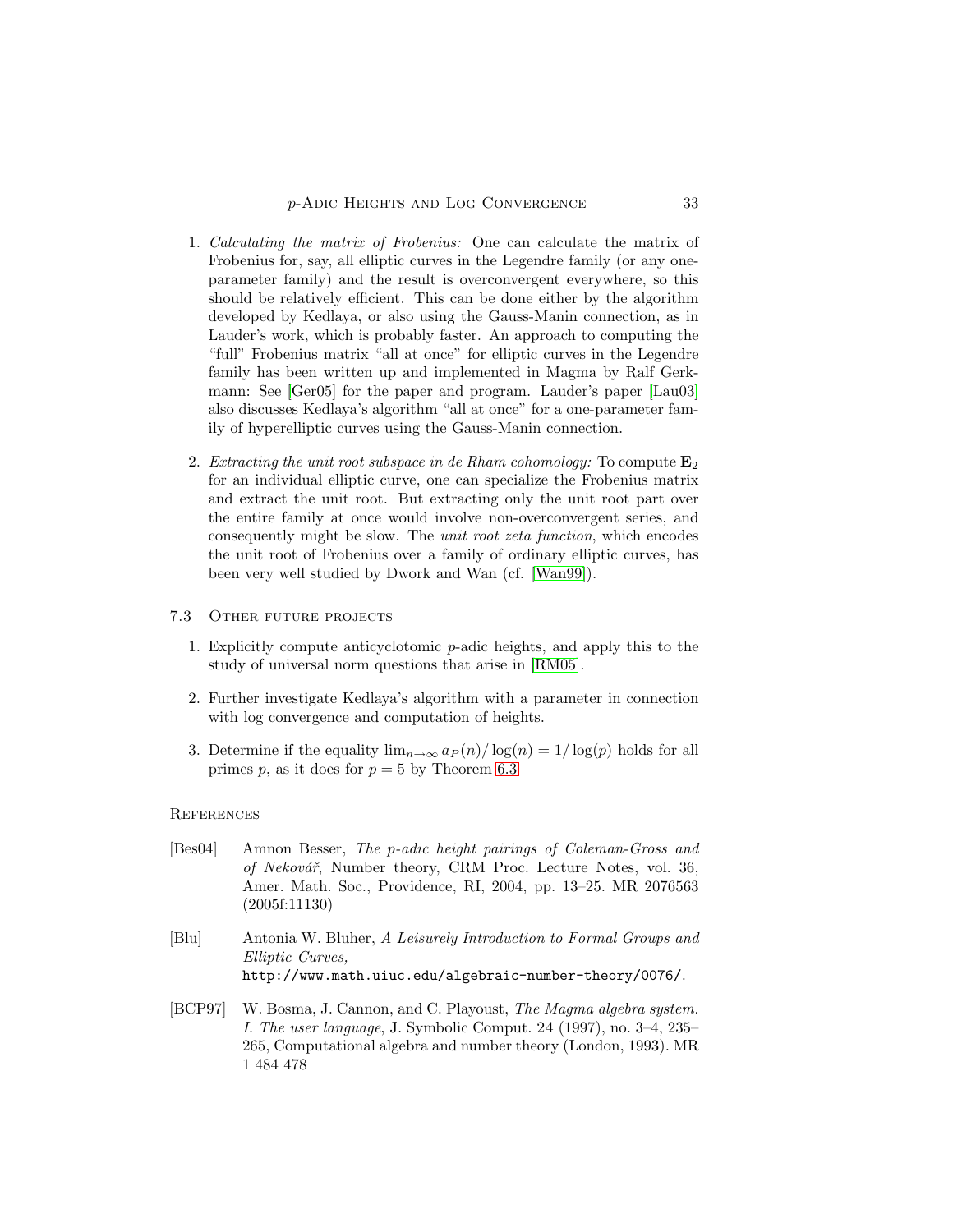1. *Calculating the matrix of Frobenius:* One can calculate the matrix of Frobenius for, say, all elliptic curves in the Legendre family (or any one-parameter family) and the result is overconvergent everywhere, so this should be relatively efficient. This can be done either by the algorithm developed by Kedlaya, or also using the Gauss-Manin connection, as in Lauder's work, which is probably faster. An approach to computing the "full" Frobenius matrix "all at once" for elliptic curves in the Legendre family has been written up and implemented in Magma by Ralf Gerkmann: See [Ger05] for the paper and program. Lauder's paper [Lau03] also discusses Kedlaya's algorithm "all at once" for a one-parameter family of hyperelliptic curves using the Gauss-Manin connection.

2. *Extracting the unit root subspace in de Rham cohomology:* To compute $\mathbf{E}_2$ for an individual elliptic curve, one can specialize the Frobenius matrix and extract the unit root. But extracting only the unit root part over the entire family at once would involve non-overconvergent series, and consequently might be slow. The *unit root zeta function*, which encodes the unit root of Frobenius over a family of ordinary elliptic curves, has been very well studied by Dwork and Wan (cf. [Wan99]).

### 7.3 Other future projects

1. Explicitly compute anticyclotomic $p$-adic heights, and apply this to the study of universal norm questions that arise in [RM05].

2. Further investigate Kedlaya's algorithm with a parameter in connection with log convergence and computation of heights.

3. Determine if the equality $\lim_{n\to\infty} a_P(n)/\log(n) = 1/\log(p)$ holds for all primes $p$, as it does for $p = 5$ by Theorem 6.3

## References

[Bes04] Amnon Besser, *The p-adic height pairings of Coleman-Gross and of Nekovář*, Number theory, CRM Proc. Lecture Notes, vol. 36, Amer. Math. Soc., Providence, RI, 2004, pp. 13–25. MR 2076563 (2005f:11130)

[Blu] Antonia W. Bluher, *A Leisurely Introduction to Formal Groups and Elliptic Curves,* `http://www.math.uiuc.edu/algebraic-number-theory/0076/`.

[BCP97] W. Bosma, J. Cannon, and C. Playoust, *The Magma algebra system. I. The user language*, J. Symbolic Comput. 24 (1997), no. 3–4, 235–265, Computational algebra and number theory (London, 1993). MR 1 484 478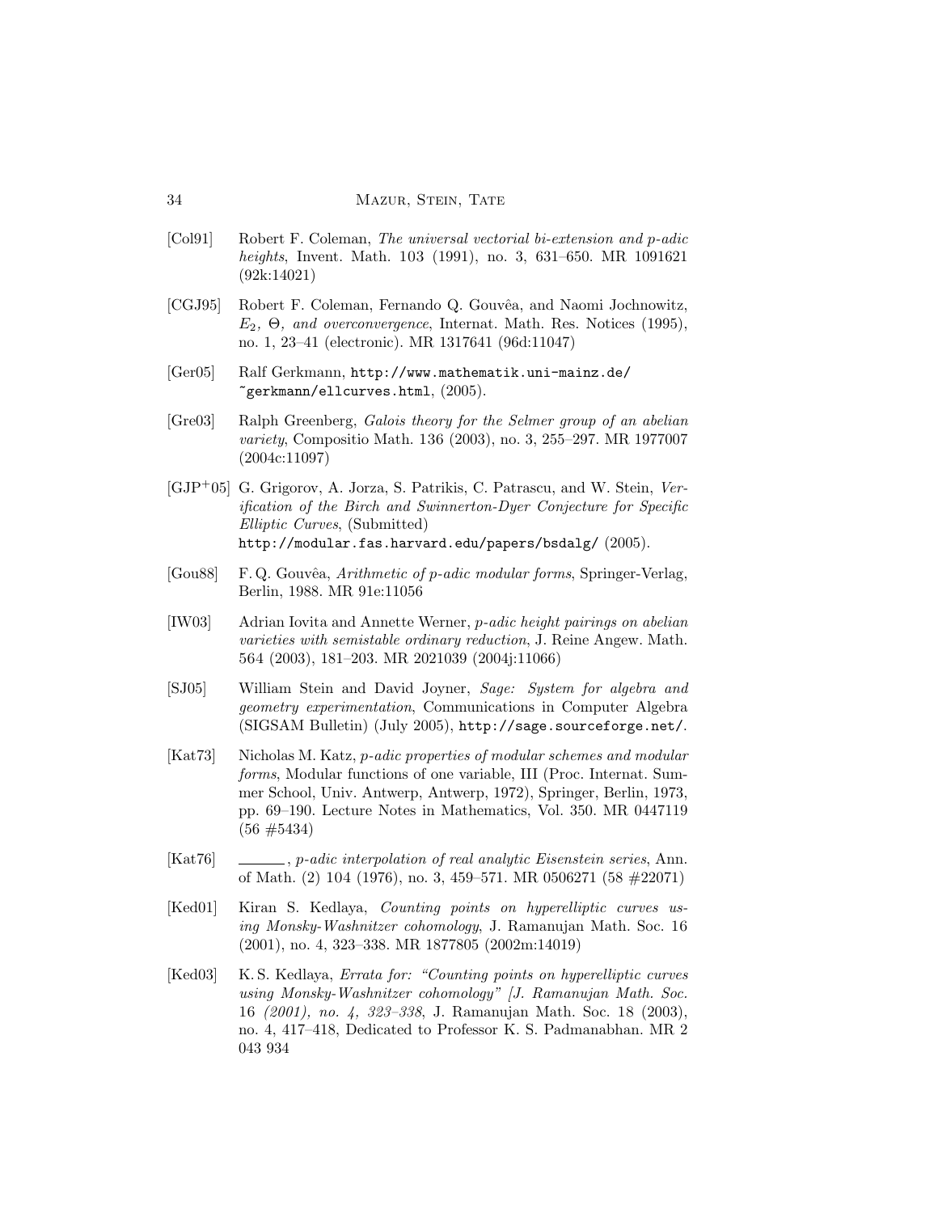[Col91] Robert F. Coleman, *The universal vectorial bi-extension and p-adic heights*, Invent. Math. 103 (1991), no. 3, 631–650. MR 1091621 (92k:14021)

[CGJ95] Robert F. Coleman, Fernando Q. Gouvêa, and Naomi Jochnowitz, *$E_2$, $\Theta$, and overconvergence*, Internat. Math. Res. Notices (1995), no. 1, 23–41 (electronic). MR 1317641 (96d:11047)

[Ger05] Ralf Gerkmann, `http://www.mathematik.uni-mainz.de/~gerkmann/ellcurves.html`, (2005).

[Gre03] Ralph Greenberg, *Galois theory for the Selmer group of an abelian variety*, Compositio Math. 136 (2003), no. 3, 255–297. MR 1977007 (2004c:11097)

[GJP+05] G. Grigorov, A. Jorza, S. Patrikis, C. Patrascu, and W. Stein, *Verification of the Birch and Swinnerton-Dyer Conjecture for Specific Elliptic Curves*, (Submitted) `http://modular.fas.harvard.edu/papers/bsdalg/` (2005).

[Gou88] F. Q. Gouvêa, *Arithmetic of p-adic modular forms*, Springer-Verlag, Berlin, 1988. MR 91e:11056

[IW03] Adrian Iovita and Annette Werner, *p-adic height pairings on abelian varieties with semistable ordinary reduction*, J. Reine Angew. Math. 564 (2003), 181–203. MR 2021039 (2004j:11066)

[SJ05] William Stein and David Joyner, *Sage: System for algebra and geometry experimentation*, Communications in Computer Algebra (SIGSAM Bulletin) (July 2005), `http://sage.sourceforge.net/`.

[Kat73] Nicholas M. Katz, *p-adic properties of modular schemes and modular forms*, Modular functions of one variable, III (Proc. Internat. Summer School, Univ. Antwerp, Antwerp, 1972), Springer, Berlin, 1973, pp. 69–190. Lecture Notes in Mathematics, Vol. 350. MR 0447119 (56 #5434)

[Kat76] ______, *p-adic interpolation of real analytic Eisenstein series*, Ann. of Math. (2) 104 (1976), no. 3, 459–571. MR 0506271 (58 #22071)

[Ked01] Kiran S. Kedlaya, *Counting points on hyperelliptic curves using Monsky-Washnitzer cohomology*, J. Ramanujan Math. Soc. 16 (2001), no. 4, 323–338. MR 1877805 (2002m:14019)

[Ked03] K. S. Kedlaya, *Errata for: "Counting points on hyperelliptic curves using Monsky-Washnitzer cohomology" [J. Ramanujan Math. Soc. 16 (2001), no. 4, 323–338*, J. Ramanujan Math. Soc. 18 (2003), no. 4, 417–418, Dedicated to Professor K. S. Padmanabhan. MR 2 043 934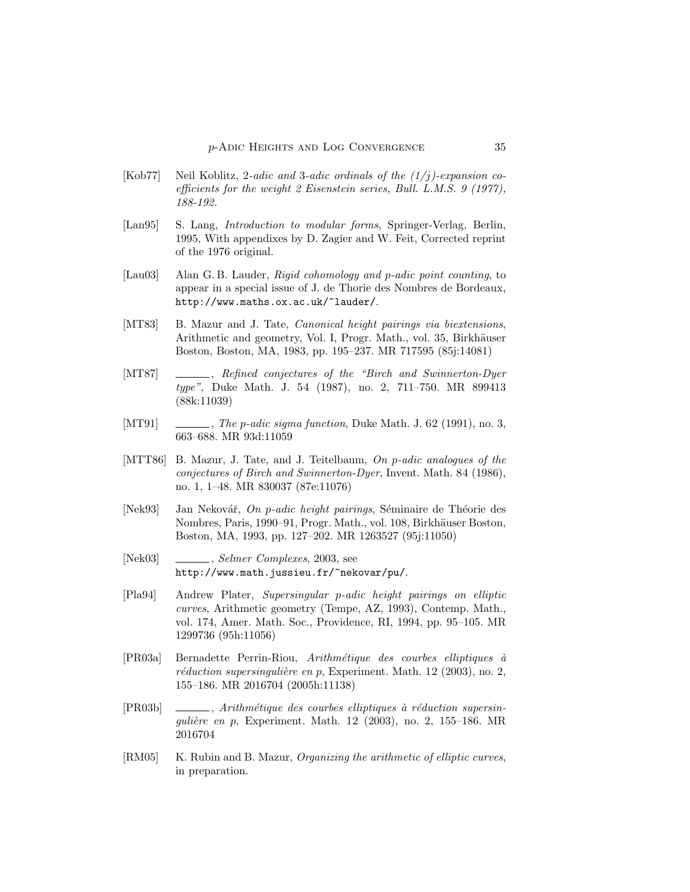- [Kob77] Neil Koblitz, *2-adic and 3-adic ordinals of the $(1/j)$-expansion coefficients for the weight 2 Eisenstein series, Bull. L.M.S. 9 (1977), 188-192*.
- [Lan95] S. Lang, *Introduction to modular forms*, Springer-Verlag, Berlin, 1995, With appendixes by D. Zagier and W. Feit, Corrected reprint of the 1976 original.
- [Lau03] Alan G. B. Lauder, *Rigid cohomology and p-adic point counting*, to appear in a special issue of J. de Thorie des Nombres de Bordeaux, `http://www.maths.ox.ac.uk/~lauder/`.
- [MT83] B. Mazur and J. Tate, *Canonical height pairings via biextensions*, Arithmetic and geometry, Vol. I, Progr. Math., vol. 35, Birkhäuser Boston, Boston, MA, 1983, pp. 195–237. MR 717595 (85j:14081)
- [MT87] ______, *Refined conjectures of the "Birch and Swinnerton-Dyer type"*, Duke Math. J. 54 (1987), no. 2, 711–750. MR 899413 (88k:11039)
- [MT91] ______, *The p-adic sigma function*, Duke Math. J. 62 (1991), no. 3, 663–688. MR 93d:11059
- [MTT86] B. Mazur, J. Tate, and J. Teitelbaum, *On p-adic analogues of the conjectures of Birch and Swinnerton-Dyer*, Invent. Math. 84 (1986), no. 1, 1–48. MR 830037 (87e:11076)
- [Nek93] Jan Nekovář, *On p-adic height pairings*, Séminaire de Théorie des Nombres, Paris, 1990–91, Progr. Math., vol. 108, Birkhäuser Boston, Boston, MA, 1993, pp. 127–202. MR 1263527 (95j:11050)
- [Nek03] ______, *Selmer Complexes*, 2003, see `http://www.math.jussieu.fr/~nekovar/pu/`.
- [Pla94] Andrew Plater, *Supersingular p-adic height pairings on elliptic curves*, Arithmetic geometry (Tempe, AZ, 1993), Contemp. Math., vol. 174, Amer. Math. Soc., Providence, RI, 1994, pp. 95–105. MR 1299736 (95h:11056)
- [PR03a] Bernadette Perrin-Riou, *Arithmétique des courbes elliptiques à réduction supersingulière en p*, Experiment. Math. 12 (2003), no. 2, 155–186. MR 2016704 (2005h:11138)
- [PR03b] ______, *Arithmétique des courbes elliptiques à réduction supersingulière en p*, Experiment. Math. 12 (2003), no. 2, 155–186. MR 2016704
- [RM05] K. Rubin and B. Mazur, *Organizing the arithmetic of elliptic curves*, in preparation.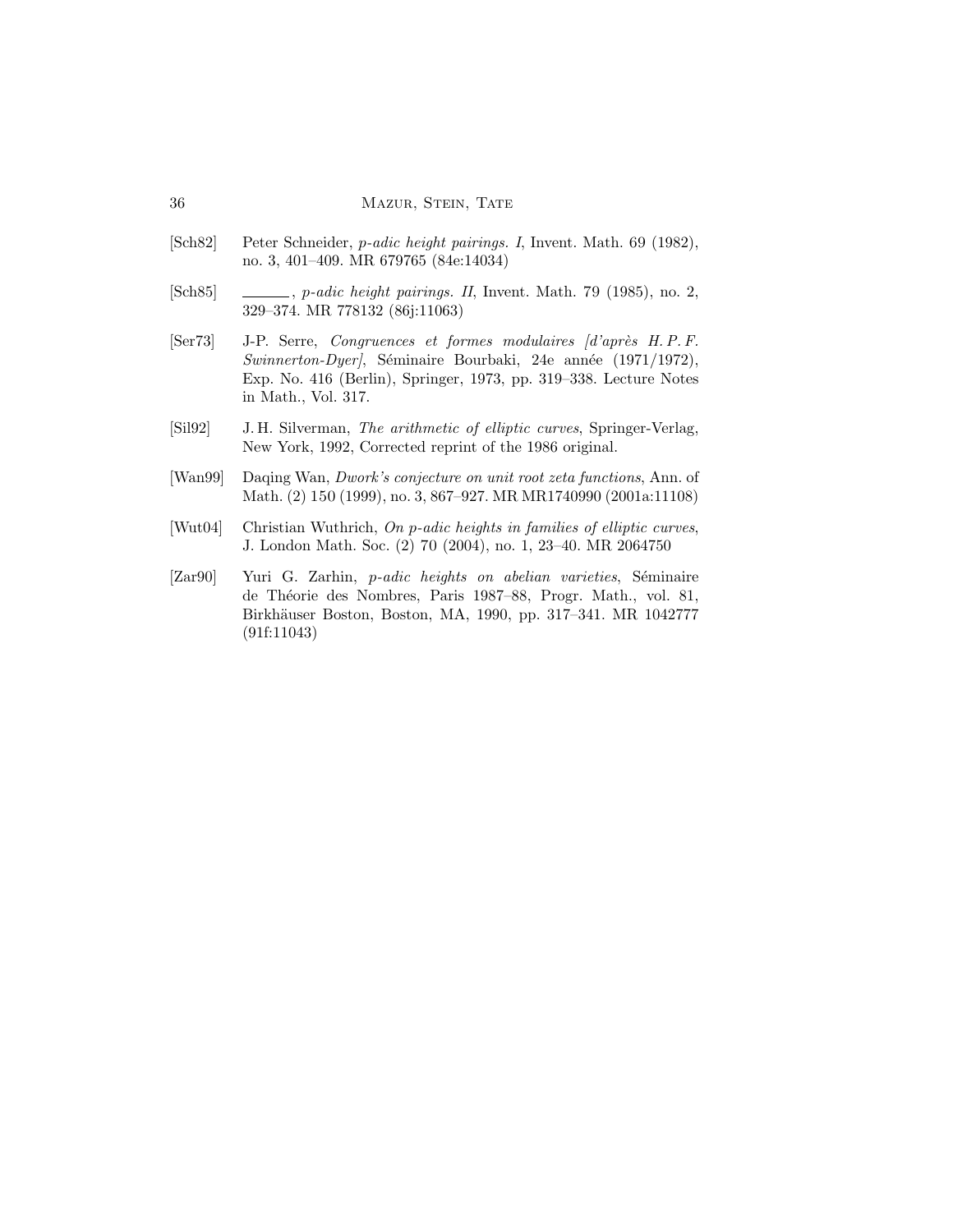[Sch82] Peter Schneider, *p-adic height pairings. I*, Invent. Math. 69 (1982), no. 3, 401–409. MR 679765 (84e:14034)

[Sch85] ______, *p-adic height pairings. II*, Invent. Math. 79 (1985), no. 2, 329–374. MR 778132 (86j:11063)

[Ser73] J-P. Serre, *Congruences et formes modulaires [d'après H. P. F. Swinnerton-Dyer]*, Séminaire Bourbaki, 24e année (1971/1972), Exp. No. 416 (Berlin), Springer, 1973, pp. 319–338. Lecture Notes in Math., Vol. 317.

[Sil92] J. H. Silverman, *The arithmetic of elliptic curves*, Springer-Verlag, New York, 1992, Corrected reprint of the 1986 original.

[Wan99] Daqing Wan, *Dwork's conjecture on unit root zeta functions*, Ann. of Math. (2) 150 (1999), no. 3, 867–927. MR MR1740990 (2001a:11108)

[Wut04] Christian Wuthrich, *On p-adic heights in families of elliptic curves*, J. London Math. Soc. (2) 70 (2004), no. 1, 23–40. MR 2064750

[Zar90] Yuri G. Zarhin, *p-adic heights on abelian varieties*, Séminaire de Théorie des Nombres, Paris 1987–88, Progr. Math., vol. 81, Birkhäuser Boston, Boston, MA, 1990, pp. 317–341. MR 1042777 (91f:11043)